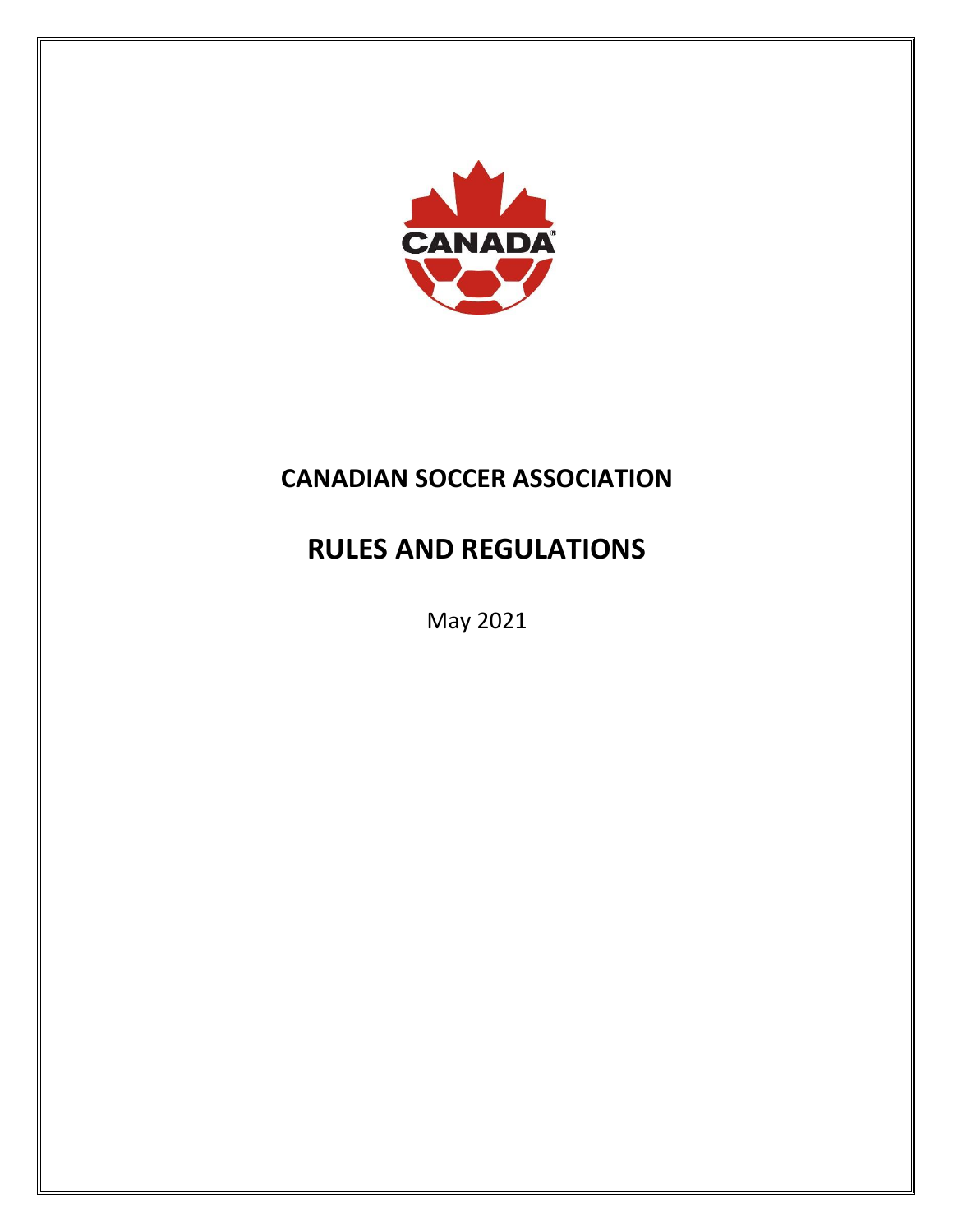# CANADIAN SOCCER ASSOCIATION

# RULES AND REGULATIONS

May 2021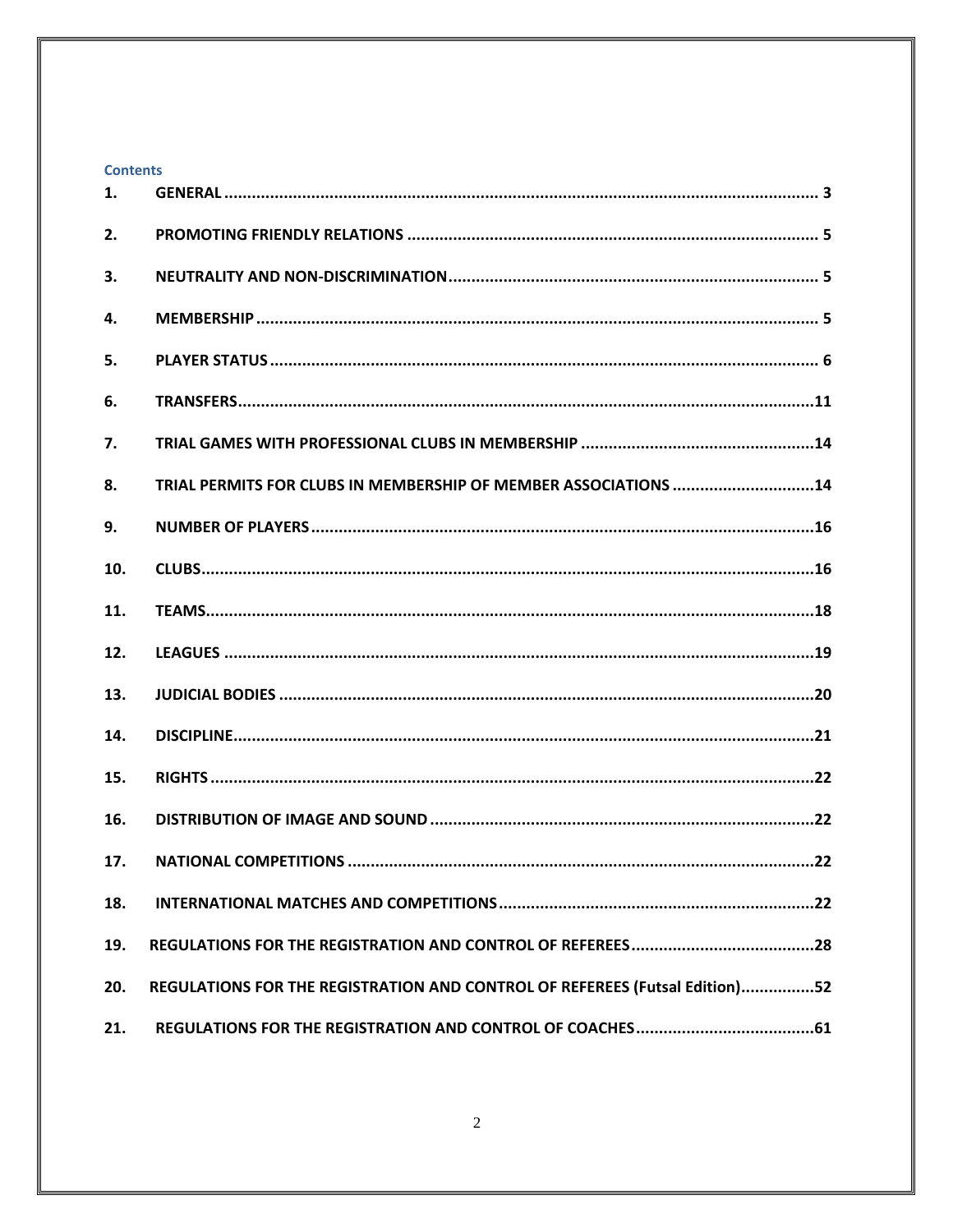## Contents

1. GENERAL ........................................................................................................ 3
2. PROMOTING FRIENDLY RELATIONS ........................................................................ 5
3. NEUTRALITY AND NON-DISCRIMINATION .................................................................. 5
4. MEMBERSHIP ..................................................................................................... 5
5. PLAYER STATUS .................................................................................................. 6
6. TRANSFERS ....................................................................................................... 11
7. TRIAL GAMES WITH PROFESSIONAL CLUBS IN MEMBERSHIP ..................................... 14
8. TRIAL PERMITS FOR CLUBS IN MEMBERSHIP OF MEMBER ASSOCIATIONS .................... 14
9. NUMBER OF PLAYERS ......................................................................................... 16
10. CLUBS ............................................................................................................ 16
11. TEAMS ............................................................................................................ 18
12. LEAGUES ........................................................................................................ 19
13. JUDICIAL BODIES ............................................................................................. 20
14. DISCIPLINE ...................................................................................................... 21
15. RIGHTS ........................................................................................................... 22
16. DISTRIBUTION OF IMAGE AND SOUND ................................................................... 22
17. NATIONAL COMPETITIONS ................................................................................... 22
18. INTERNATIONAL MATCHES AND COMPETITIONS ....................................................... 22
19. REGULATIONS FOR THE REGISTRATION AND CONTROL OF REFEREES ............................ 28
20. REGULATIONS FOR THE REGISTRATION AND CONTROL OF REFEREES (Futsal Edition) ............ 52
21. REGULATIONS FOR THE REGISTRATION AND CONTROL OF COACHES ............................ 61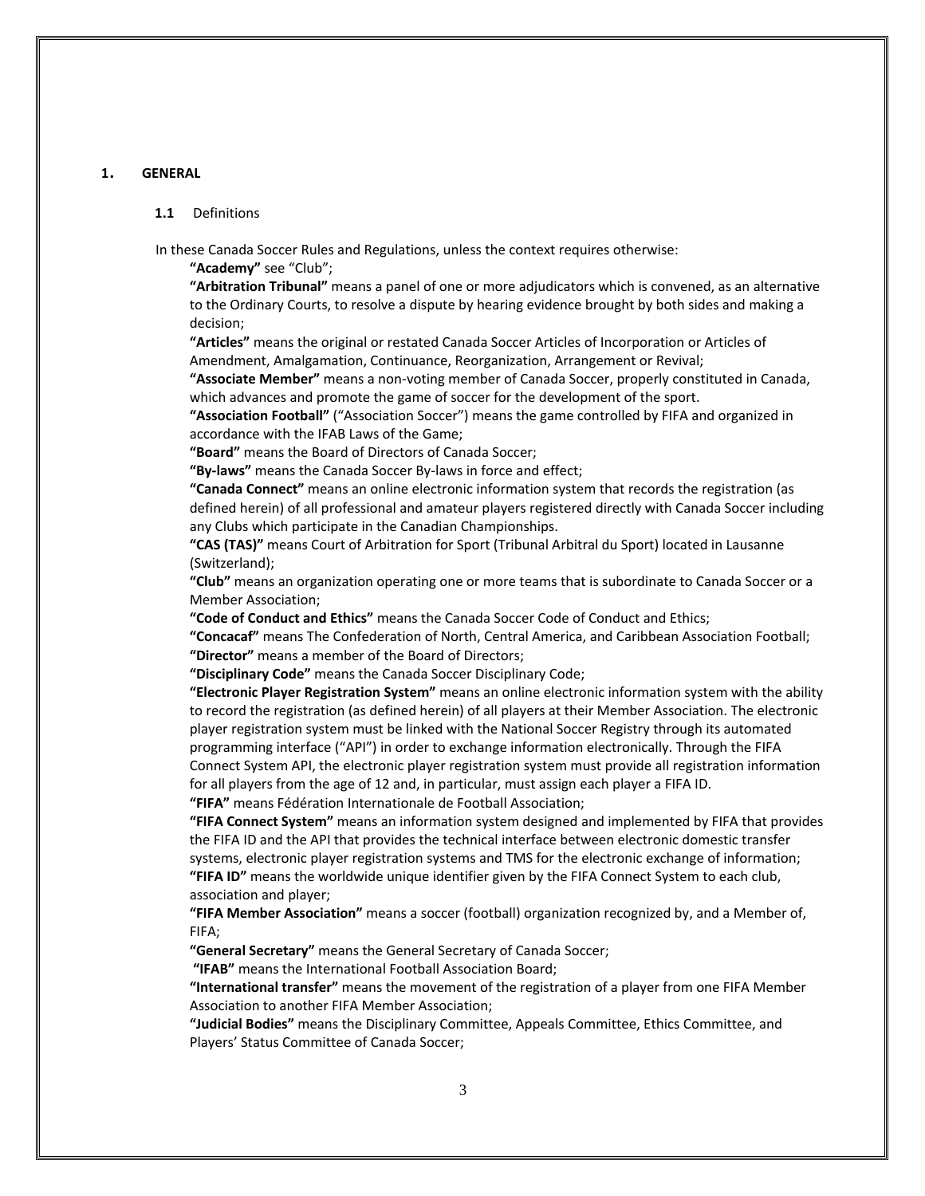## 1. GENERAL

### 1.1 Definitions

In these Canada Soccer Rules and Regulations, unless the context requires otherwise:

**"Academy"** see "Club";

**"Arbitration Tribunal"** means a panel of one or more adjudicators which is convened, as an alternative to the Ordinary Courts, to resolve a dispute by hearing evidence brought by both sides and making a decision;

**"Articles"** means the original or restated Canada Soccer Articles of Incorporation or Articles of Amendment, Amalgamation, Continuance, Reorganization, Arrangement or Revival;

**"Associate Member"** means a non-voting member of Canada Soccer, properly constituted in Canada, which advances and promote the game of soccer for the development of the sport.

**"Association Football"** ("Association Soccer") means the game controlled by FIFA and organized in accordance with the IFAB Laws of the Game;

**"Board"** means the Board of Directors of Canada Soccer;

**"By-laws"** means the Canada Soccer By-laws in force and effect;

**"Canada Connect"** means an online electronic information system that records the registration (as defined herein) of all professional and amateur players registered directly with Canada Soccer including any Clubs which participate in the Canadian Championships.

**"CAS (TAS)"** means Court of Arbitration for Sport (Tribunal Arbitral du Sport) located in Lausanne (Switzerland);

**"Club"** means an organization operating one or more teams that is subordinate to Canada Soccer or a Member Association;

**"Code of Conduct and Ethics"** means the Canada Soccer Code of Conduct and Ethics;

**"Concacaf"** means The Confederation of North, Central America, and Caribbean Association Football;

**"Director"** means a member of the Board of Directors;

**"Disciplinary Code"** means the Canada Soccer Disciplinary Code;

**"Electronic Player Registration System"** means an online electronic information system with the ability to record the registration (as defined herein) of all players at their Member Association. The electronic player registration system must be linked with the National Soccer Registry through its automated programming interface ("API") in order to exchange information electronically. Through the FIFA Connect System API, the electronic player registration system must provide all registration information for all players from the age of 12 and, in particular, must assign each player a FIFA ID.

**"FIFA"** means Fédération Internationale de Football Association;

**"FIFA Connect System"** means an information system designed and implemented by FIFA that provides the FIFA ID and the API that provides the technical interface between electronic domestic transfer systems, electronic player registration systems and TMS for the electronic exchange of information;

**"FIFA ID"** means the worldwide unique identifier given by the FIFA Connect System to each club, association and player;

**"FIFA Member Association"** means a soccer (football) organization recognized by, and a Member of, FIFA;

**"General Secretary"** means the General Secretary of Canada Soccer;

**"IFAB"** means the International Football Association Board;

**"International transfer"** means the movement of the registration of a player from one FIFA Member Association to another FIFA Member Association;

**"Judicial Bodies"** means the Disciplinary Committee, Appeals Committee, Ethics Committee, and Players' Status Committee of Canada Soccer;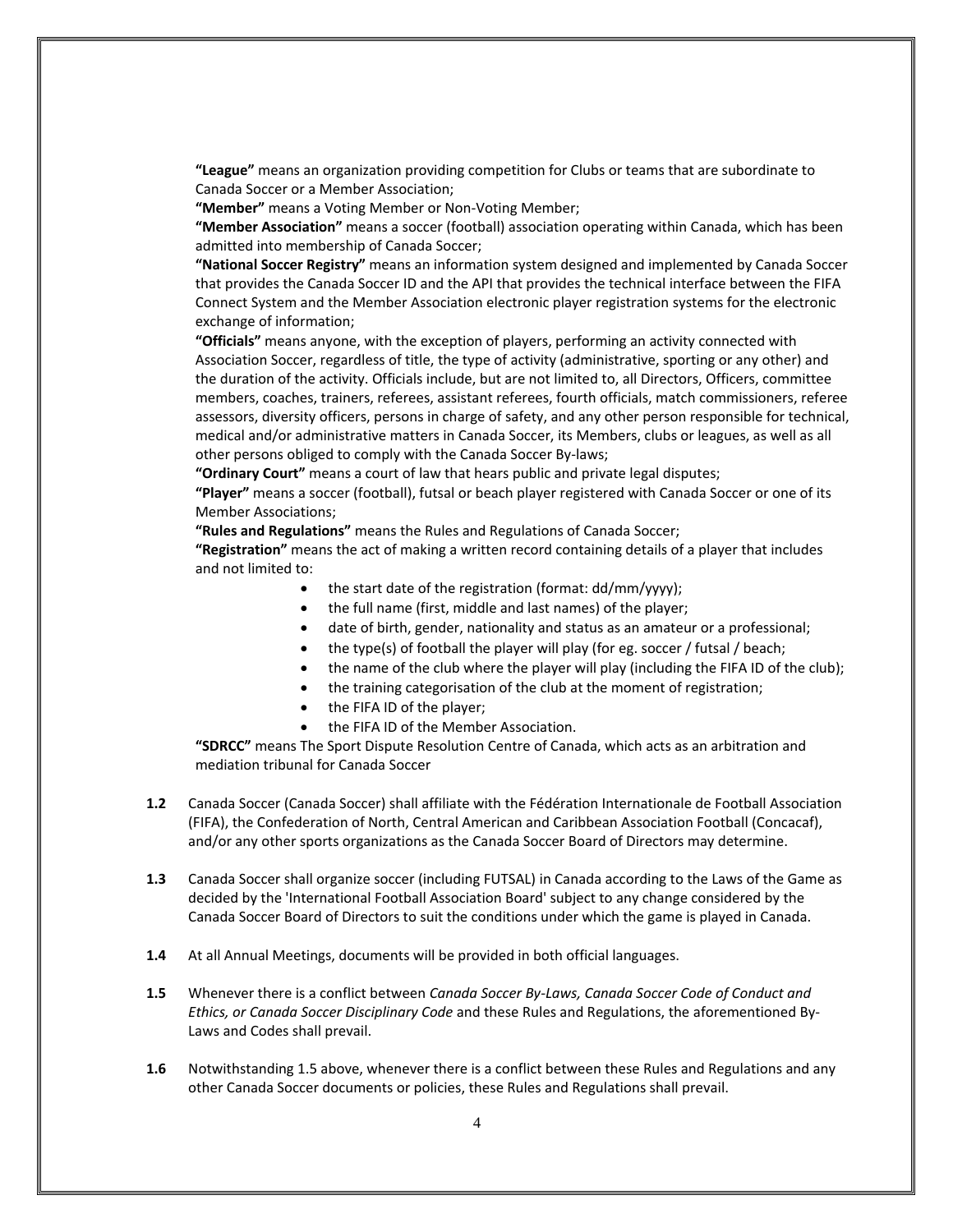**"League"** means an organization providing competition for Clubs or teams that are subordinate to Canada Soccer or a Member Association;

**"Member"** means a Voting Member or Non-Voting Member;

**"Member Association"** means a soccer (football) association operating within Canada, which has been admitted into membership of Canada Soccer;

**"National Soccer Registry"** means an information system designed and implemented by Canada Soccer that provides the Canada Soccer ID and the API that provides the technical interface between the FIFA Connect System and the Member Association electronic player registration systems for the electronic exchange of information;

**"Officials"** means anyone, with the exception of players, performing an activity connected with Association Soccer, regardless of title, the type of activity (administrative, sporting or any other) and the duration of the activity. Officials include, but are not limited to, all Directors, Officers, committee members, coaches, trainers, referees, assistant referees, fourth officials, match commissioners, referee assessors, diversity officers, persons in charge of safety, and any other person responsible for technical, medical and/or administrative matters in Canada Soccer, its Members, clubs or leagues, as well as all other persons obliged to comply with the Canada Soccer By-laws;

**"Ordinary Court"** means a court of law that hears public and private legal disputes;

**"Player"** means a soccer (football), futsal or beach player registered with Canada Soccer or one of its Member Associations;

**"Rules and Regulations"** means the Rules and Regulations of Canada Soccer;

**"Registration"** means the act of making a written record containing details of a player that includes and not limited to:

- the start date of the registration (format: dd/mm/yyyy);
- the full name (first, middle and last names) of the player;
- date of birth, gender, nationality and status as an amateur or a professional;
- the type(s) of football the player will play (for eg. soccer / futsal / beach;
- the name of the club where the player will play (including the FIFA ID of the club);
- the training categorisation of the club at the moment of registration;
- the FIFA ID of the player;
- the FIFA ID of the Member Association.

**"SDRCC"** means The Sport Dispute Resolution Centre of Canada, which acts as an arbitration and mediation tribunal for Canada Soccer

**1.2** Canada Soccer (Canada Soccer) shall affiliate with the Fédération Internationale de Football Association (FIFA), the Confederation of North, Central American and Caribbean Association Football (Concacaf), and/or any other sports organizations as the Canada Soccer Board of Directors may determine.

**1.3** Canada Soccer shall organize soccer (including FUTSAL) in Canada according to the Laws of the Game as decided by the 'International Football Association Board' subject to any change considered by the Canada Soccer Board of Directors to suit the conditions under which the game is played in Canada.

**1.4** At all Annual Meetings, documents will be provided in both official languages.

**1.5** Whenever there is a conflict between *Canada Soccer By-Laws, Canada Soccer Code of Conduct and Ethics, or Canada Soccer Disciplinary Code* and these Rules and Regulations, the aforementioned By-Laws and Codes shall prevail.

**1.6** Notwithstanding 1.5 above, whenever there is a conflict between these Rules and Regulations and any other Canada Soccer documents or policies, these Rules and Regulations shall prevail.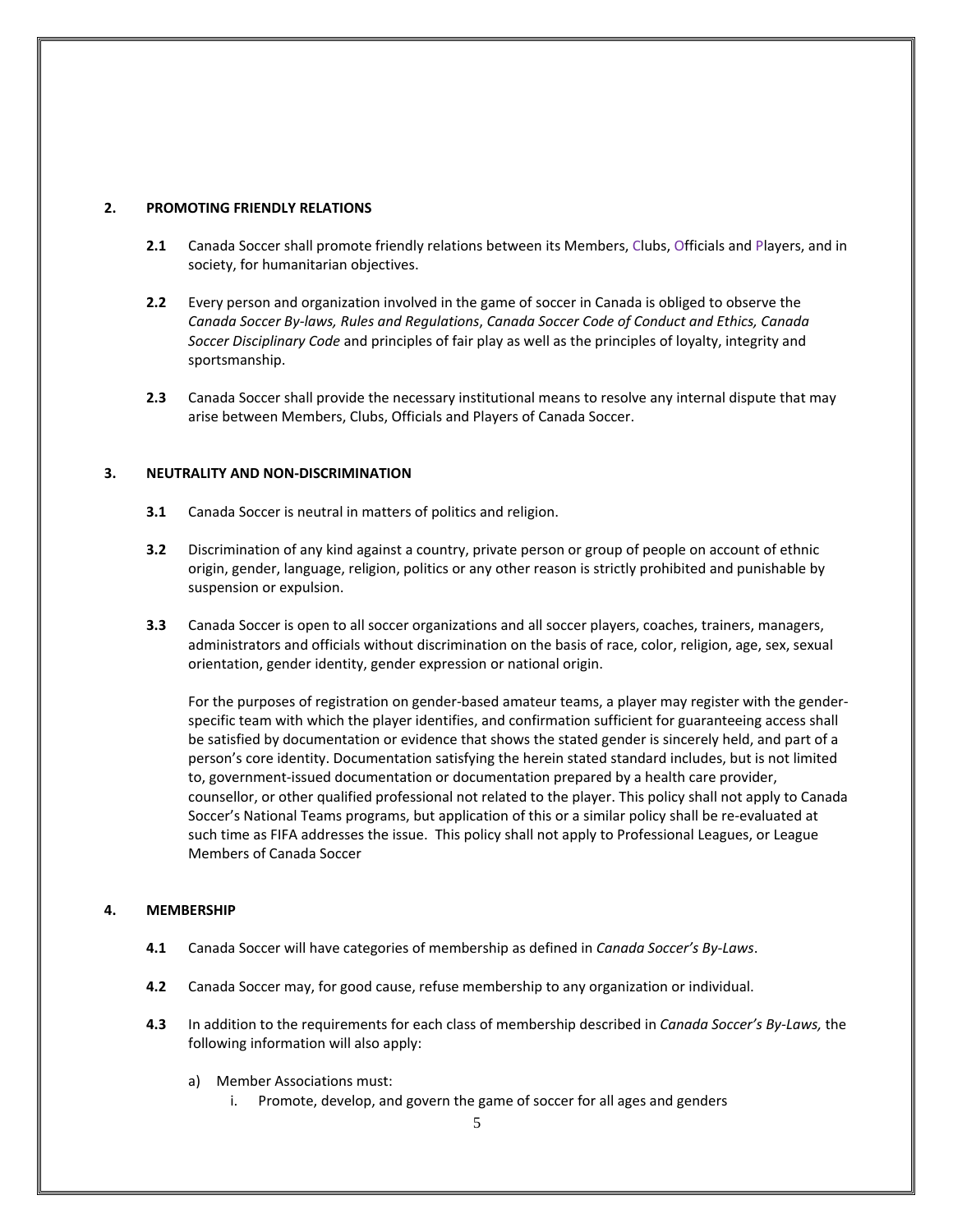## 2. PROMOTING FRIENDLY RELATIONS

**2.1** Canada Soccer shall promote friendly relations between its Members, Clubs, Officials and Players, and in society, for humanitarian objectives.

**2.2** Every person and organization involved in the game of soccer in Canada is obliged to observe the *Canada Soccer By-laws, Rules and Regulations*, *Canada Soccer Code of Conduct and Ethics, Canada Soccer Disciplinary Code* and principles of fair play as well as the principles of loyalty, integrity and sportsmanship.

**2.3** Canada Soccer shall provide the necessary institutional means to resolve any internal dispute that may arise between Members, Clubs, Officials and Players of Canada Soccer.

## 3. NEUTRALITY AND NON-DISCRIMINATION

**3.1** Canada Soccer is neutral in matters of politics and religion.

**3.2** Discrimination of any kind against a country, private person or group of people on account of ethnic origin, gender, language, religion, politics or any other reason is strictly prohibited and punishable by suspension or expulsion.

**3.3** Canada Soccer is open to all soccer organizations and all soccer players, coaches, trainers, managers, administrators and officials without discrimination on the basis of race, color, religion, age, sex, sexual orientation, gender identity, gender expression or national origin.

For the purposes of registration on gender-based amateur teams, a player may register with the gender-specific team with which the player identifies, and confirmation sufficient for guaranteeing access shall be satisfied by documentation or evidence that shows the stated gender is sincerely held, and part of a person's core identity. Documentation satisfying the herein stated standard includes, but is not limited to, government-issued documentation or documentation prepared by a health care provider, counsellor, or other qualified professional not related to the player. This policy shall not apply to Canada Soccer's National Teams programs, but application of this or a similar policy shall be re-evaluated at such time as FIFA addresses the issue. This policy shall not apply to Professional Leagues, or League Members of Canada Soccer

## 4. MEMBERSHIP

**4.1** Canada Soccer will have categories of membership as defined in *Canada Soccer's By-Laws*.

**4.2** Canada Soccer may, for good cause, refuse membership to any organization or individual.

**4.3** In addition to the requirements for each class of membership described in *Canada Soccer's By-Laws,* the following information will also apply:

a) Member Associations must:
   i. Promote, develop, and govern the game of soccer for all ages and genders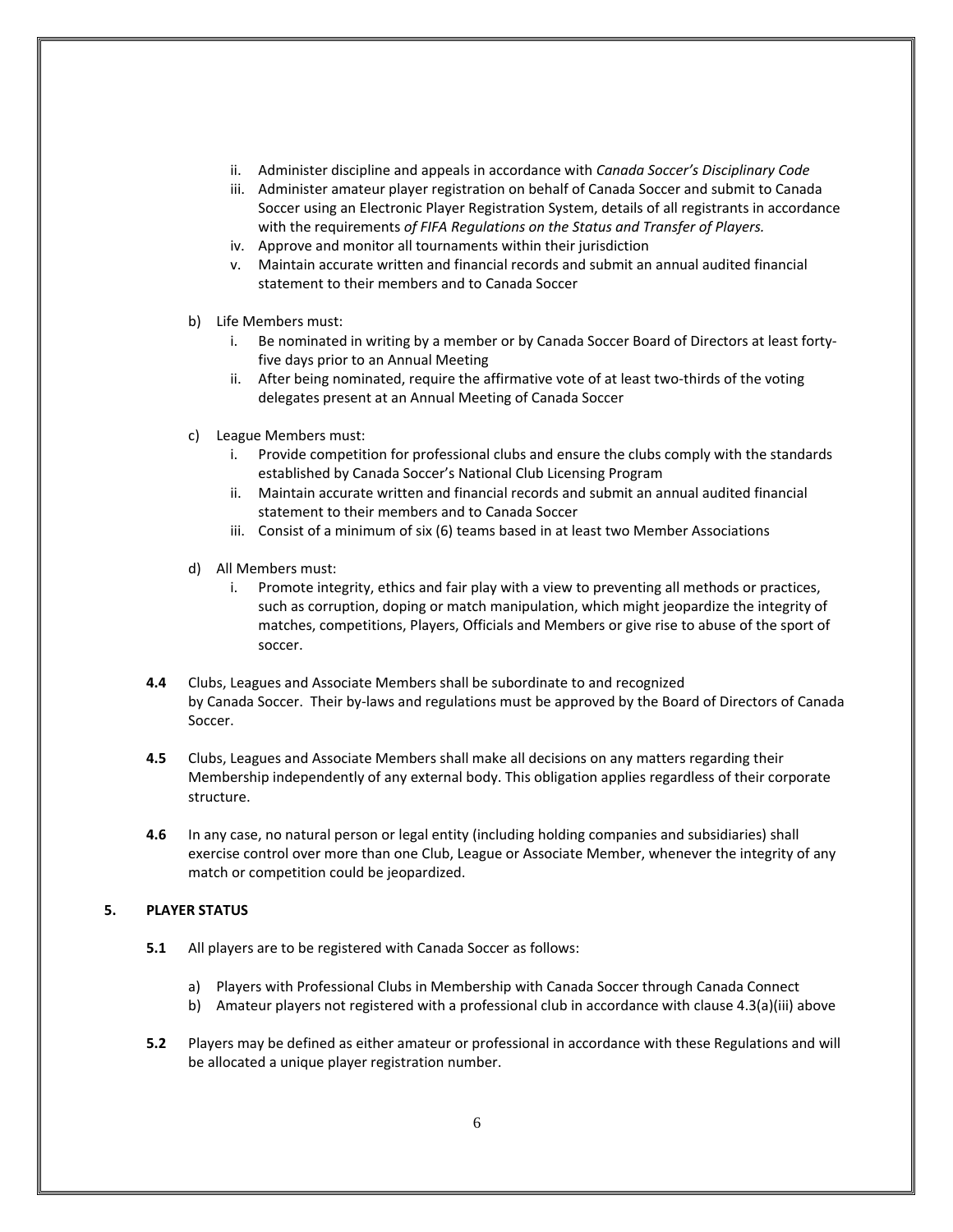ii. Administer discipline and appeals in accordance with *Canada Soccer's Disciplinary Code*
   iii. Administer amateur player registration on behalf of Canada Soccer and submit to Canada Soccer using an Electronic Player Registration System, details of all registrants in accordance with the requirements *of FIFA Regulations on the Status and Transfer of Players.*
   iv. Approve and monitor all tournaments within their jurisdiction
   v. Maintain accurate written and financial records and submit an annual audited financial statement to their members and to Canada Soccer

b) Life Members must:
   i. Be nominated in writing by a member or by Canada Soccer Board of Directors at least forty-five days prior to an Annual Meeting
   ii. After being nominated, require the affirmative vote of at least two-thirds of the voting delegates present at an Annual Meeting of Canada Soccer

c) League Members must:
   i. Provide competition for professional clubs and ensure the clubs comply with the standards established by Canada Soccer's National Club Licensing Program
   ii. Maintain accurate written and financial records and submit an annual audited financial statement to their members and to Canada Soccer
   iii. Consist of a minimum of six (6) teams based in at least two Member Associations

d) All Members must:
   i. Promote integrity, ethics and fair play with a view to preventing all methods or practices, such as corruption, doping or match manipulation, which might jeopardize the integrity of matches, competitions, Players, Officials and Members or give rise to abuse of the sport of soccer.

**4.4** Clubs, Leagues and Associate Members shall be subordinate to and recognized by Canada Soccer. Their by-laws and regulations must be approved by the Board of Directors of Canada Soccer.

**4.5** Clubs, Leagues and Associate Members shall make all decisions on any matters regarding their Membership independently of any external body. This obligation applies regardless of their corporate structure.

**4.6** In any case, no natural person or legal entity (including holding companies and subsidiaries) shall exercise control over more than one Club, League or Associate Member, whenever the integrity of any match or competition could be jeopardized.

## 5. PLAYER STATUS

**5.1** All players are to be registered with Canada Soccer as follows:

a) Players with Professional Clubs in Membership with Canada Soccer through Canada Connect
b) Amateur players not registered with a professional club in accordance with clause 4.3(a)(iii) above

**5.2** Players may be defined as either amateur or professional in accordance with these Regulations and will be allocated a unique player registration number.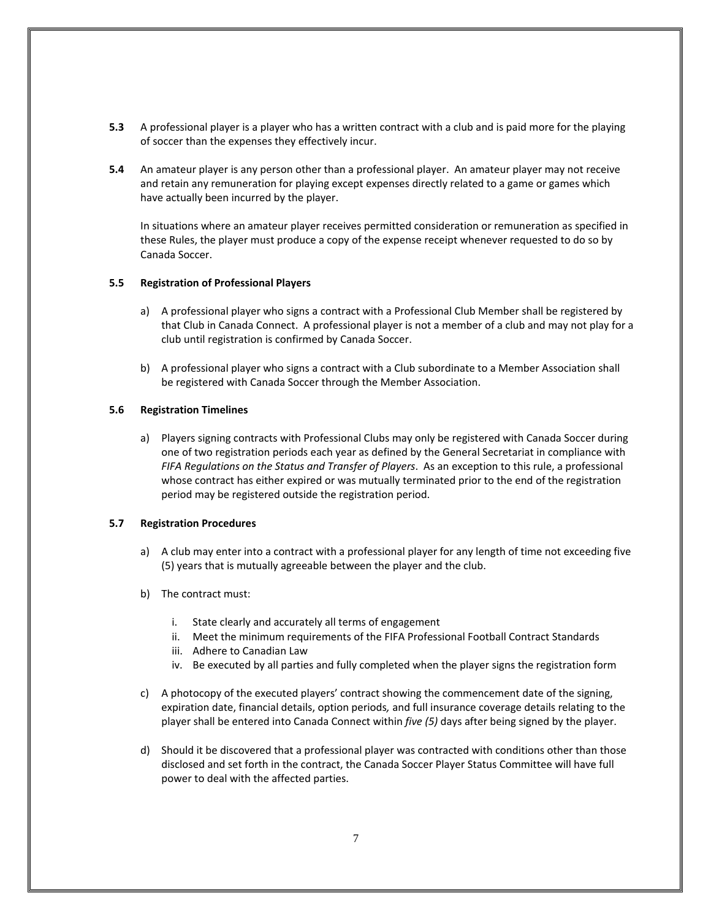**5.3** A professional player is a player who has a written contract with a club and is paid more for the playing of soccer than the expenses they effectively incur.

**5.4** An amateur player is any person other than a professional player. An amateur player may not receive and retain any remuneration for playing except expenses directly related to a game or games which have actually been incurred by the player.

In situations where an amateur player receives permitted consideration or remuneration as specified in these Rules, the player must produce a copy of the expense receipt whenever requested to do so by Canada Soccer.

**5.5 Registration of Professional Players**

a) A professional player who signs a contract with a Professional Club Member shall be registered by that Club in Canada Connect. A professional player is not a member of a club and may not play for a club until registration is confirmed by Canada Soccer.

b) A professional player who signs a contract with a Club subordinate to a Member Association shall be registered with Canada Soccer through the Member Association.

**5.6 Registration Timelines**

a) Players signing contracts with Professional Clubs may only be registered with Canada Soccer during one of two registration periods each year as defined by the General Secretariat in compliance with *FIFA Regulations on the Status and Transfer of Players*. As an exception to this rule, a professional whose contract has either expired or was mutually terminated prior to the end of the registration period may be registered outside the registration period.

**5.7 Registration Procedures**

a) A club may enter into a contract with a professional player for any length of time not exceeding five (5) years that is mutually agreeable between the player and the club.

b) The contract must:

   i. State clearly and accurately all terms of engagement
   ii. Meet the minimum requirements of the FIFA Professional Football Contract Standards
   iii. Adhere to Canadian Law
   iv. Be executed by all parties and fully completed when the player signs the registration form

c) A photocopy of the executed players' contract showing the commencement date of the signing, expiration date, financial details, option periods, and full insurance coverage details relating to the player shall be entered into Canada Connect within *five (5)* days after being signed by the player.

d) Should it be discovered that a professional player was contracted with conditions other than those disclosed and set forth in the contract, the Canada Soccer Player Status Committee will have full power to deal with the affected parties.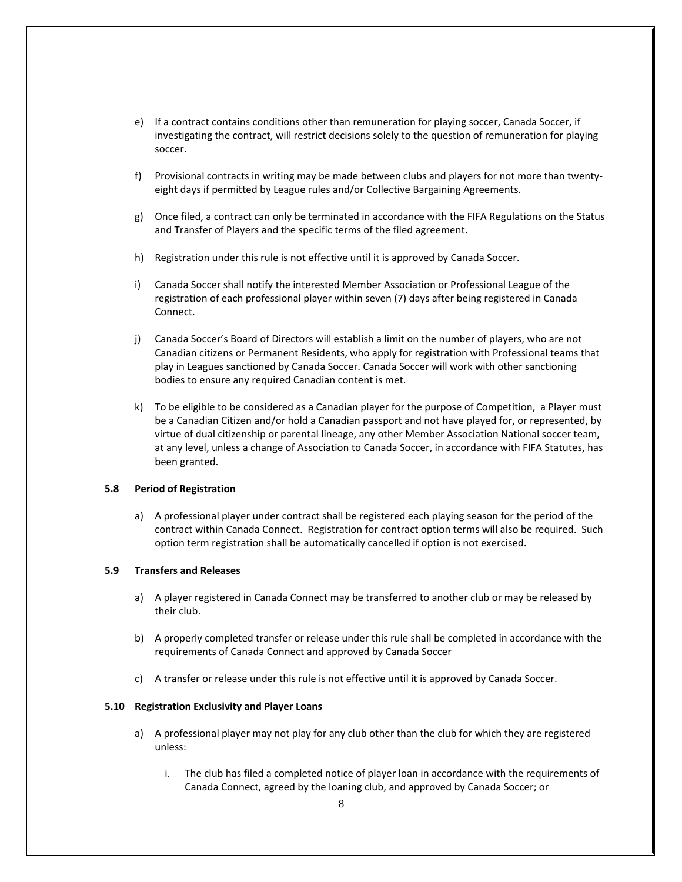e) If a contract contains conditions other than remuneration for playing soccer, Canada Soccer, if investigating the contract, will restrict decisions solely to the question of remuneration for playing soccer.

f) Provisional contracts in writing may be made between clubs and players for not more than twenty-eight days if permitted by League rules and/or Collective Bargaining Agreements.

g) Once filed, a contract can only be terminated in accordance with the FIFA Regulations on the Status and Transfer of Players and the specific terms of the filed agreement.

h) Registration under this rule is not effective until it is approved by Canada Soccer.

i) Canada Soccer shall notify the interested Member Association or Professional League of the registration of each professional player within seven (7) days after being registered in Canada Connect.

j) Canada Soccer's Board of Directors will establish a limit on the number of players, who are not Canadian citizens or Permanent Residents, who apply for registration with Professional teams that play in Leagues sanctioned by Canada Soccer. Canada Soccer will work with other sanctioning bodies to ensure any required Canadian content is met.

k) To be eligible to be considered as a Canadian player for the purpose of Competition, a Player must be a Canadian Citizen and/or hold a Canadian passport and not have played for, or represented, by virtue of dual citizenship or parental lineage, any other Member Association National soccer team, at any level, unless a change of Association to Canada Soccer, in accordance with FIFA Statutes, has been granted.

### 5.8 Period of Registration

a) A professional player under contract shall be registered each playing season for the period of the contract within Canada Connect. Registration for contract option terms will also be required. Such option term registration shall be automatically cancelled if option is not exercised.

### 5.9 Transfers and Releases

a) A player registered in Canada Connect may be transferred to another club or may be released by their club.

b) A properly completed transfer or release under this rule shall be completed in accordance with the requirements of Canada Connect and approved by Canada Soccer

c) A transfer or release under this rule is not effective until it is approved by Canada Soccer.

### 5.10 Registration Exclusivity and Player Loans

a) A professional player may not play for any club other than the club for which they are registered unless:

   i. The club has filed a completed notice of player loan in accordance with the requirements of Canada Connect, agreed by the loaning club, and approved by Canada Soccer; or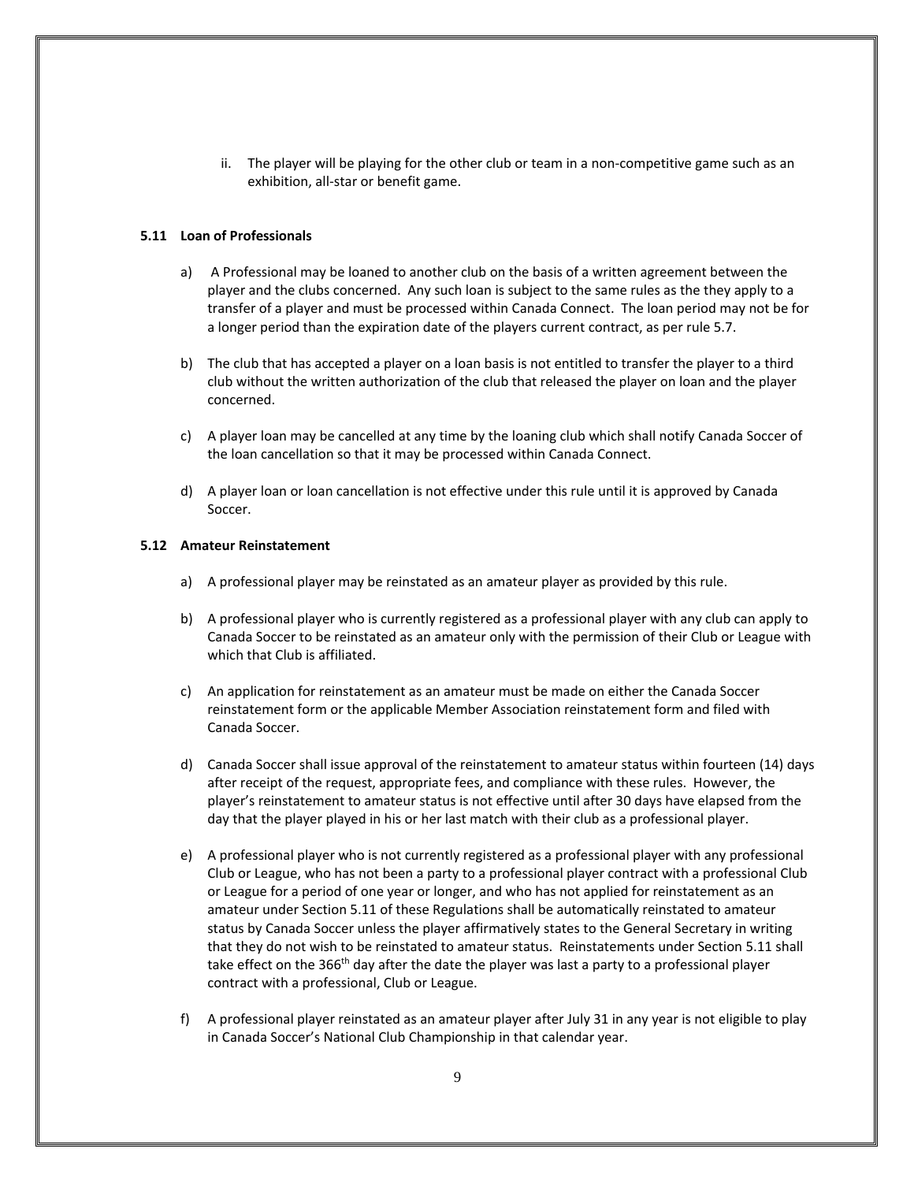ii. The player will be playing for the other club or team in a non-competitive game such as an exhibition, all-star or benefit game.

**5.11 Loan of Professionals**

a) A Professional may be loaned to another club on the basis of a written agreement between the player and the clubs concerned. Any such loan is subject to the same rules as the they apply to a transfer of a player and must be processed within Canada Connect. The loan period may not be for a longer period than the expiration date of the players current contract, as per rule 5.7.

b) The club that has accepted a player on a loan basis is not entitled to transfer the player to a third club without the written authorization of the club that released the player on loan and the player concerned.

c) A player loan may be cancelled at any time by the loaning club which shall notify Canada Soccer of the loan cancellation so that it may be processed within Canada Connect.

d) A player loan or loan cancellation is not effective under this rule until it is approved by Canada Soccer.

**5.12 Amateur Reinstatement**

a) A professional player may be reinstated as an amateur player as provided by this rule.

b) A professional player who is currently registered as a professional player with any club can apply to Canada Soccer to be reinstated as an amateur only with the permission of their Club or League with which that Club is affiliated.

c) An application for reinstatement as an amateur must be made on either the Canada Soccer reinstatement form or the applicable Member Association reinstatement form and filed with Canada Soccer.

d) Canada Soccer shall issue approval of the reinstatement to amateur status within fourteen (14) days after receipt of the request, appropriate fees, and compliance with these rules. However, the player's reinstatement to amateur status is not effective until after 30 days have elapsed from the day that the player played in his or her last match with their club as a professional player.

e) A professional player who is not currently registered as a professional player with any professional Club or League, who has not been a party to a professional player contract with a professional Club or League for a period of one year or longer, and who has not applied for reinstatement as an amateur under Section 5.11 of these Regulations shall be automatically reinstated to amateur status by Canada Soccer unless the player affirmatively states to the General Secretary in writing that they do not wish to be reinstated to amateur status. Reinstatements under Section 5.11 shall take effect on the 366th day after the date the player was last a party to a professional player contract with a professional, Club or League.

f) A professional player reinstated as an amateur player after July 31 in any year is not eligible to play in Canada Soccer's National Club Championship in that calendar year.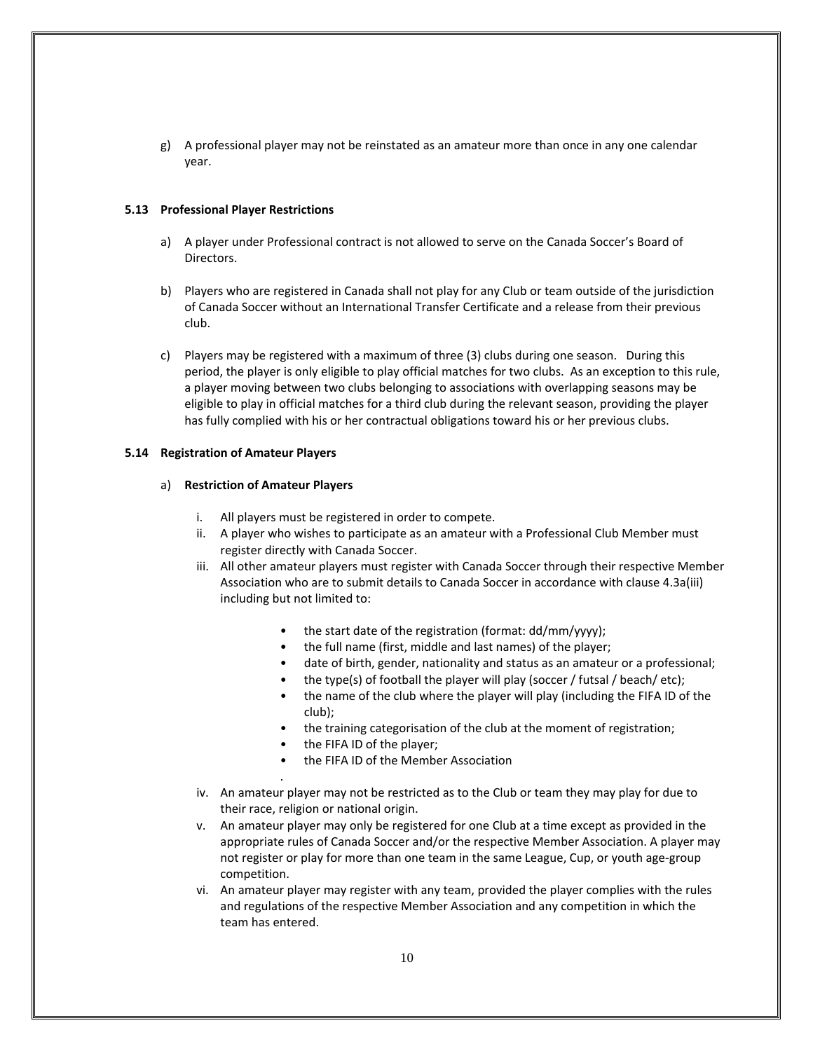g) A professional player may not be reinstated as an amateur more than once in any one calendar year.

### 5.13 Professional Player Restrictions

a) A player under Professional contract is not allowed to serve on the Canada Soccer's Board of Directors.

b) Players who are registered in Canada shall not play for any Club or team outside of the jurisdiction of Canada Soccer without an International Transfer Certificate and a release from their previous club.

c) Players may be registered with a maximum of three (3) clubs during one season. During this period, the player is only eligible to play official matches for two clubs. As an exception to this rule, a player moving between two clubs belonging to associations with overlapping seasons may be eligible to play in official matches for a third club during the relevant season, providing the player has fully complied with his or her contractual obligations toward his or her previous clubs.

### 5.14 Registration of Amateur Players

a) **Restriction of Amateur Players**

i. All players must be registered in order to compete.

ii. A player who wishes to participate as an amateur with a Professional Club Member must register directly with Canada Soccer.

iii. All other amateur players must register with Canada Soccer through their respective Member Association who are to submit details to Canada Soccer in accordance with clause 4.3a(iii) including but not limited to:

- the start date of the registration (format: dd/mm/yyyy);
- the full name (first, middle and last names) of the player;
- date of birth, gender, nationality and status as an amateur or a professional;
- the type(s) of football the player will play (soccer / futsal / beach/ etc);
- the name of the club where the player will play (including the FIFA ID of the club);
- the training categorisation of the club at the moment of registration;
- the FIFA ID of the player;
- the FIFA ID of the Member Association

iv. An amateur player may not be restricted as to the Club or team they may play for due to their race, religion or national origin.

v. An amateur player may only be registered for one Club at a time except as provided in the appropriate rules of Canada Soccer and/or the respective Member Association. A player may not register or play for more than one team in the same League, Cup, or youth age-group competition.

vi. An amateur player may register with any team, provided the player complies with the rules and regulations of the respective Member Association and any competition in which the team has entered.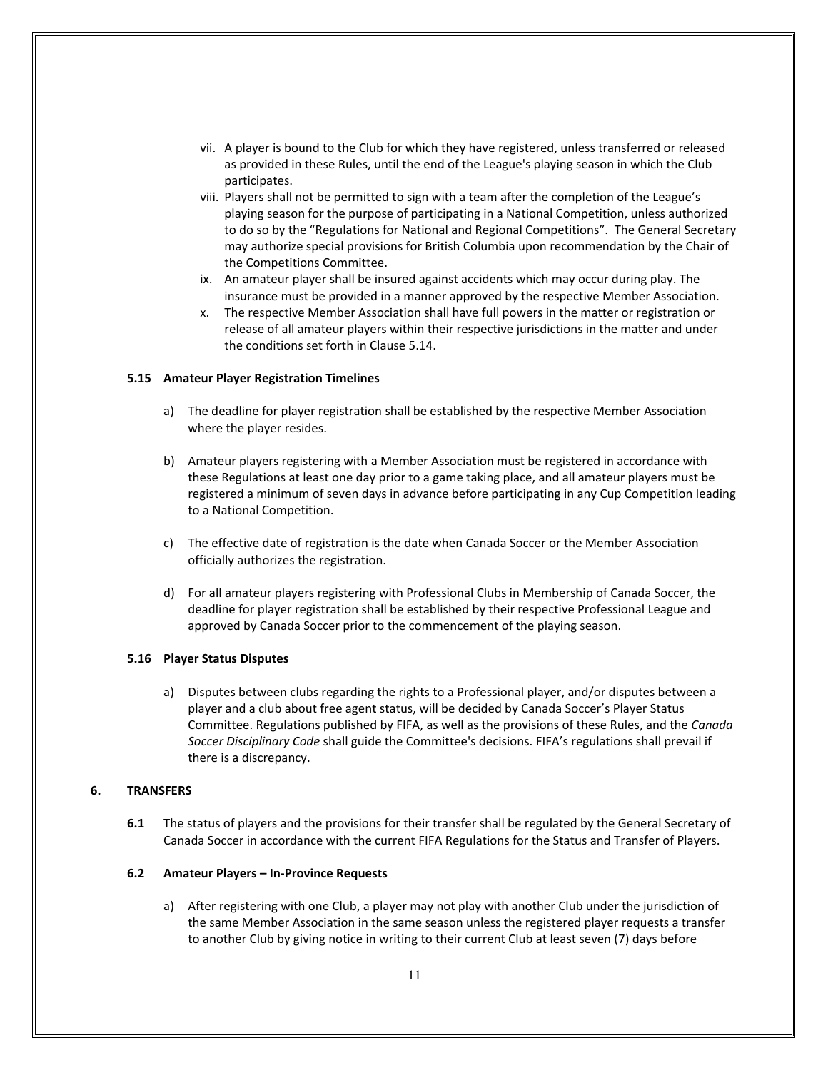vii. A player is bound to the Club for which they have registered, unless transferred or released as provided in these Rules, until the end of the League's playing season in which the Club participates.

viii. Players shall not be permitted to sign with a team after the completion of the League's playing season for the purpose of participating in a National Competition, unless authorized to do so by the "Regulations for National and Regional Competitions". The General Secretary may authorize special provisions for British Columbia upon recommendation by the Chair of the Competitions Committee.

ix. An amateur player shall be insured against accidents which may occur during play. The insurance must be provided in a manner approved by the respective Member Association.

x. The respective Member Association shall have full powers in the matter or registration or release of all amateur players within their respective jurisdictions in the matter and under the conditions set forth in Clause 5.14.

### 5.15 Amateur Player Registration Timelines

a) The deadline for player registration shall be established by the respective Member Association where the player resides.

b) Amateur players registering with a Member Association must be registered in accordance with these Regulations at least one day prior to a game taking place, and all amateur players must be registered a minimum of seven days in advance before participating in any Cup Competition leading to a National Competition.

c) The effective date of registration is the date when Canada Soccer or the Member Association officially authorizes the registration.

d) For all amateur players registering with Professional Clubs in Membership of Canada Soccer, the deadline for player registration shall be established by their respective Professional League and approved by Canada Soccer prior to the commencement of the playing season.

### 5.16 Player Status Disputes

a) Disputes between clubs regarding the rights to a Professional player, and/or disputes between a player and a club about free agent status, will be decided by Canada Soccer's Player Status Committee. Regulations published by FIFA, as well as the provisions of these Rules, and the *Canada Soccer Disciplinary Code* shall guide the Committee's decisions. FIFA's regulations shall prevail if there is a discrepancy.

## 6. TRANSFERS

**6.1** The status of players and the provisions for their transfer shall be regulated by the General Secretary of Canada Soccer in accordance with the current FIFA Regulations for the Status and Transfer of Players.

### 6.2 Amateur Players – In-Province Requests

a) After registering with one Club, a player may not play with another Club under the jurisdiction of the same Member Association in the same season unless the registered player requests a transfer to another Club by giving notice in writing to their current Club at least seven (7) days before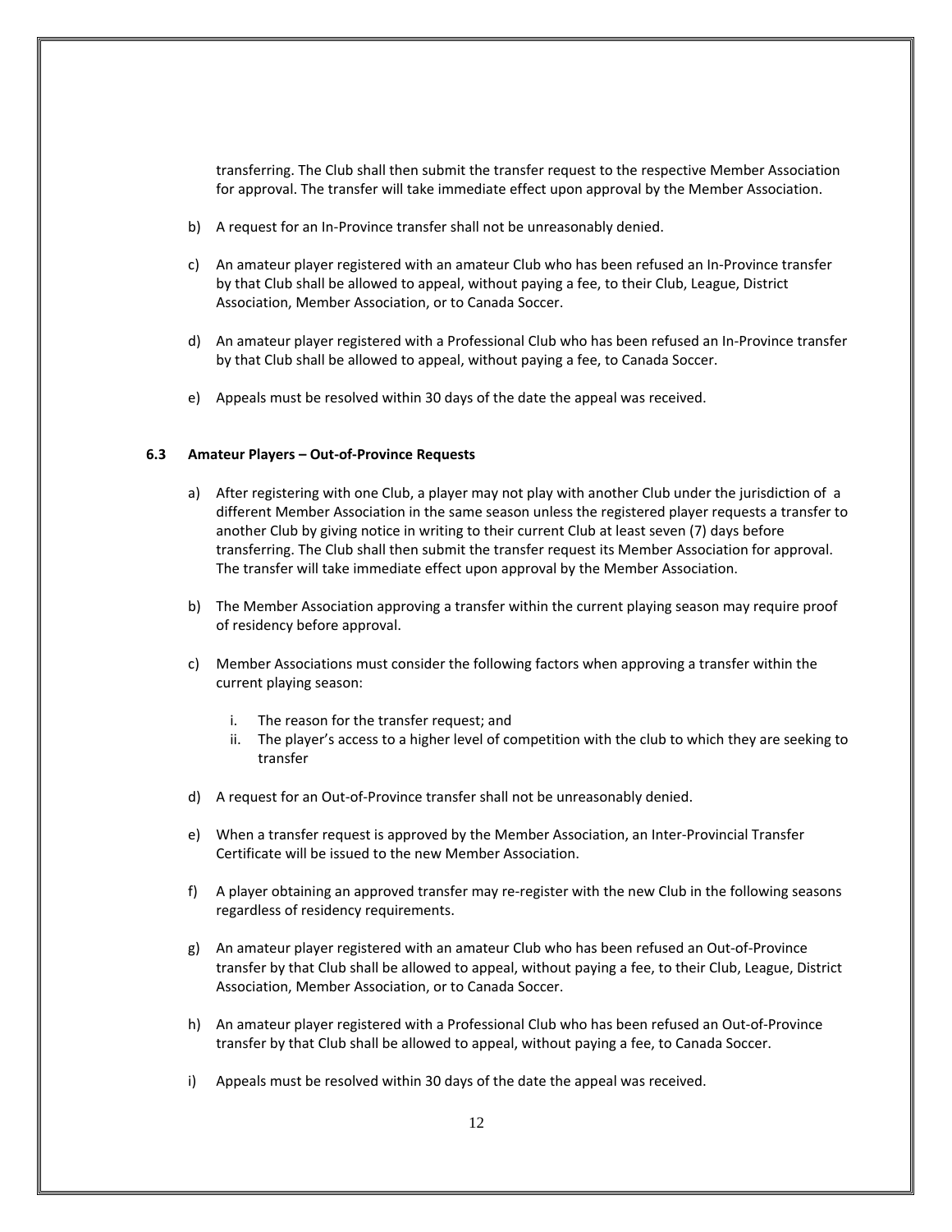transferring. The Club shall then submit the transfer request to the respective Member Association for approval. The transfer will take immediate effect upon approval by the Member Association.

b) A request for an In-Province transfer shall not be unreasonably denied.

c) An amateur player registered with an amateur Club who has been refused an In-Province transfer by that Club shall be allowed to appeal, without paying a fee, to their Club, League, District Association, Member Association, or to Canada Soccer.

d) An amateur player registered with a Professional Club who has been refused an In-Province transfer by that Club shall be allowed to appeal, without paying a fee, to Canada Soccer.

e) Appeals must be resolved within 30 days of the date the appeal was received.

### 6.3 Amateur Players – Out-of-Province Requests

a) After registering with one Club, a player may not play with another Club under the jurisdiction of a different Member Association in the same season unless the registered player requests a transfer to another Club by giving notice in writing to their current Club at least seven (7) days before transferring. The Club shall then submit the transfer request its Member Association for approval. The transfer will take immediate effect upon approval by the Member Association.

b) The Member Association approving a transfer within the current playing season may require proof of residency before approval.

c) Member Associations must consider the following factors when approving a transfer within the current playing season:

   i. The reason for the transfer request; and
   ii. The player's access to a higher level of competition with the club to which they are seeking to transfer

d) A request for an Out-of-Province transfer shall not be unreasonably denied.

e) When a transfer request is approved by the Member Association, an Inter-Provincial Transfer Certificate will be issued to the new Member Association.

f) A player obtaining an approved transfer may re-register with the new Club in the following seasons regardless of residency requirements.

g) An amateur player registered with an amateur Club who has been refused an Out-of-Province transfer by that Club shall be allowed to appeal, without paying a fee, to their Club, League, District Association, Member Association, or to Canada Soccer.

h) An amateur player registered with a Professional Club who has been refused an Out-of-Province transfer by that Club shall be allowed to appeal, without paying a fee, to Canada Soccer.

i) Appeals must be resolved within 30 days of the date the appeal was received.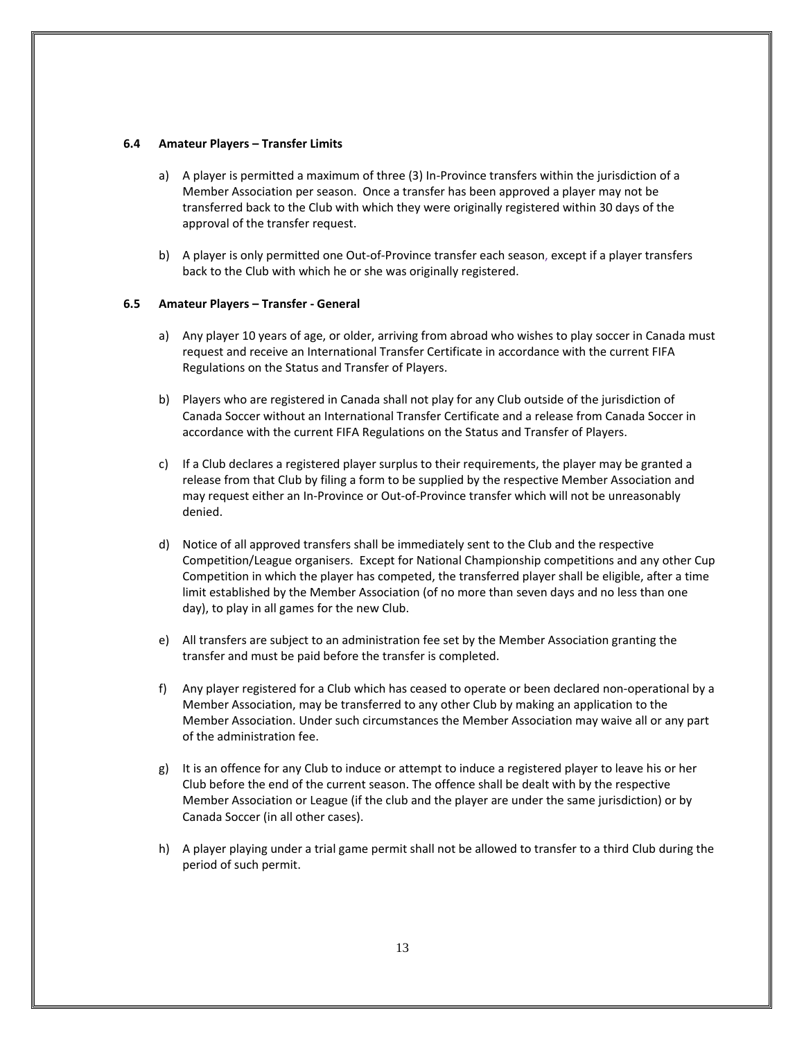### 6.4 Amateur Players – Transfer Limits

a) A player is permitted a maximum of three (3) In-Province transfers within the jurisdiction of a Member Association per season. Once a transfer has been approved a player may not be transferred back to the Club with which they were originally registered within 30 days of the approval of the transfer request.

b) A player is only permitted one Out-of-Province transfer each season, except if a player transfers back to the Club with which he or she was originally registered.

### 6.5 Amateur Players – Transfer - General

a) Any player 10 years of age, or older, arriving from abroad who wishes to play soccer in Canada must request and receive an International Transfer Certificate in accordance with the current FIFA Regulations on the Status and Transfer of Players.

b) Players who are registered in Canada shall not play for any Club outside of the jurisdiction of Canada Soccer without an International Transfer Certificate and a release from Canada Soccer in accordance with the current FIFA Regulations on the Status and Transfer of Players.

c) If a Club declares a registered player surplus to their requirements, the player may be granted a release from that Club by filing a form to be supplied by the respective Member Association and may request either an In-Province or Out-of-Province transfer which will not be unreasonably denied.

d) Notice of all approved transfers shall be immediately sent to the Club and the respective Competition/League organisers. Except for National Championship competitions and any other Cup Competition in which the player has competed, the transferred player shall be eligible, after a time limit established by the Member Association (of no more than seven days and no less than one day), to play in all games for the new Club.

e) All transfers are subject to an administration fee set by the Member Association granting the transfer and must be paid before the transfer is completed.

f) Any player registered for a Club which has ceased to operate or been declared non-operational by a Member Association, may be transferred to any other Club by making an application to the Member Association. Under such circumstances the Member Association may waive all or any part of the administration fee.

g) It is an offence for any Club to induce or attempt to induce a registered player to leave his or her Club before the end of the current season. The offence shall be dealt with by the respective Member Association or League (if the club and the player are under the same jurisdiction) or by Canada Soccer (in all other cases).

h) A player playing under a trial game permit shall not be allowed to transfer to a third Club during the period of such permit.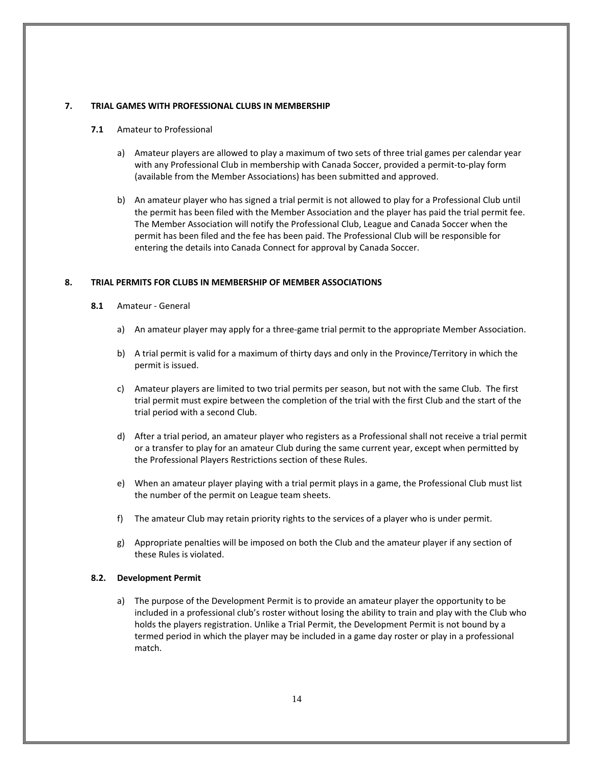## 7. TRIAL GAMES WITH PROFESSIONAL CLUBS IN MEMBERSHIP

**7.1** Amateur to Professional

a) Amateur players are allowed to play a maximum of two sets of three trial games per calendar year with any Professional Club in membership with Canada Soccer, provided a permit-to-play form (available from the Member Associations) has been submitted and approved.

b) An amateur player who has signed a trial permit is not allowed to play for a Professional Club until the permit has been filed with the Member Association and the player has paid the trial permit fee. The Member Association will notify the Professional Club, League and Canada Soccer when the permit has been filed and the fee has been paid. The Professional Club will be responsible for entering the details into Canada Connect for approval by Canada Soccer.

## 8. TRIAL PERMITS FOR CLUBS IN MEMBERSHIP OF MEMBER ASSOCIATIONS

**8.1** Amateur - General

a) An amateur player may apply for a three-game trial permit to the appropriate Member Association.

b) A trial permit is valid for a maximum of thirty days and only in the Province/Territory in which the permit is issued.

c) Amateur players are limited to two trial permits per season, but not with the same Club. The first trial permit must expire between the completion of the trial with the first Club and the start of the trial period with a second Club.

d) After a trial period, an amateur player who registers as a Professional shall not receive a trial permit or a transfer to play for an amateur Club during the same current year, except when permitted by the Professional Players Restrictions section of these Rules.

e) When an amateur player playing with a trial permit plays in a game, the Professional Club must list the number of the permit on League team sheets.

f) The amateur Club may retain priority rights to the services of a player who is under permit.

g) Appropriate penalties will be imposed on both the Club and the amateur player if any section of these Rules is violated.

**8.2. Development Permit**

a) The purpose of the Development Permit is to provide an amateur player the opportunity to be included in a professional club's roster without losing the ability to train and play with the Club who holds the players registration. Unlike a Trial Permit, the Development Permit is not bound by a termed period in which the player may be included in a game day roster or play in a professional match.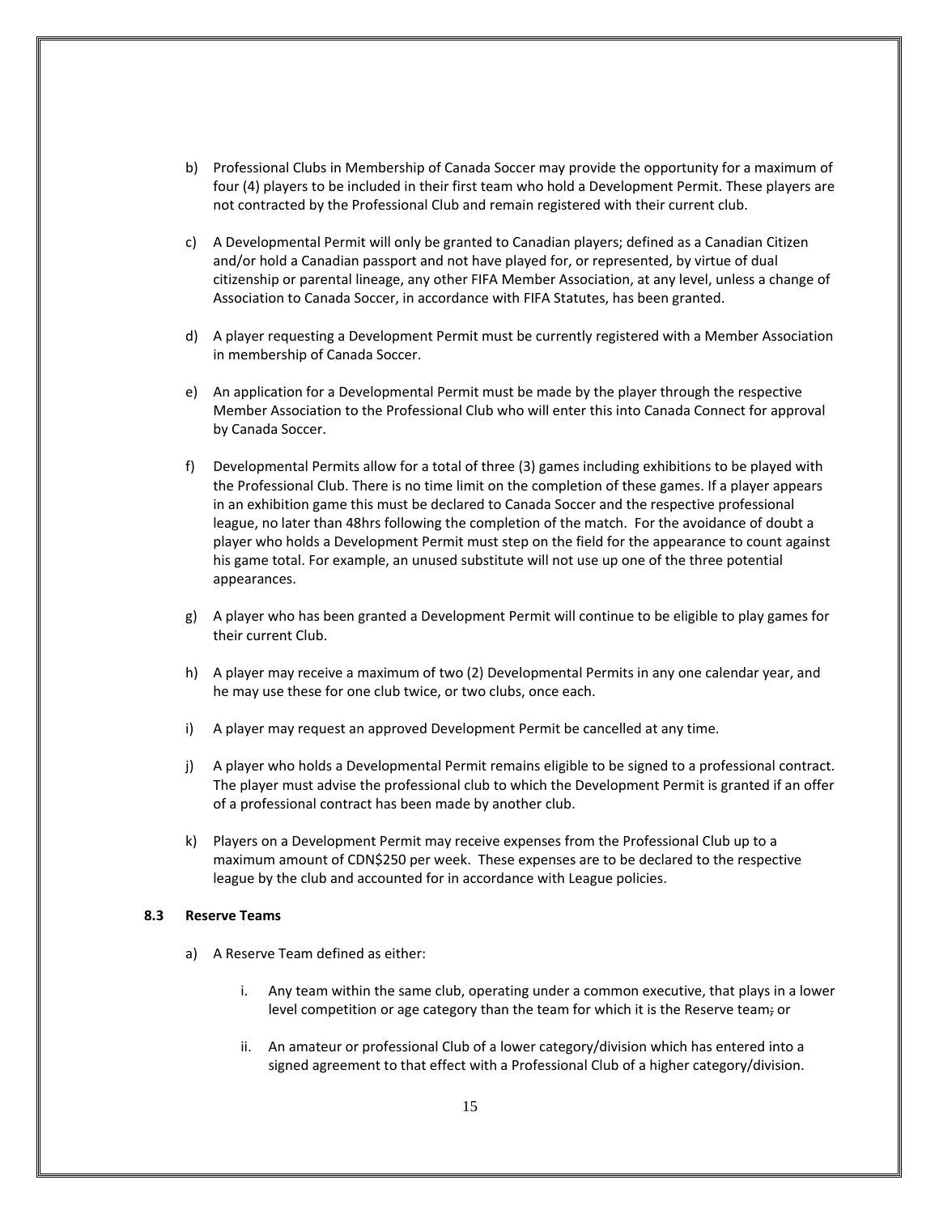b) Professional Clubs in Membership of Canada Soccer may provide the opportunity for a maximum of four (4) players to be included in their first team who hold a Development Permit. These players are not contracted by the Professional Club and remain registered with their current club.

c) A Developmental Permit will only be granted to Canadian players; defined as a Canadian Citizen and/or hold a Canadian passport and not have played for, or represented, by virtue of dual citizenship or parental lineage, any other FIFA Member Association, at any level, unless a change of Association to Canada Soccer, in accordance with FIFA Statutes, has been granted.

d) A player requesting a Development Permit must be currently registered with a Member Association in membership of Canada Soccer.

e) An application for a Developmental Permit must be made by the player through the respective Member Association to the Professional Club who will enter this into Canada Connect for approval by Canada Soccer.

f) Developmental Permits allow for a total of three (3) games including exhibitions to be played with the Professional Club. There is no time limit on the completion of these games. If a player appears in an exhibition game this must be declared to Canada Soccer and the respective professional league, no later than 48hrs following the completion of the match. For the avoidance of doubt a player who holds a Development Permit must step on the field for the appearance to count against his game total. For example, an unused substitute will not use up one of the three potential appearances.

g) A player who has been granted a Development Permit will continue to be eligible to play games for their current Club.

h) A player may receive a maximum of two (2) Developmental Permits in any one calendar year, and he may use these for one club twice, or two clubs, once each.

i) A player may request an approved Development Permit be cancelled at any time.

j) A player who holds a Developmental Permit remains eligible to be signed to a professional contract. The player must advise the professional club to which the Development Permit is granted if an offer of a professional contract has been made by another club.

k) Players on a Development Permit may receive expenses from the Professional Club up to a maximum amount of CDN$250 per week. These expenses are to be declared to the respective league by the club and accounted for in accordance with League policies.

### 8.3 Reserve Teams

a) A Reserve Team defined as either:

   i. Any team within the same club, operating under a common executive, that plays in a lower level competition or age category than the team for which it is the Reserve team; or

   ii. An amateur or professional Club of a lower category/division which has entered into a signed agreement to that effect with a Professional Club of a higher category/division.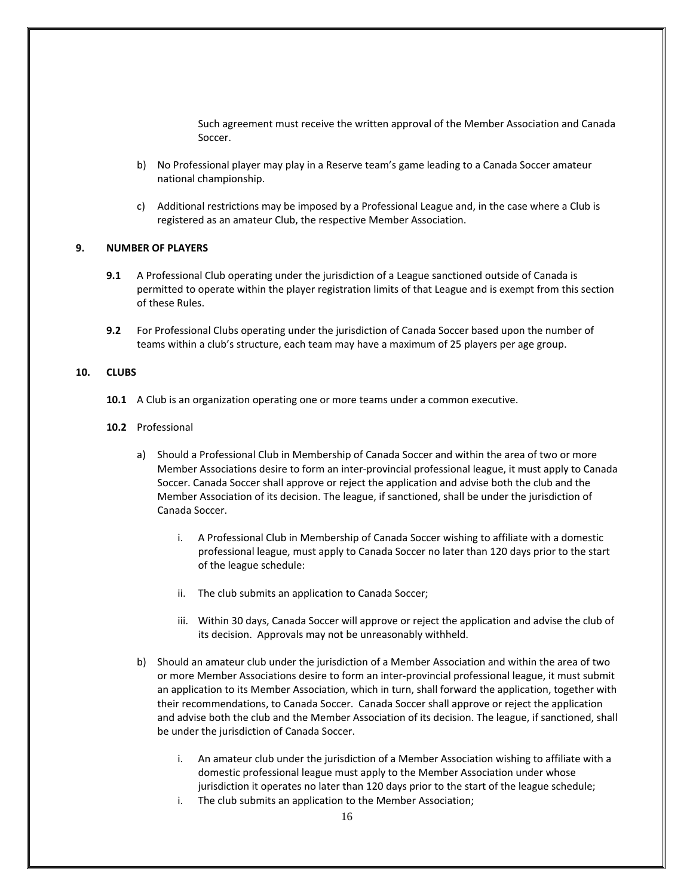Such agreement must receive the written approval of the Member Association and Canada Soccer.

b) No Professional player may play in a Reserve team's game leading to a Canada Soccer amateur national championship.

c) Additional restrictions may be imposed by a Professional League and, in the case where a Club is registered as an amateur Club, the respective Member Association.

## 9. NUMBER OF PLAYERS

**9.1** A Professional Club operating under the jurisdiction of a League sanctioned outside of Canada is permitted to operate within the player registration limits of that League and is exempt from this section of these Rules.

**9.2** For Professional Clubs operating under the jurisdiction of Canada Soccer based upon the number of teams within a club's structure, each team may have a maximum of 25 players per age group.

## 10. CLUBS

**10.1** A Club is an organization operating one or more teams under a common executive.

**10.2** Professional

a) Should a Professional Club in Membership of Canada Soccer and within the area of two or more Member Associations desire to form an inter-provincial professional league, it must apply to Canada Soccer. Canada Soccer shall approve or reject the application and advise both the club and the Member Association of its decision. The league, if sanctioned, shall be under the jurisdiction of Canada Soccer.

   i. A Professional Club in Membership of Canada Soccer wishing to affiliate with a domestic professional league, must apply to Canada Soccer no later than 120 days prior to the start of the league schedule:

   ii. The club submits an application to Canada Soccer;

   iii. Within 30 days, Canada Soccer will approve or reject the application and advise the club of its decision. Approvals may not be unreasonably withheld.

b) Should an amateur club under the jurisdiction of a Member Association and within the area of two or more Member Associations desire to form an inter-provincial professional league, it must submit an application to its Member Association, which in turn, shall forward the application, together with their recommendations, to Canada Soccer. Canada Soccer shall approve or reject the application and advise both the club and the Member Association of its decision. The league, if sanctioned, shall be under the jurisdiction of Canada Soccer.

   i. An amateur club under the jurisdiction of a Member Association wishing to affiliate with a domestic professional league must apply to the Member Association under whose jurisdiction it operates no later than 120 days prior to the start of the league schedule;

   i. The club submits an application to the Member Association;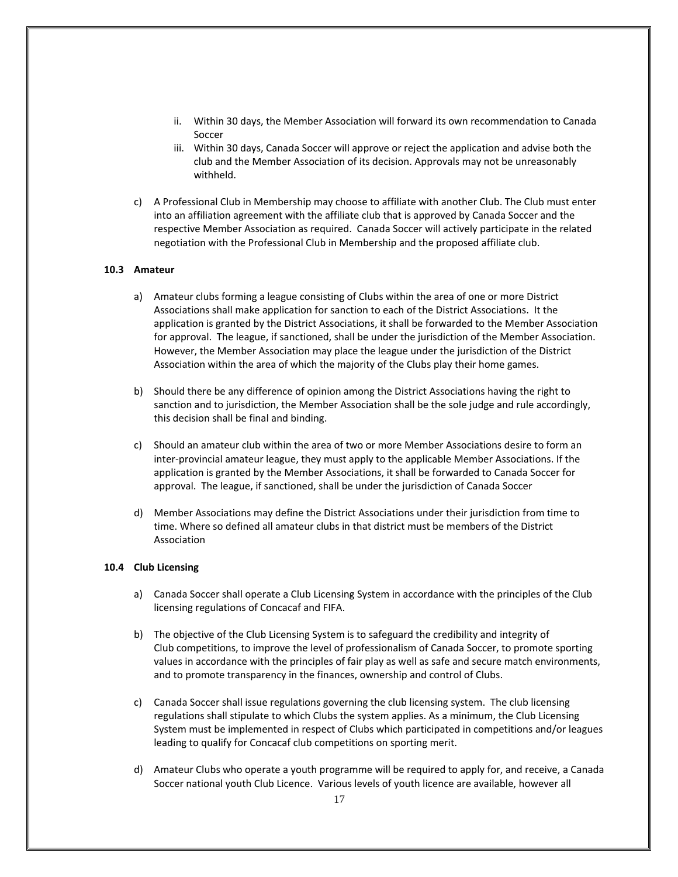ii. Within 30 days, the Member Association will forward its own recommendation to Canada Soccer
   iii. Within 30 days, Canada Soccer will approve or reject the application and advise both the club and the Member Association of its decision. Approvals may not be unreasonably withheld.

c) A Professional Club in Membership may choose to affiliate with another Club. The Club must enter into an affiliation agreement with the affiliate club that is approved by Canada Soccer and the respective Member Association as required. Canada Soccer will actively participate in the related negotiation with the Professional Club in Membership and the proposed affiliate club.

**10.3 Amateur**

a) Amateur clubs forming a league consisting of Clubs within the area of one or more District Associations shall make application for sanction to each of the District Associations. It the application is granted by the District Associations, it shall be forwarded to the Member Association for approval. The league, if sanctioned, shall be under the jurisdiction of the Member Association. However, the Member Association may place the league under the jurisdiction of the District Association within the area of which the majority of the Clubs play their home games.

b) Should there be any difference of opinion among the District Associations having the right to sanction and to jurisdiction, the Member Association shall be the sole judge and rule accordingly, this decision shall be final and binding.

c) Should an amateur club within the area of two or more Member Associations desire to form an inter-provincial amateur league, they must apply to the applicable Member Associations. If the application is granted by the Member Associations, it shall be forwarded to Canada Soccer for approval. The league, if sanctioned, shall be under the jurisdiction of Canada Soccer

d) Member Associations may define the District Associations under their jurisdiction from time to time. Where so defined all amateur clubs in that district must be members of the District Association

**10.4 Club Licensing**

a) Canada Soccer shall operate a Club Licensing System in accordance with the principles of the Club licensing regulations of Concacaf and FIFA.

b) The objective of the Club Licensing System is to safeguard the credibility and integrity of Club competitions, to improve the level of professionalism of Canada Soccer, to promote sporting values in accordance with the principles of fair play as well as safe and secure match environments, and to promote transparency in the finances, ownership and control of Clubs.

c) Canada Soccer shall issue regulations governing the club licensing system. The club licensing regulations shall stipulate to which Clubs the system applies. As a minimum, the Club Licensing System must be implemented in respect of Clubs which participated in competitions and/or leagues leading to qualify for Concacaf club competitions on sporting merit.

d) Amateur Clubs who operate a youth programme will be required to apply for, and receive, a Canada Soccer national youth Club Licence. Various levels of youth licence are available, however all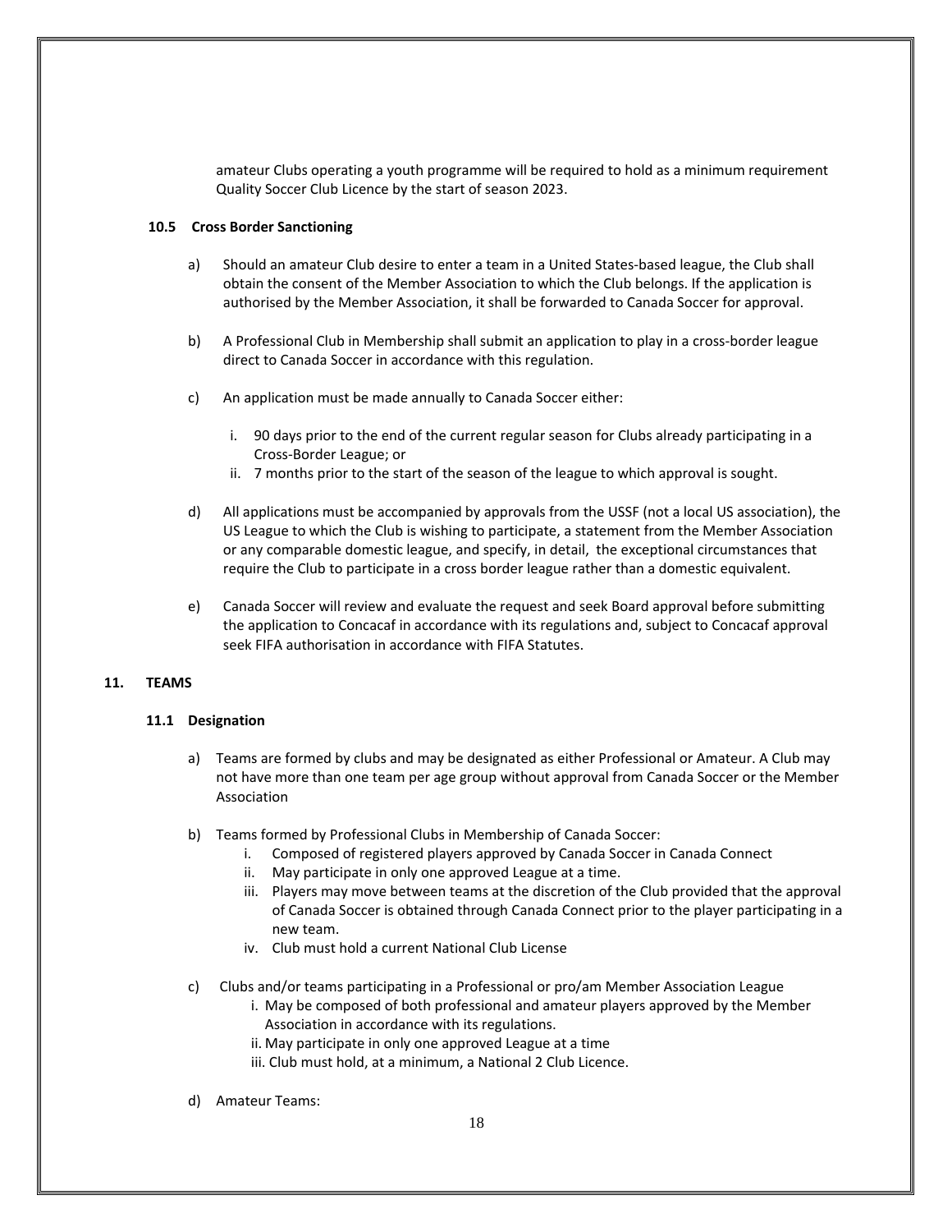amateur Clubs operating a youth programme will be required to hold as a minimum requirement Quality Soccer Club Licence by the start of season 2023.

### 10.5 Cross Border Sanctioning

a) Should an amateur Club desire to enter a team in a United States-based league, the Club shall obtain the consent of the Member Association to which the Club belongs. If the application is authorised by the Member Association, it shall be forwarded to Canada Soccer for approval.

b) A Professional Club in Membership shall submit an application to play in a cross-border league direct to Canada Soccer in accordance with this regulation.

c) An application must be made annually to Canada Soccer either:

   i. 90 days prior to the end of the current regular season for Clubs already participating in a Cross-Border League; or
   ii. 7 months prior to the start of the season of the league to which approval is sought.

d) All applications must be accompanied by approvals from the USSF (not a local US association), the US League to which the Club is wishing to participate, a statement from the Member Association or any comparable domestic league, and specify, in detail, the exceptional circumstances that require the Club to participate in a cross border league rather than a domestic equivalent.

e) Canada Soccer will review and evaluate the request and seek Board approval before submitting the application to Concacaf in accordance with its regulations and, subject to Concacaf approval seek FIFA authorisation in accordance with FIFA Statutes.

## 11. TEAMS

### 11.1 Designation

a) Teams are formed by clubs and may be designated as either Professional or Amateur. A Club may not have more than one team per age group without approval from Canada Soccer or the Member Association

b) Teams formed by Professional Clubs in Membership of Canada Soccer:
   i. Composed of registered players approved by Canada Soccer in Canada Connect
   ii. May participate in only one approved League at a time.
   iii. Players may move between teams at the discretion of the Club provided that the approval of Canada Soccer is obtained through Canada Connect prior to the player participating in a new team.
   iv. Club must hold a current National Club License

c) Clubs and/or teams participating in a Professional or pro/am Member Association League
   i. May be composed of both professional and amateur players approved by the Member Association in accordance with its regulations.
   ii. May participate in only one approved League at a time
   iii. Club must hold, at a minimum, a National 2 Club Licence.

d) Amateur Teams: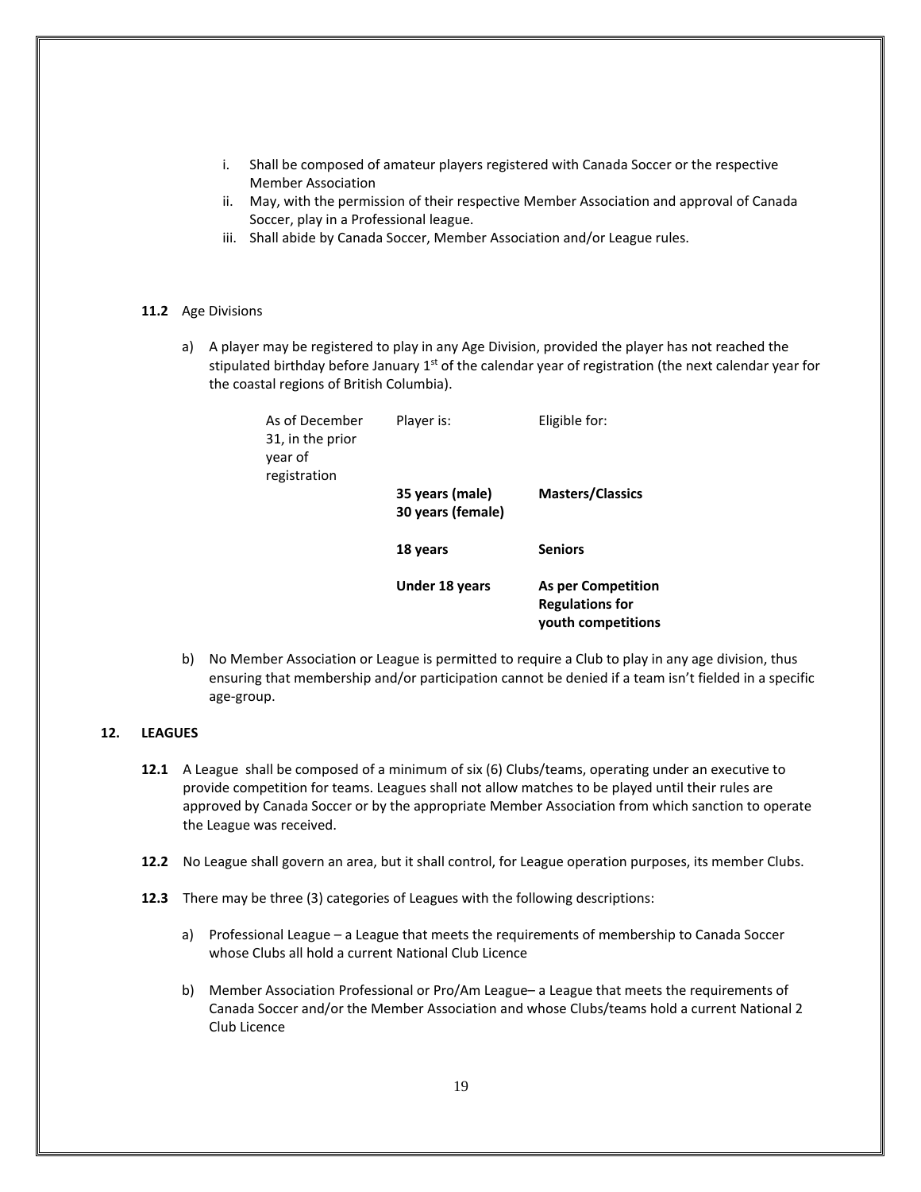i. Shall be composed of amateur players registered with Canada Soccer or the respective Member Association
ii. May, with the permission of their respective Member Association and approval of Canada Soccer, play in a Professional league.
iii. Shall abide by Canada Soccer, Member Association and/or League rules.

**11.2** Age Divisions

a) A player may be registered to play in any Age Division, provided the player has not reached the stipulated birthday before January 1st of the calendar year of registration (the next calendar year for the coastal regions of British Columbia).

| As of December 31, in the prior year of registration | Player is: | Eligible for: |
|---|---|---|
| | **35 years (male) 30 years (female)** | **Masters/Classics** |
| | **18 years** | **Seniors** |
| | **Under 18 years** | **As per Competition Regulations for youth competitions** |

b) No Member Association or League is permitted to require a Club to play in any age division, thus ensuring that membership and/or participation cannot be denied if a team isn't fielded in a specific age-group.

## 12. LEAGUES

**12.1** A League shall be composed of a minimum of six (6) Clubs/teams, operating under an executive to provide competition for teams. Leagues shall not allow matches to be played until their rules are approved by Canada Soccer or by the appropriate Member Association from which sanction to operate the League was received.

**12.2** No League shall govern an area, but it shall control, for League operation purposes, its member Clubs.

**12.3** There may be three (3) categories of Leagues with the following descriptions:

a) Professional League – a League that meets the requirements of membership to Canada Soccer whose Clubs all hold a current National Club Licence

b) Member Association Professional or Pro/Am League– a League that meets the requirements of Canada Soccer and/or the Member Association and whose Clubs/teams hold a current National 2 Club Licence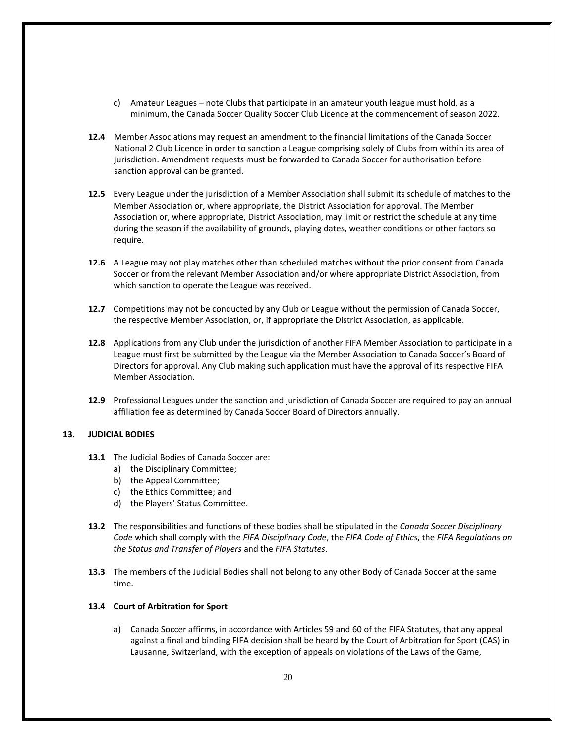c) Amateur Leagues – note Clubs that participate in an amateur youth league must hold, as a minimum, the Canada Soccer Quality Soccer Club Licence at the commencement of season 2022.

**12.4** Member Associations may request an amendment to the financial limitations of the Canada Soccer National 2 Club Licence in order to sanction a League comprising solely of Clubs from within its area of jurisdiction. Amendment requests must be forwarded to Canada Soccer for authorisation before sanction approval can be granted.

**12.5** Every League under the jurisdiction of a Member Association shall submit its schedule of matches to the Member Association or, where appropriate, the District Association for approval. The Member Association or, where appropriate, District Association, may limit or restrict the schedule at any time during the season if the availability of grounds, playing dates, weather conditions or other factors so require.

**12.6** A League may not play matches other than scheduled matches without the prior consent from Canada Soccer or from the relevant Member Association and/or where appropriate District Association, from which sanction to operate the League was received.

**12.7** Competitions may not be conducted by any Club or League without the permission of Canada Soccer, the respective Member Association, or, if appropriate the District Association, as applicable.

**12.8** Applications from any Club under the jurisdiction of another FIFA Member Association to participate in a League must first be submitted by the League via the Member Association to Canada Soccer's Board of Directors for approval. Any Club making such application must have the approval of its respective FIFA Member Association.

**12.9** Professional Leagues under the sanction and jurisdiction of Canada Soccer are required to pay an annual affiliation fee as determined by Canada Soccer Board of Directors annually.

## 13. JUDICIAL BODIES

**13.1** The Judicial Bodies of Canada Soccer are:

a) the Disciplinary Committee;
b) the Appeal Committee;
c) the Ethics Committee; and
d) the Players' Status Committee.

**13.2** The responsibilities and functions of these bodies shall be stipulated in the *Canada Soccer Disciplinary Code* which shall comply with the *FIFA Disciplinary Code*, the *FIFA Code of Ethics*, the *FIFA Regulations on the Status and Transfer of Players* and the *FIFA Statutes*.

**13.3** The members of the Judicial Bodies shall not belong to any other Body of Canada Soccer at the same time.

### 13.4 Court of Arbitration for Sport

a) Canada Soccer affirms, in accordance with Articles 59 and 60 of the FIFA Statutes, that any appeal against a final and binding FIFA decision shall be heard by the Court of Arbitration for Sport (CAS) in Lausanne, Switzerland, with the exception of appeals on violations of the Laws of the Game,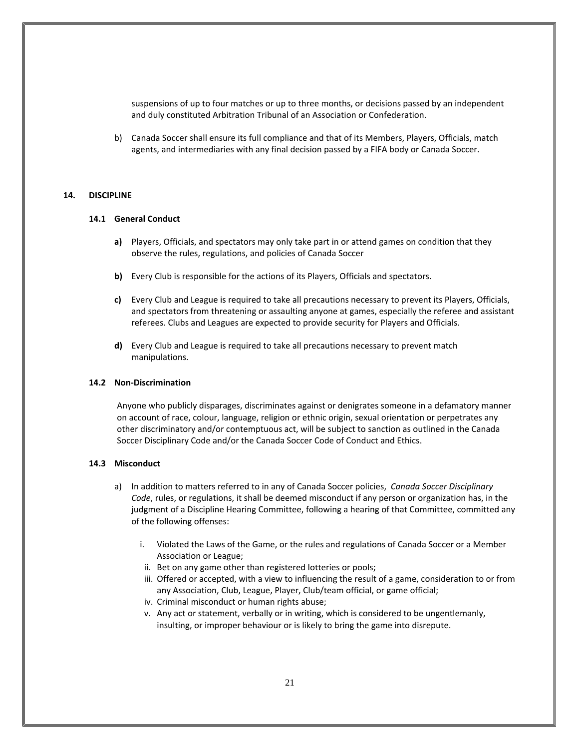suspensions of up to four matches or up to three months, or decisions passed by an independent and duly constituted Arbitration Tribunal of an Association or Confederation.

b) Canada Soccer shall ensure its full compliance and that of its Members, Players, Officials, match agents, and intermediaries with any final decision passed by a FIFA body or Canada Soccer.

## 14. DISCIPLINE

### 14.1 General Conduct

**a)** Players, Officials, and spectators may only take part in or attend games on condition that they observe the rules, regulations, and policies of Canada Soccer

**b)** Every Club is responsible for the actions of its Players, Officials and spectators.

**c)** Every Club and League is required to take all precautions necessary to prevent its Players, Officials, and spectators from threatening or assaulting anyone at games, especially the referee and assistant referees. Clubs and Leagues are expected to provide security for Players and Officials.

**d)** Every Club and League is required to take all precautions necessary to prevent match manipulations.

### 14.2 Non-Discrimination

Anyone who publicly disparages, discriminates against or denigrates someone in a defamatory manner on account of race, colour, language, religion or ethnic origin, sexual orientation or perpetrates any other discriminatory and/or contemptuous act, will be subject to sanction as outlined in the Canada Soccer Disciplinary Code and/or the Canada Soccer Code of Conduct and Ethics.

### 14.3 Misconduct

a) In addition to matters referred to in any of Canada Soccer policies, *Canada Soccer Disciplinary Code*, rules, or regulations, it shall be deemed misconduct if any person or organization has, in the judgment of a Discipline Hearing Committee, following a hearing of that Committee, committed any of the following offenses:

   i. Violated the Laws of the Game, or the rules and regulations of Canada Soccer or a Member Association or League;
   ii. Bet on any game other than registered lotteries or pools;
   iii. Offered or accepted, with a view to influencing the result of a game, consideration to or from any Association, Club, League, Player, Club/team official, or game official;
   iv. Criminal misconduct or human rights abuse;
   v. Any act or statement, verbally or in writing, which is considered to be ungentlemanly, insulting, or improper behaviour or is likely to bring the game into disrepute.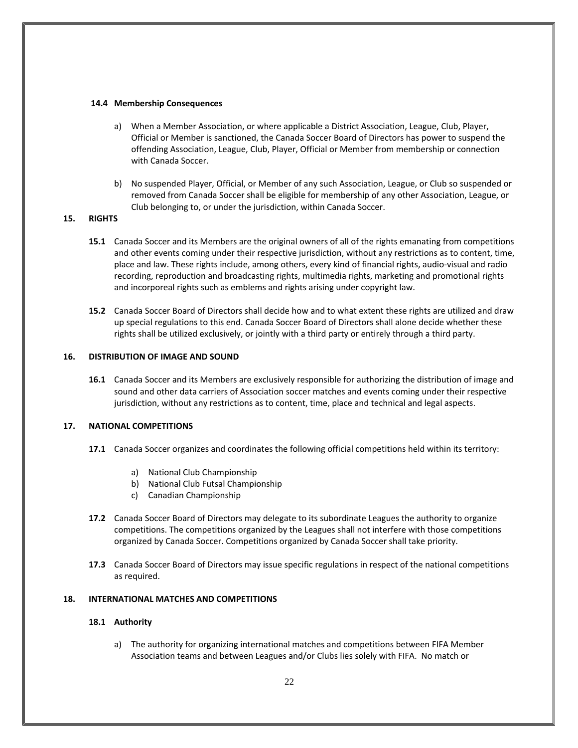### 14.4 Membership Consequences

a) When a Member Association, or where applicable a District Association, League, Club, Player, Official or Member is sanctioned, the Canada Soccer Board of Directors has power to suspend the offending Association, League, Club, Player, Official or Member from membership or connection with Canada Soccer.

b) No suspended Player, Official, or Member of any such Association, League, or Club so suspended or removed from Canada Soccer shall be eligible for membership of any other Association, League, or Club belonging to, or under the jurisdiction, within Canada Soccer.

## 15. RIGHTS

**15.1** Canada Soccer and its Members are the original owners of all of the rights emanating from competitions and other events coming under their respective jurisdiction, without any restrictions as to content, time, place and law. These rights include, among others, every kind of financial rights, audio-visual and radio recording, reproduction and broadcasting rights, multimedia rights, marketing and promotional rights and incorporeal rights such as emblems and rights arising under copyright law.

**15.2** Canada Soccer Board of Directors shall decide how and to what extent these rights are utilized and draw up special regulations to this end. Canada Soccer Board of Directors shall alone decide whether these rights shall be utilized exclusively, or jointly with a third party or entirely through a third party.

## 16. DISTRIBUTION OF IMAGE AND SOUND

**16.1** Canada Soccer and its Members are exclusively responsible for authorizing the distribution of image and sound and other data carriers of Association soccer matches and events coming under their respective jurisdiction, without any restrictions as to content, time, place and technical and legal aspects.

## 17. NATIONAL COMPETITIONS

**17.1** Canada Soccer organizes and coordinates the following official competitions held within its territory:

a) National Club Championship
b) National Club Futsal Championship
c) Canadian Championship

**17.2** Canada Soccer Board of Directors may delegate to its subordinate Leagues the authority to organize competitions. The competitions organized by the Leagues shall not interfere with those competitions organized by Canada Soccer. Competitions organized by Canada Soccer shall take priority.

**17.3** Canada Soccer Board of Directors may issue specific regulations in respect of the national competitions as required.

## 18. INTERNATIONAL MATCHES AND COMPETITIONS

### 18.1 Authority

a) The authority for organizing international matches and competitions between FIFA Member Association teams and between Leagues and/or Clubs lies solely with FIFA. No match or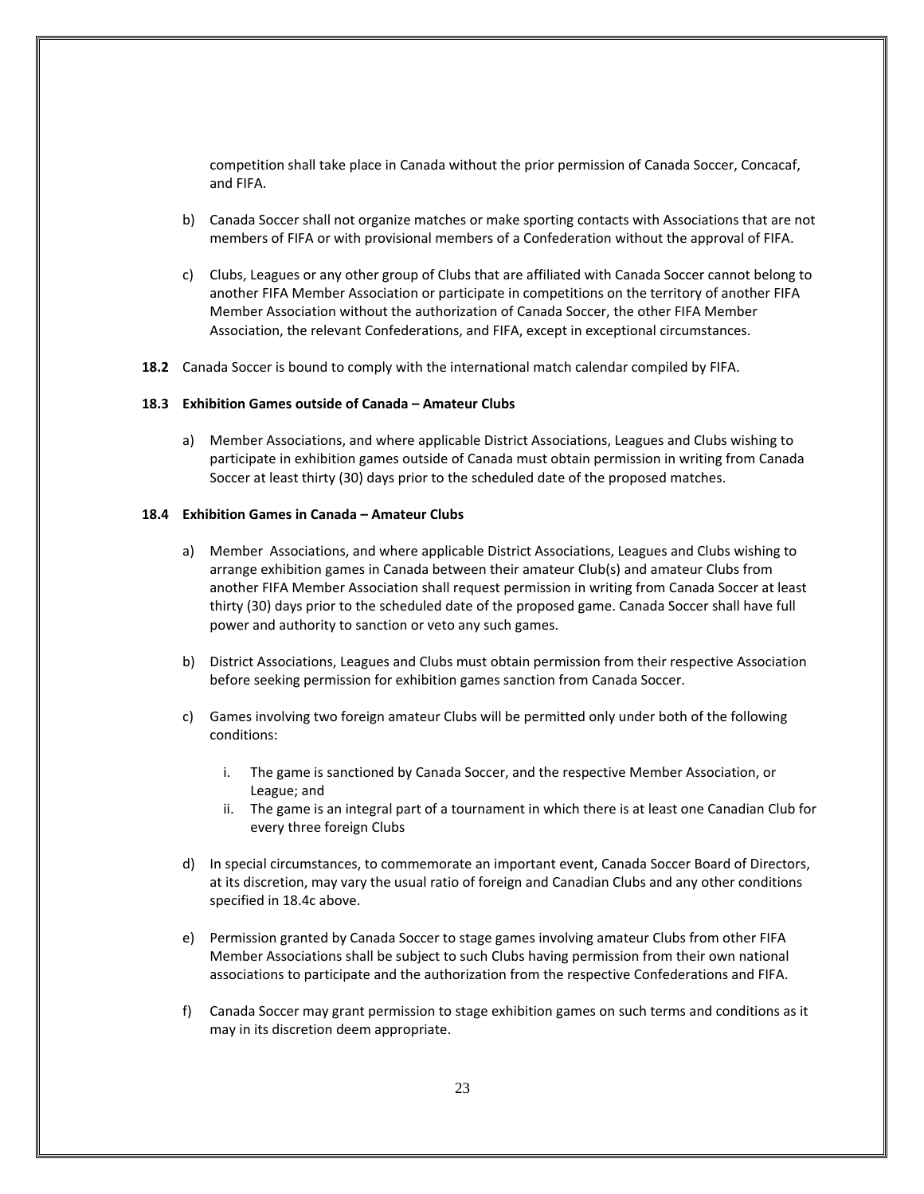competition shall take place in Canada without the prior permission of Canada Soccer, Concacaf, and FIFA.

b) Canada Soccer shall not organize matches or make sporting contacts with Associations that are not members of FIFA or with provisional members of a Confederation without the approval of FIFA.

c) Clubs, Leagues or any other group of Clubs that are affiliated with Canada Soccer cannot belong to another FIFA Member Association or participate in competitions on the territory of another FIFA Member Association without the authorization of Canada Soccer, the other FIFA Member Association, the relevant Confederations, and FIFA, except in exceptional circumstances.

**18.2** Canada Soccer is bound to comply with the international match calendar compiled by FIFA.

**18.3 Exhibition Games outside of Canada – Amateur Clubs**

a) Member Associations, and where applicable District Associations, Leagues and Clubs wishing to participate in exhibition games outside of Canada must obtain permission in writing from Canada Soccer at least thirty (30) days prior to the scheduled date of the proposed matches.

**18.4 Exhibition Games in Canada – Amateur Clubs**

a) Member Associations, and where applicable District Associations, Leagues and Clubs wishing to arrange exhibition games in Canada between their amateur Club(s) and amateur Clubs from another FIFA Member Association shall request permission in writing from Canada Soccer at least thirty (30) days prior to the scheduled date of the proposed game. Canada Soccer shall have full power and authority to sanction or veto any such games.

b) District Associations, Leagues and Clubs must obtain permission from their respective Association before seeking permission for exhibition games sanction from Canada Soccer.

c) Games involving two foreign amateur Clubs will be permitted only under both of the following conditions:

   i. The game is sanctioned by Canada Soccer, and the respective Member Association, or League; and
   ii. The game is an integral part of a tournament in which there is at least one Canadian Club for every three foreign Clubs

d) In special circumstances, to commemorate an important event, Canada Soccer Board of Directors, at its discretion, may vary the usual ratio of foreign and Canadian Clubs and any other conditions specified in 18.4c above.

e) Permission granted by Canada Soccer to stage games involving amateur Clubs from other FIFA Member Associations shall be subject to such Clubs having permission from their own national associations to participate and the authorization from the respective Confederations and FIFA.

f) Canada Soccer may grant permission to stage exhibition games on such terms and conditions as it may in its discretion deem appropriate.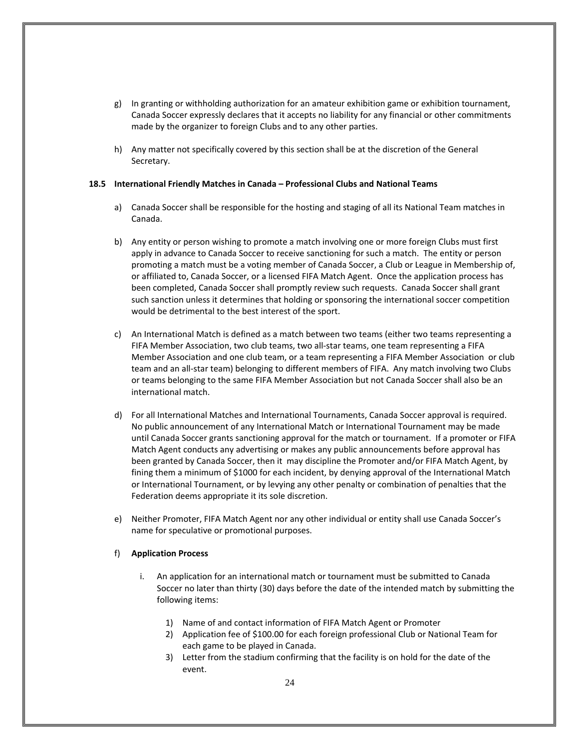g) In granting or withholding authorization for an amateur exhibition game or exhibition tournament, Canada Soccer expressly declares that it accepts no liability for any financial or other commitments made by the organizer to foreign Clubs and to any other parties.

h) Any matter not specifically covered by this section shall be at the discretion of the General Secretary.

### 18.5 International Friendly Matches in Canada – Professional Clubs and National Teams

a) Canada Soccer shall be responsible for the hosting and staging of all its National Team matches in Canada.

b) Any entity or person wishing to promote a match involving one or more foreign Clubs must first apply in advance to Canada Soccer to receive sanctioning for such a match. The entity or person promoting a match must be a voting member of Canada Soccer, a Club or League in Membership of, or affiliated to, Canada Soccer, or a licensed FIFA Match Agent. Once the application process has been completed, Canada Soccer shall promptly review such requests. Canada Soccer shall grant such sanction unless it determines that holding or sponsoring the international soccer competition would be detrimental to the best interest of the sport.

c) An International Match is defined as a match between two teams (either two teams representing a FIFA Member Association, two club teams, two all-star teams, one team representing a FIFA Member Association and one club team, or a team representing a FIFA Member Association or club team and an all-star team) belonging to different members of FIFA. Any match involving two Clubs or teams belonging to the same FIFA Member Association but not Canada Soccer shall also be an international match.

d) For all International Matches and International Tournaments, Canada Soccer approval is required. No public announcement of any International Match or International Tournament may be made until Canada Soccer grants sanctioning approval for the match or tournament. If a promoter or FIFA Match Agent conducts any advertising or makes any public announcements before approval has been granted by Canada Soccer, then it may discipline the Promoter and/or FIFA Match Agent, by fining them a minimum of $1000 for each incident, by denying approval of the International Match or International Tournament, or by levying any other penalty or combination of penalties that the Federation deems appropriate it its sole discretion.

e) Neither Promoter, FIFA Match Agent nor any other individual or entity shall use Canada Soccer's name for speculative or promotional purposes.

f) **Application Process**

   i. An application for an international match or tournament must be submitted to Canada Soccer no later than thirty (30) days before the date of the intended match by submitting the following items:

      1) Name of and contact information of FIFA Match Agent or Promoter
      2) Application fee of $100.00 for each foreign professional Club or National Team for each game to be played in Canada.
      3) Letter from the stadium confirming that the facility is on hold for the date of the event.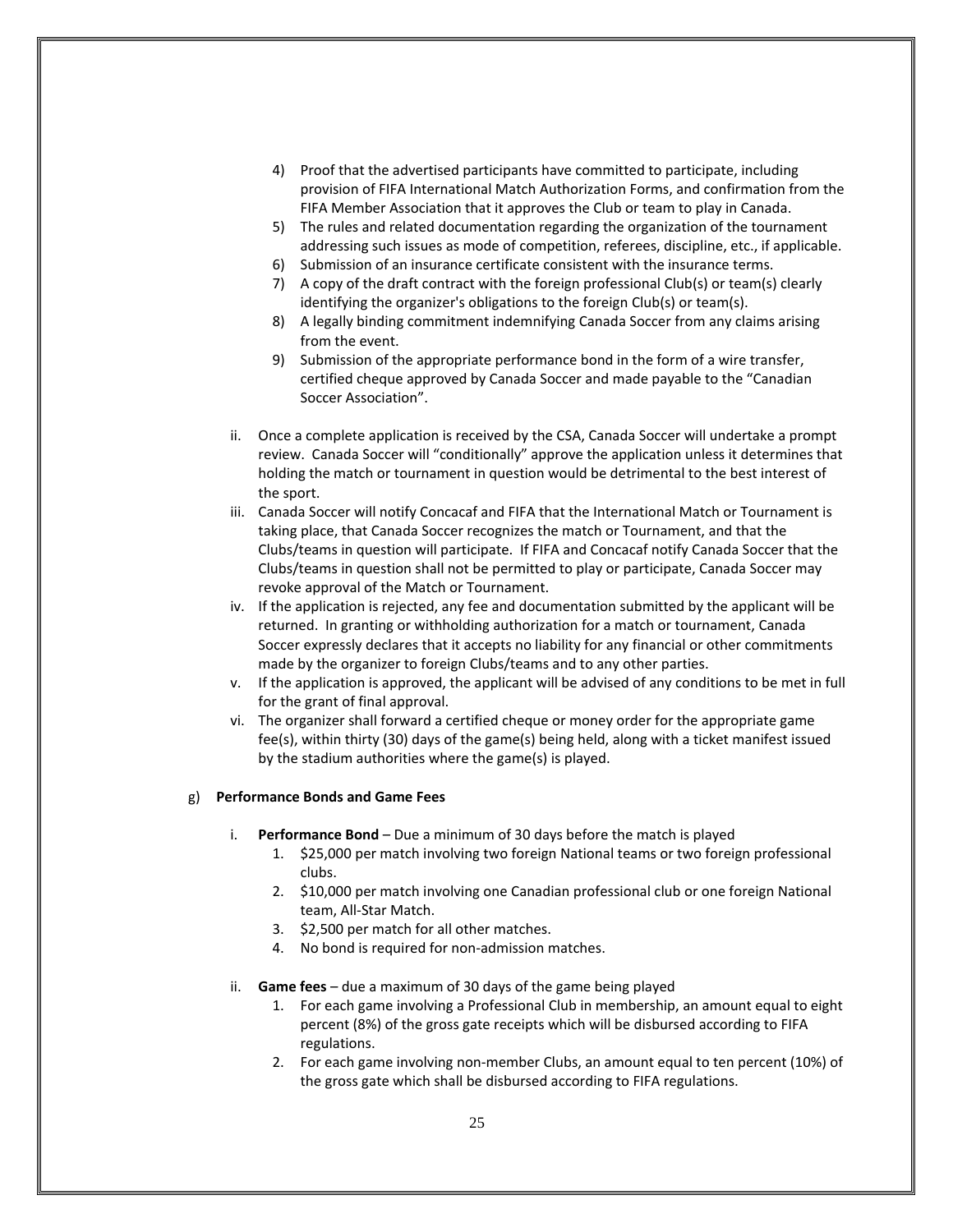4) Proof that the advertised participants have committed to participate, including provision of FIFA International Match Authorization Forms, and confirmation from the FIFA Member Association that it approves the Club or team to play in Canada.
5) The rules and related documentation regarding the organization of the tournament addressing such issues as mode of competition, referees, discipline, etc., if applicable.
6) Submission of an insurance certificate consistent with the insurance terms.
7) A copy of the draft contract with the foreign professional Club(s) or team(s) clearly identifying the organizer's obligations to the foreign Club(s) or team(s).
8) A legally binding commitment indemnifying Canada Soccer from any claims arising from the event.
9) Submission of the appropriate performance bond in the form of a wire transfer, certified cheque approved by Canada Soccer and made payable to the "Canadian Soccer Association".

ii. Once a complete application is received by the CSA, Canada Soccer will undertake a prompt review. Canada Soccer will "conditionally" approve the application unless it determines that holding the match or tournament in question would be detrimental to the best interest of the sport.

iii. Canada Soccer will notify Concacaf and FIFA that the International Match or Tournament is taking place, that Canada Soccer recognizes the match or Tournament, and that the Clubs/teams in question will participate. If FIFA and Concacaf notify Canada Soccer that the Clubs/teams in question shall not be permitted to play or participate, Canada Soccer may revoke approval of the Match or Tournament.

iv. If the application is rejected, any fee and documentation submitted by the applicant will be returned. In granting or withholding authorization for a match or tournament, Canada Soccer expressly declares that it accepts no liability for any financial or other commitments made by the organizer to foreign Clubs/teams and to any other parties.

v. If the application is approved, the applicant will be advised of any conditions to be met in full for the grant of final approval.

vi. The organizer shall forward a certified cheque or money order for the appropriate game fee(s), within thirty (30) days of the game(s) being held, along with a ticket manifest issued by the stadium authorities where the game(s) is played.

g) **Performance Bonds and Game Fees**

i. **Performance Bond** – Due a minimum of 30 days before the match is played
   1. $25,000 per match involving two foreign National teams or two foreign professional clubs.
   2. $10,000 per match involving one Canadian professional club or one foreign National team, All-Star Match.
   3. $2,500 per match for all other matches.
   4. No bond is required for non-admission matches.

ii. **Game fees** – due a maximum of 30 days of the game being played
   1. For each game involving a Professional Club in membership, an amount equal to eight percent (8%) of the gross gate receipts which will be disbursed according to FIFA regulations.
   2. For each game involving non-member Clubs, an amount equal to ten percent (10%) of the gross gate which shall be disbursed according to FIFA regulations.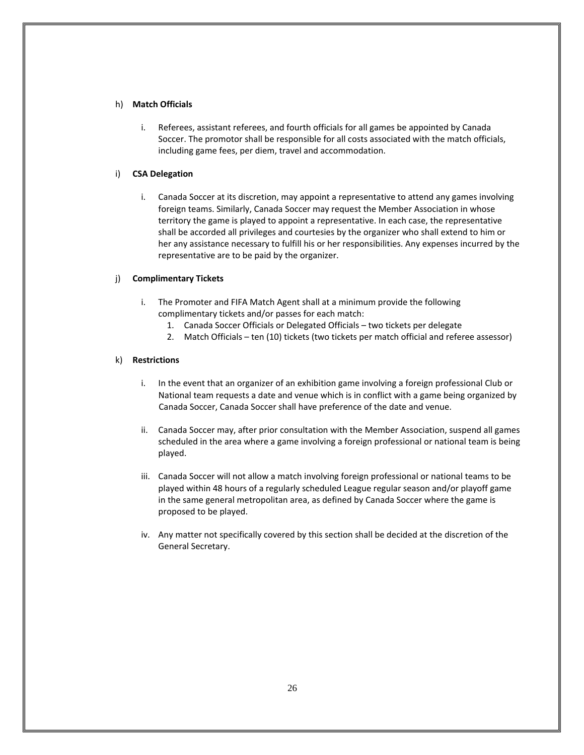h) **Match Officials**

i. Referees, assistant referees, and fourth officials for all games be appointed by Canada Soccer. The promotor shall be responsible for all costs associated with the match officials, including game fees, per diem, travel and accommodation.

i) **CSA Delegation**

i. Canada Soccer at its discretion, may appoint a representative to attend any games involving foreign teams. Similarly, Canada Soccer may request the Member Association in whose territory the game is played to appoint a representative. In each case, the representative shall be accorded all privileges and courtesies by the organizer who shall extend to him or her any assistance necessary to fulfill his or her responsibilities. Any expenses incurred by the representative are to be paid by the organizer.

j) **Complimentary Tickets**

i. The Promoter and FIFA Match Agent shall at a minimum provide the following complimentary tickets and/or passes for each match:
   1. Canada Soccer Officials or Delegated Officials – two tickets per delegate
   2. Match Officials – ten (10) tickets (two tickets per match official and referee assessor)

k) **Restrictions**

i. In the event that an organizer of an exhibition game involving a foreign professional Club or National team requests a date and venue which is in conflict with a game being organized by Canada Soccer, Canada Soccer shall have preference of the date and venue.

ii. Canada Soccer may, after prior consultation with the Member Association, suspend all games scheduled in the area where a game involving a foreign professional or national team is being played.

iii. Canada Soccer will not allow a match involving foreign professional or national teams to be played within 48 hours of a regularly scheduled League regular season and/or playoff game in the same general metropolitan area, as defined by Canada Soccer where the game is proposed to be played.

iv. Any matter not specifically covered by this section shall be decided at the discretion of the General Secretary.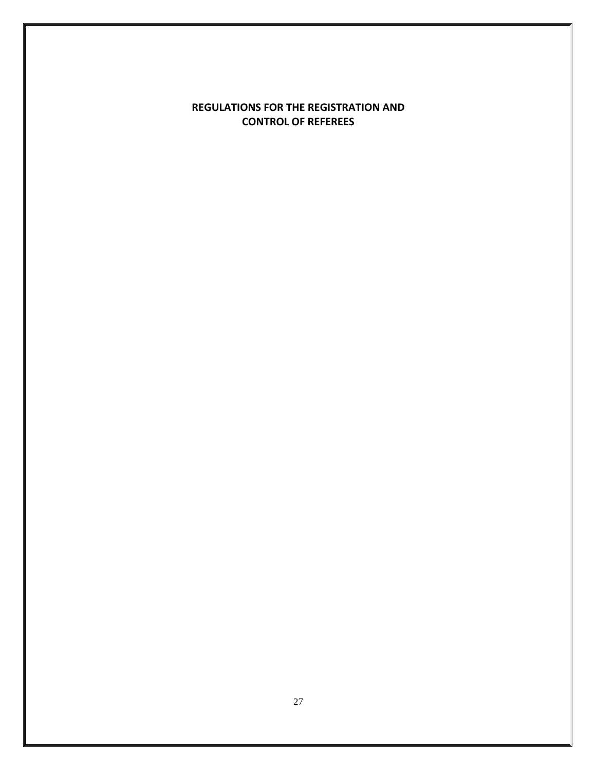# REGULATIONS FOR THE REGISTRATION AND CONTROL OF REFEREES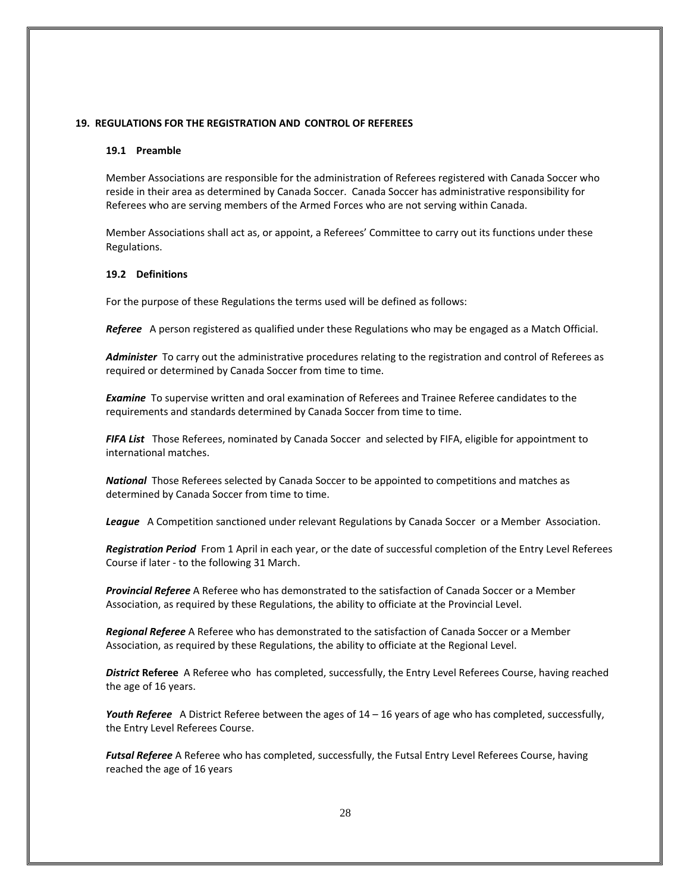## 19. REGULATIONS FOR THE REGISTRATION AND CONTROL OF REFEREES

### 19.1 Preamble

Member Associations are responsible for the administration of Referees registered with Canada Soccer who reside in their area as determined by Canada Soccer. Canada Soccer has administrative responsibility for Referees who are serving members of the Armed Forces who are not serving within Canada.

Member Associations shall act as, or appoint, a Referees' Committee to carry out its functions under these Regulations.

### 19.2 Definitions

For the purpose of these Regulations the terms used will be defined as follows:

***Referee*** A person registered as qualified under these Regulations who may be engaged as a Match Official.

***Administer*** To carry out the administrative procedures relating to the registration and control of Referees as required or determined by Canada Soccer from time to time.

***Examine*** To supervise written and oral examination of Referees and Trainee Referee candidates to the requirements and standards determined by Canada Soccer from time to time.

***FIFA List*** Those Referees, nominated by Canada Soccer and selected by FIFA, eligible for appointment to international matches.

***National*** Those Referees selected by Canada Soccer to be appointed to competitions and matches as determined by Canada Soccer from time to time.

***League*** A Competition sanctioned under relevant Regulations by Canada Soccer or a Member Association.

***Registration Period*** From 1 April in each year, or the date of successful completion of the Entry Level Referees Course if later - to the following 31 March.

***Provincial Referee*** A Referee who has demonstrated to the satisfaction of Canada Soccer or a Member Association, as required by these Regulations, the ability to officiate at the Provincial Level.

***Regional Referee*** A Referee who has demonstrated to the satisfaction of Canada Soccer or a Member Association, as required by these Regulations, the ability to officiate at the Regional Level.

***District* Referee** A Referee who has completed, successfully, the Entry Level Referees Course, having reached the age of 16 years.

***Youth Referee*** A District Referee between the ages of 14 – 16 years of age who has completed, successfully, the Entry Level Referees Course.

***Futsal Referee*** A Referee who has completed, successfully, the Futsal Entry Level Referees Course, having reached the age of 16 years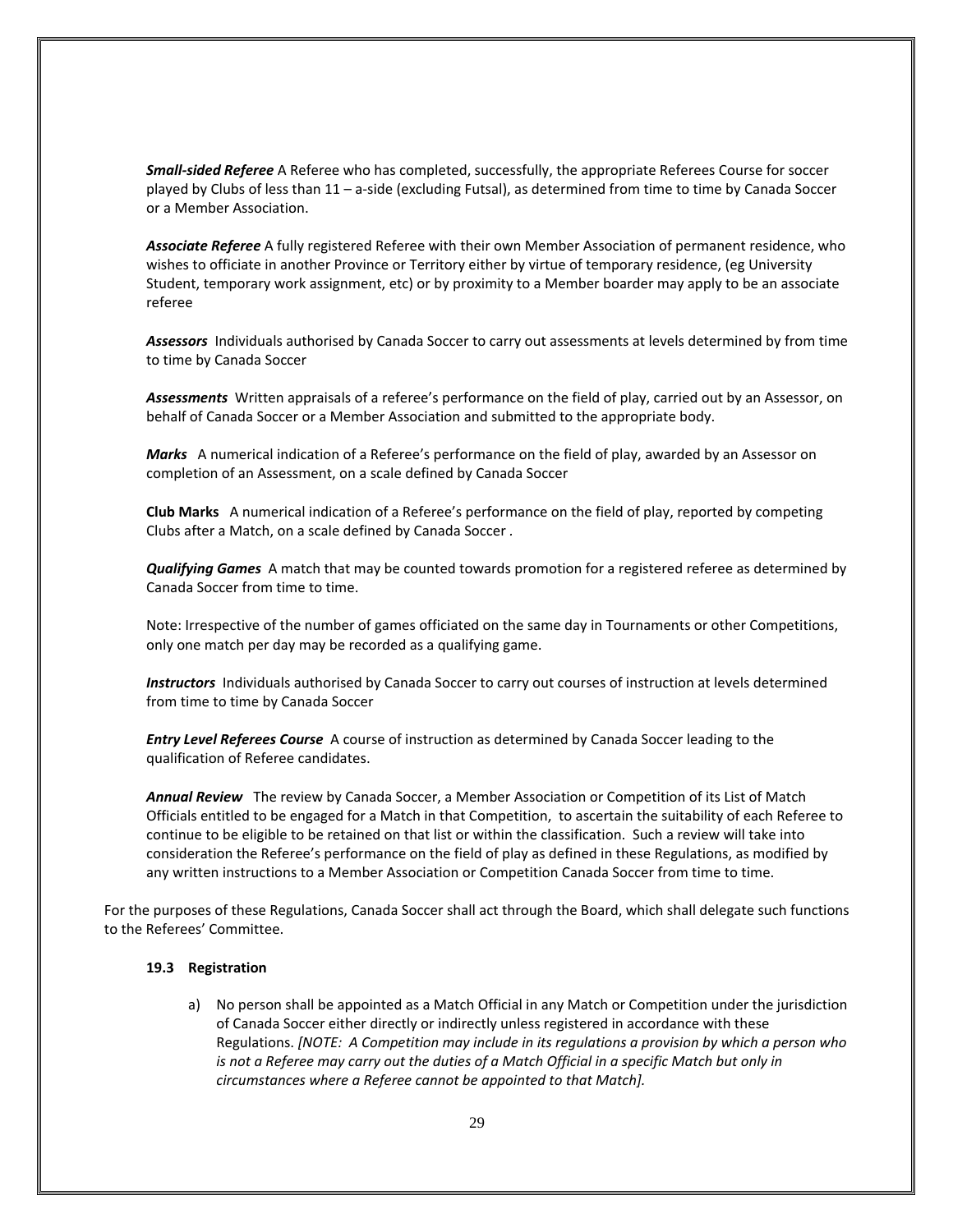***Small-sided Referee*** A Referee who has completed, successfully, the appropriate Referees Course for soccer played by Clubs of less than 11 – a-side (excluding Futsal), as determined from time to time by Canada Soccer or a Member Association.

***Associate Referee*** A fully registered Referee with their own Member Association of permanent residence, who wishes to officiate in another Province or Territory either by virtue of temporary residence, (eg University Student, temporary work assignment, etc) or by proximity to a Member boarder may apply to be an associate referee

***Assessors*** Individuals authorised by Canada Soccer to carry out assessments at levels determined by from time to time by Canada Soccer

***Assessments*** Written appraisals of a referee's performance on the field of play, carried out by an Assessor, on behalf of Canada Soccer or a Member Association and submitted to the appropriate body.

***Marks*** A numerical indication of a Referee's performance on the field of play, awarded by an Assessor on completion of an Assessment, on a scale defined by Canada Soccer

**Club Marks** A numerical indication of a Referee's performance on the field of play, reported by competing Clubs after a Match, on a scale defined by Canada Soccer .

***Qualifying Games*** A match that may be counted towards promotion for a registered referee as determined by Canada Soccer from time to time.

Note: Irrespective of the number of games officiated on the same day in Tournaments or other Competitions, only one match per day may be recorded as a qualifying game.

***Instructors*** Individuals authorised by Canada Soccer to carry out courses of instruction at levels determined from time to time by Canada Soccer

***Entry Level Referees Course*** A course of instruction as determined by Canada Soccer leading to the qualification of Referee candidates.

***Annual Review*** The review by Canada Soccer, a Member Association or Competition of its List of Match Officials entitled to be engaged for a Match in that Competition, to ascertain the suitability of each Referee to continue to be eligible to be retained on that list or within the classification. Such a review will take into consideration the Referee's performance on the field of play as defined in these Regulations, as modified by any written instructions to a Member Association or Competition Canada Soccer from time to time.

For the purposes of these Regulations, Canada Soccer shall act through the Board, which shall delegate such functions to the Referees' Committee.

### 19.3 Registration

a) No person shall be appointed as a Match Official in any Match or Competition under the jurisdiction of Canada Soccer either directly or indirectly unless registered in accordance with these Regulations. *[NOTE: A Competition may include in its regulations a provision by which a person who is not a Referee may carry out the duties of a Match Official in a specific Match but only in circumstances where a Referee cannot be appointed to that Match].*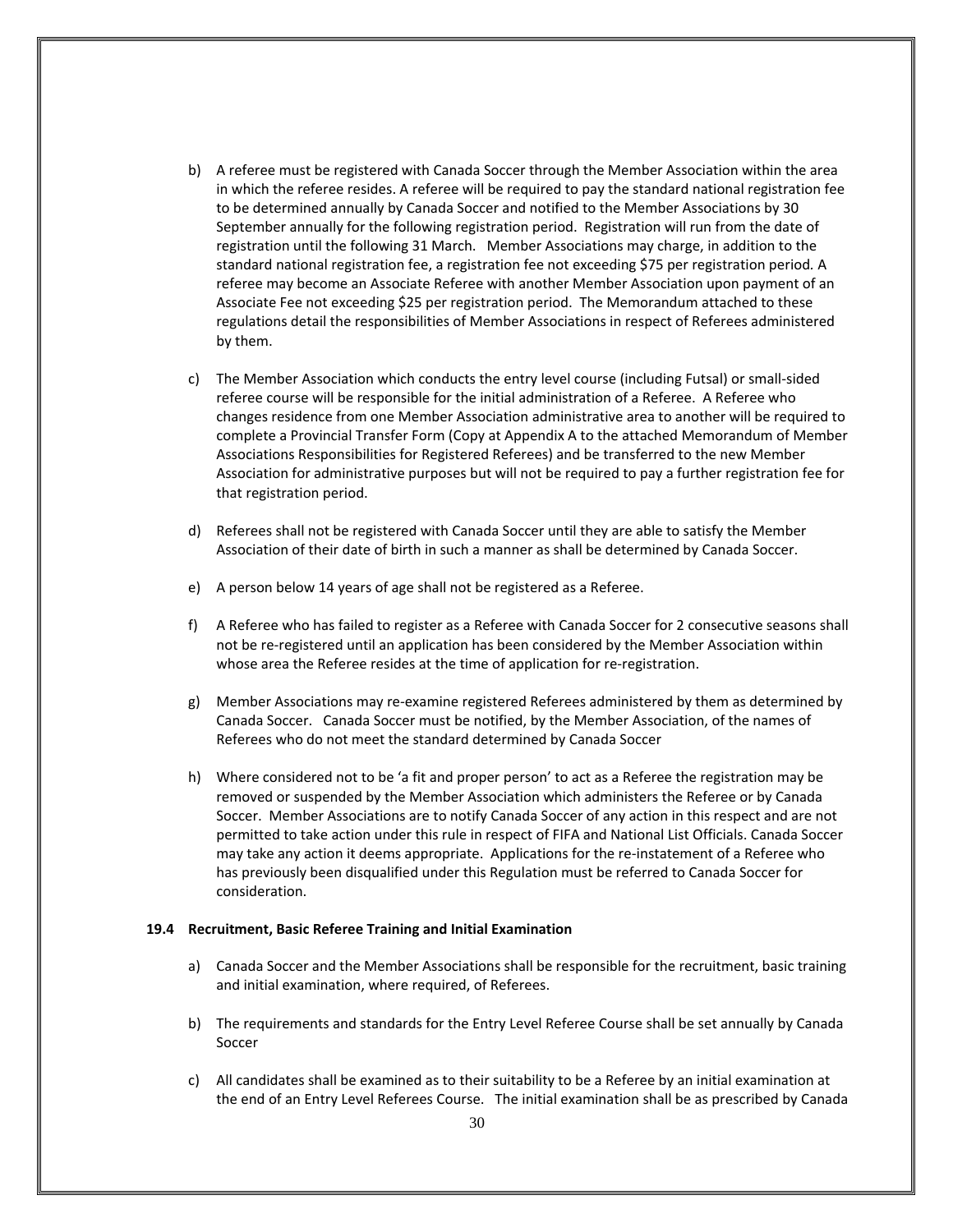b) A referee must be registered with Canada Soccer through the Member Association within the area in which the referee resides. A referee will be required to pay the standard national registration fee to be determined annually by Canada Soccer and notified to the Member Associations by 30 September annually for the following registration period. Registration will run from the date of registration until the following 31 March. Member Associations may charge, in addition to the standard national registration fee, a registration fee not exceeding $75 per registration period. A referee may become an Associate Referee with another Member Association upon payment of an Associate Fee not exceeding $25 per registration period. The Memorandum attached to these regulations detail the responsibilities of Member Associations in respect of Referees administered by them.

c) The Member Association which conducts the entry level course (including Futsal) or small-sided referee course will be responsible for the initial administration of a Referee. A Referee who changes residence from one Member Association administrative area to another will be required to complete a Provincial Transfer Form (Copy at Appendix A to the attached Memorandum of Member Associations Responsibilities for Registered Referees) and be transferred to the new Member Association for administrative purposes but will not be required to pay a further registration fee for that registration period.

d) Referees shall not be registered with Canada Soccer until they are able to satisfy the Member Association of their date of birth in such a manner as shall be determined by Canada Soccer.

e) A person below 14 years of age shall not be registered as a Referee.

f) A Referee who has failed to register as a Referee with Canada Soccer for 2 consecutive seasons shall not be re-registered until an application has been considered by the Member Association within whose area the Referee resides at the time of application for re-registration.

g) Member Associations may re-examine registered Referees administered by them as determined by Canada Soccer. Canada Soccer must be notified, by the Member Association, of the names of Referees who do not meet the standard determined by Canada Soccer

h) Where considered not to be 'a fit and proper person' to act as a Referee the registration may be removed or suspended by the Member Association which administers the Referee or by Canada Soccer. Member Associations are to notify Canada Soccer of any action in this respect and are not permitted to take action under this rule in respect of FIFA and National List Officials. Canada Soccer may take any action it deems appropriate. Applications for the re-instatement of a Referee who has previously been disqualified under this Regulation must be referred to Canada Soccer for consideration.

**19.4 Recruitment, Basic Referee Training and Initial Examination**

a) Canada Soccer and the Member Associations shall be responsible for the recruitment, basic training and initial examination, where required, of Referees.

b) The requirements and standards for the Entry Level Referee Course shall be set annually by Canada Soccer

c) All candidates shall be examined as to their suitability to be a Referee by an initial examination at the end of an Entry Level Referees Course. The initial examination shall be as prescribed by Canada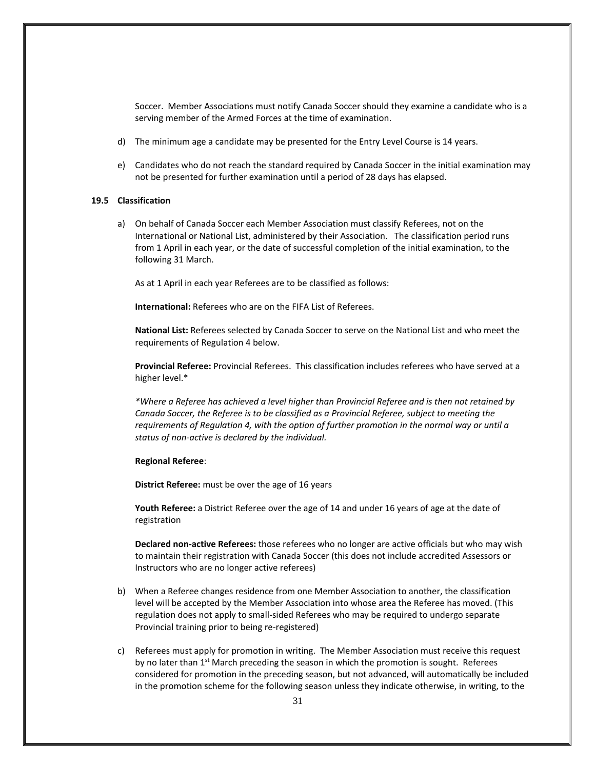Soccer. Member Associations must notify Canada Soccer should they examine a candidate who is a serving member of the Armed Forces at the time of examination.

d) The minimum age a candidate may be presented for the Entry Level Course is 14 years.

e) Candidates who do not reach the standard required by Canada Soccer in the initial examination may not be presented for further examination until a period of 28 days has elapsed.

### 19.5 Classification

a) On behalf of Canada Soccer each Member Association must classify Referees, not on the International or National List, administered by their Association. The classification period runs from 1 April in each year, or the date of successful completion of the initial examination, to the following 31 March.

As at 1 April in each year Referees are to be classified as follows:

**International:** Referees who are on the FIFA List of Referees.

**National List:** Referees selected by Canada Soccer to serve on the National List and who meet the requirements of Regulation 4 below.

**Provincial Referee:** Provincial Referees. This classification includes referees who have served at a higher level.*

*\*Where a Referee has achieved a level higher than Provincial Referee and is then not retained by Canada Soccer, the Referee is to be classified as a Provincial Referee, subject to meeting the requirements of Regulation 4, with the option of further promotion in the normal way or until a status of non-active is declared by the individual.*

**Regional Referee**:

**District Referee:** must be over the age of 16 years

**Youth Referee:** a District Referee over the age of 14 and under 16 years of age at the date of registration

**Declared non-active Referees:** those referees who no longer are active officials but who may wish to maintain their registration with Canada Soccer (this does not include accredited Assessors or Instructors who are no longer active referees)

b) When a Referee changes residence from one Member Association to another, the classification level will be accepted by the Member Association into whose area the Referee has moved. (This regulation does not apply to small-sided Referees who may be required to undergo separate Provincial training prior to being re-registered)

c) Referees must apply for promotion in writing. The Member Association must receive this request by no later than 1st March preceding the season in which the promotion is sought. Referees considered for promotion in the preceding season, but not advanced, will automatically be included in the promotion scheme for the following season unless they indicate otherwise, in writing, to the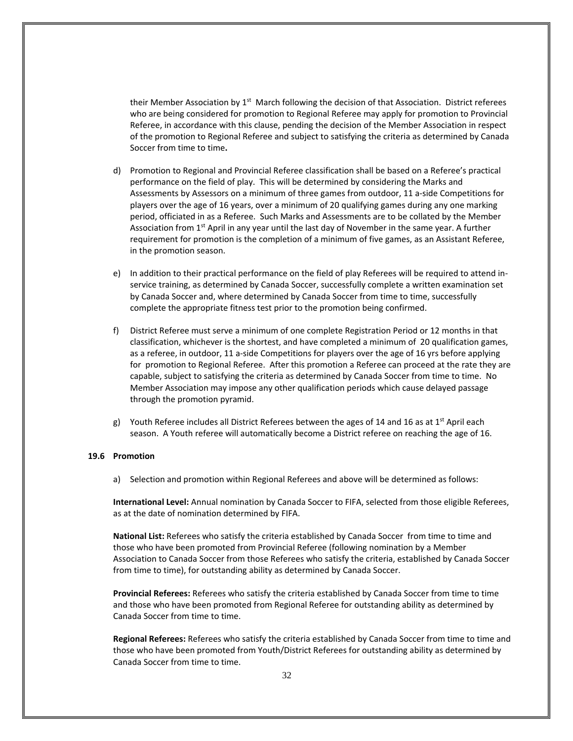their Member Association by 1st March following the decision of that Association. District referees who are being considered for promotion to Regional Referee may apply for promotion to Provincial Referee, in accordance with this clause, pending the decision of the Member Association in respect of the promotion to Regional Referee and subject to satisfying the criteria as determined by Canada Soccer from time to time**.**

d) Promotion to Regional and Provincial Referee classification shall be based on a Referee's practical performance on the field of play. This will be determined by considering the Marks and Assessments by Assessors on a minimum of three games from outdoor, 11 a-side Competitions for players over the age of 16 years, over a minimum of 20 qualifying games during any one marking period, officiated in as a Referee. Such Marks and Assessments are to be collated by the Member Association from 1st April in any year until the last day of November in the same year. A further requirement for promotion is the completion of a minimum of five games, as an Assistant Referee, in the promotion season.

e) In addition to their practical performance on the field of play Referees will be required to attend in-service training, as determined by Canada Soccer, successfully complete a written examination set by Canada Soccer and, where determined by Canada Soccer from time to time, successfully complete the appropriate fitness test prior to the promotion being confirmed.

f) District Referee must serve a minimum of one complete Registration Period or 12 months in that classification, whichever is the shortest, and have completed a minimum of 20 qualification games, as a referee, in outdoor, 11 a-side Competitions for players over the age of 16 yrs before applying for promotion to Regional Referee. After this promotion a Referee can proceed at the rate they are capable, subject to satisfying the criteria as determined by Canada Soccer from time to time. No Member Association may impose any other qualification periods which cause delayed passage through the promotion pyramid.

g) Youth Referee includes all District Referees between the ages of 14 and 16 as at 1st April each season. A Youth referee will automatically become a District referee on reaching the age of 16.

### 19.6 Promotion

a) Selection and promotion within Regional Referees and above will be determined as follows:

**International Level:** Annual nomination by Canada Soccer to FIFA, selected from those eligible Referees, as at the date of nomination determined by FIFA.

**National List:** Referees who satisfy the criteria established by Canada Soccer from time to time and those who have been promoted from Provincial Referee (following nomination by a Member Association to Canada Soccer from those Referees who satisfy the criteria, established by Canada Soccer from time to time), for outstanding ability as determined by Canada Soccer.

**Provincial Referees:** Referees who satisfy the criteria established by Canada Soccer from time to time and those who have been promoted from Regional Referee for outstanding ability as determined by Canada Soccer from time to time.

**Regional Referees:** Referees who satisfy the criteria established by Canada Soccer from time to time and those who have been promoted from Youth/District Referees for outstanding ability as determined by Canada Soccer from time to time.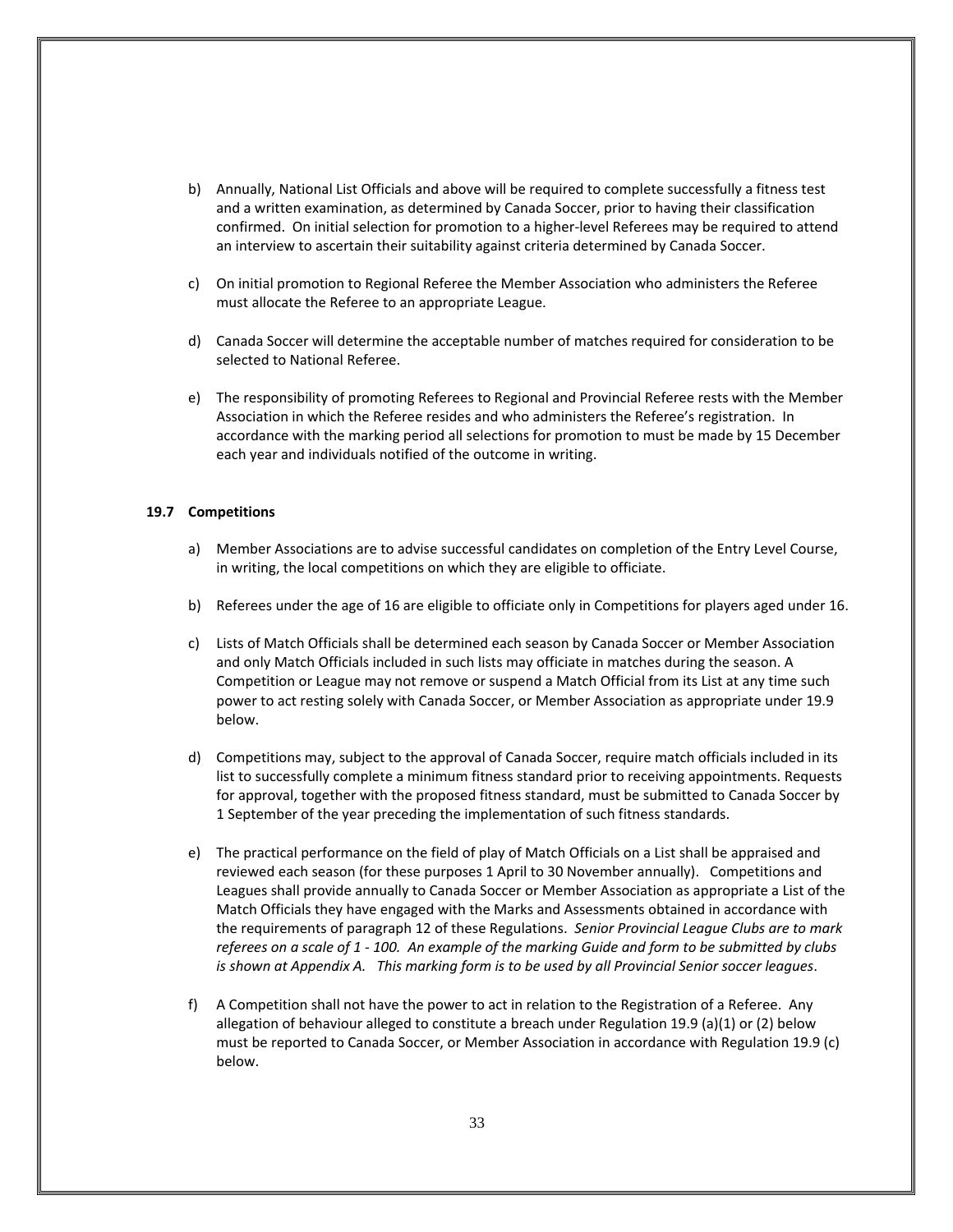b) Annually, National List Officials and above will be required to complete successfully a fitness test and a written examination, as determined by Canada Soccer, prior to having their classification confirmed. On initial selection for promotion to a higher-level Referees may be required to attend an interview to ascertain their suitability against criteria determined by Canada Soccer.

c) On initial promotion to Regional Referee the Member Association who administers the Referee must allocate the Referee to an appropriate League.

d) Canada Soccer will determine the acceptable number of matches required for consideration to be selected to National Referee.

e) The responsibility of promoting Referees to Regional and Provincial Referee rests with the Member Association in which the Referee resides and who administers the Referee's registration. In accordance with the marking period all selections for promotion to must be made by 15 December each year and individuals notified of the outcome in writing.

### 19.7 Competitions

a) Member Associations are to advise successful candidates on completion of the Entry Level Course, in writing, the local competitions on which they are eligible to officiate.

b) Referees under the age of 16 are eligible to officiate only in Competitions for players aged under 16.

c) Lists of Match Officials shall be determined each season by Canada Soccer or Member Association and only Match Officials included in such lists may officiate in matches during the season. A Competition or League may not remove or suspend a Match Official from its List at any time such power to act resting solely with Canada Soccer, or Member Association as appropriate under 19.9 below.

d) Competitions may, subject to the approval of Canada Soccer, require match officials included in its list to successfully complete a minimum fitness standard prior to receiving appointments. Requests for approval, together with the proposed fitness standard, must be submitted to Canada Soccer by 1 September of the year preceding the implementation of such fitness standards.

e) The practical performance on the field of play of Match Officials on a List shall be appraised and reviewed each season (for these purposes 1 April to 30 November annually). Competitions and Leagues shall provide annually to Canada Soccer or Member Association as appropriate a List of the Match Officials they have engaged with the Marks and Assessments obtained in accordance with the requirements of paragraph 12 of these Regulations. *Senior Provincial League Clubs are to mark referees on a scale of 1 - 100. An example of the marking Guide and form to be submitted by clubs is shown at Appendix A. This marking form is to be used by all Provincial Senior soccer leagues*.

f) A Competition shall not have the power to act in relation to the Registration of a Referee. Any allegation of behaviour alleged to constitute a breach under Regulation 19.9 (a)(1) or (2) below must be reported to Canada Soccer, or Member Association in accordance with Regulation 19.9 (c) below.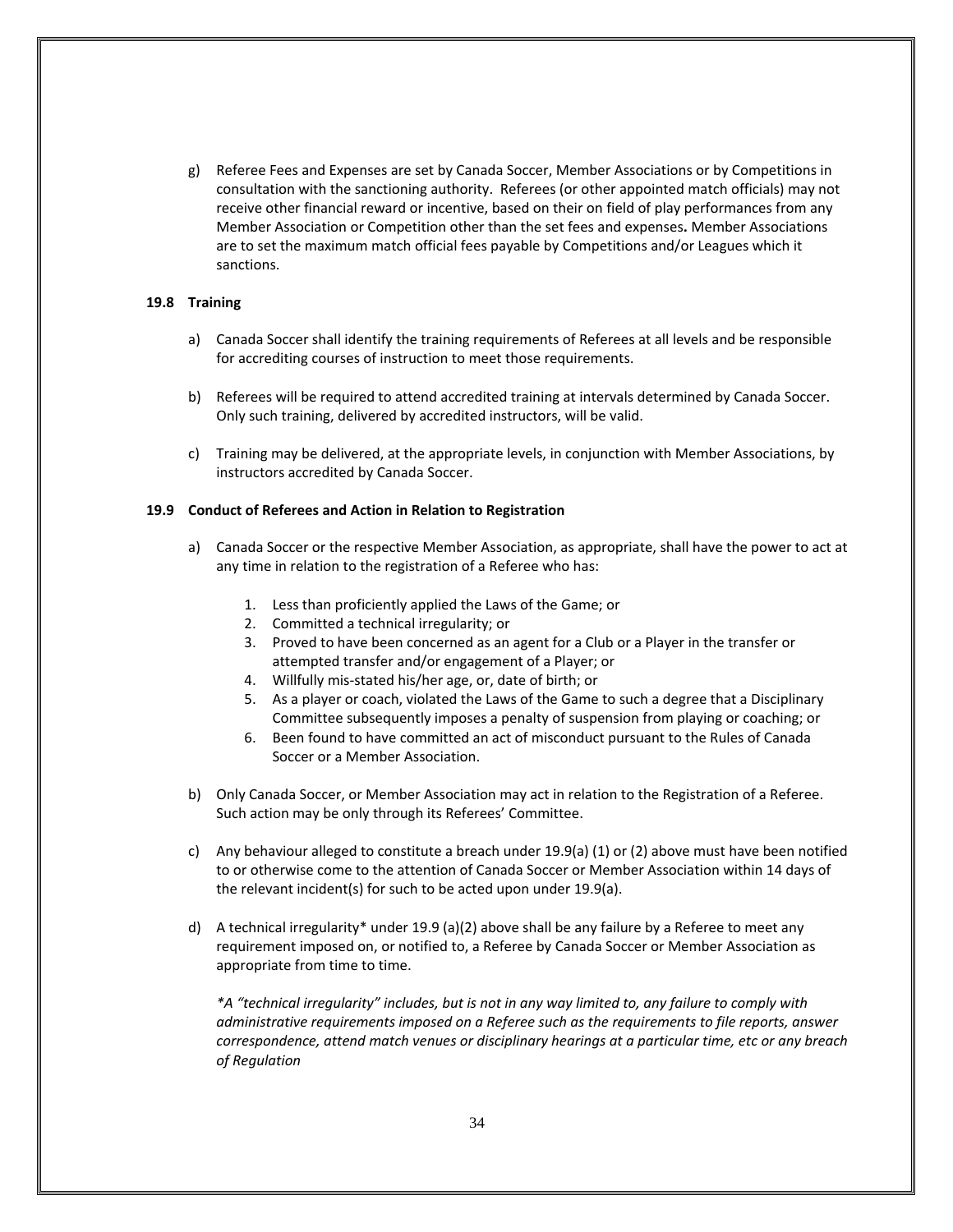g) Referee Fees and Expenses are set by Canada Soccer, Member Associations or by Competitions in consultation with the sanctioning authority. Referees (or other appointed match officials) may not receive other financial reward or incentive, based on their on field of play performances from any Member Association or Competition other than the set fees and expenses**.** Member Associations are to set the maximum match official fees payable by Competitions and/or Leagues which it sanctions.

### 19.8 Training

a) Canada Soccer shall identify the training requirements of Referees at all levels and be responsible for accrediting courses of instruction to meet those requirements.

b) Referees will be required to attend accredited training at intervals determined by Canada Soccer. Only such training, delivered by accredited instructors, will be valid.

c) Training may be delivered, at the appropriate levels, in conjunction with Member Associations, by instructors accredited by Canada Soccer.

### 19.9 Conduct of Referees and Action in Relation to Registration

a) Canada Soccer or the respective Member Association, as appropriate, shall have the power to act at any time in relation to the registration of a Referee who has:

1. Less than proficiently applied the Laws of the Game; or
2. Committed a technical irregularity; or
3. Proved to have been concerned as an agent for a Club or a Player in the transfer or attempted transfer and/or engagement of a Player; or
4. Willfully mis-stated his/her age, or, date of birth; or
5. As a player or coach, violated the Laws of the Game to such a degree that a Disciplinary Committee subsequently imposes a penalty of suspension from playing or coaching; or
6. Been found to have committed an act of misconduct pursuant to the Rules of Canada Soccer or a Member Association.

b) Only Canada Soccer, or Member Association may act in relation to the Registration of a Referee. Such action may be only through its Referees' Committee.

c) Any behaviour alleged to constitute a breach under 19.9(a) (1) or (2) above must have been notified to or otherwise come to the attention of Canada Soccer or Member Association within 14 days of the relevant incident(s) for such to be acted upon under 19.9(a).

d) A technical irregularity* under 19.9 (a)(2) above shall be any failure by a Referee to meet any requirement imposed on, or notified to, a Referee by Canada Soccer or Member Association as appropriate from time to time.

*\*A "technical irregularity" includes, but is not in any way limited to, any failure to comply with administrative requirements imposed on a Referee such as the requirements to file reports, answer correspondence, attend match venues or disciplinary hearings at a particular time, etc or any breach of Regulation*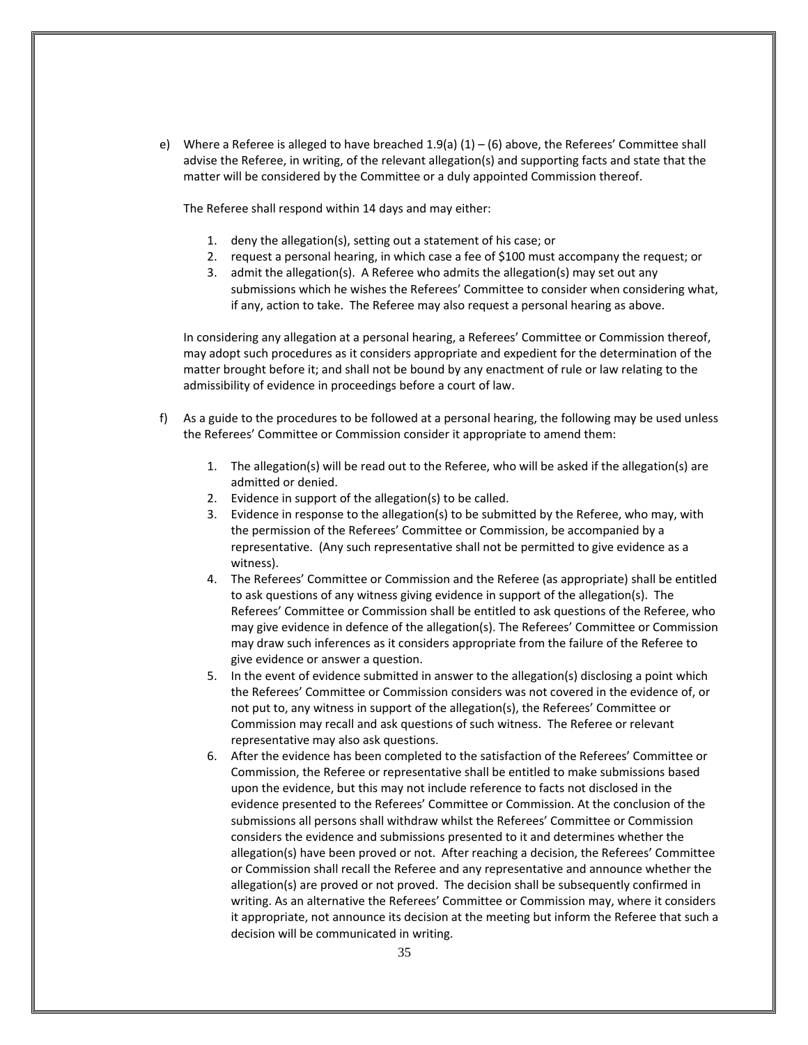e) Where a Referee is alleged to have breached 1.9(a) (1) – (6) above, the Referees' Committee shall advise the Referee, in writing, of the relevant allegation(s) and supporting facts and state that the matter will be considered by the Committee or a duly appointed Commission thereof.

   The Referee shall respond within 14 days and may either:

   1. deny the allegation(s), setting out a statement of his case; or
   2. request a personal hearing, in which case a fee of $100 must accompany the request; or
   3. admit the allegation(s). A Referee who admits the allegation(s) may set out any submissions which he wishes the Referees' Committee to consider when considering what, if any, action to take. The Referee may also request a personal hearing as above.

   In considering any allegation at a personal hearing, a Referees' Committee or Commission thereof, may adopt such procedures as it considers appropriate and expedient for the determination of the matter brought before it; and shall not be bound by any enactment of rule or law relating to the admissibility of evidence in proceedings before a court of law.

f) As a guide to the procedures to be followed at a personal hearing, the following may be used unless the Referees' Committee or Commission consider it appropriate to amend them:

   1. The allegation(s) will be read out to the Referee, who will be asked if the allegation(s) are admitted or denied.
   2. Evidence in support of the allegation(s) to be called.
   3. Evidence in response to the allegation(s) to be submitted by the Referee, who may, with the permission of the Referees' Committee or Commission, be accompanied by a representative. (Any such representative shall not be permitted to give evidence as a witness).
   4. The Referees' Committee or Commission and the Referee (as appropriate) shall be entitled to ask questions of any witness giving evidence in support of the allegation(s). The Referees' Committee or Commission shall be entitled to ask questions of the Referee, who may give evidence in defence of the allegation(s). The Referees' Committee or Commission may draw such inferences as it considers appropriate from the failure of the Referee to give evidence or answer a question.
   5. In the event of evidence submitted in answer to the allegation(s) disclosing a point which the Referees' Committee or Commission considers was not covered in the evidence of, or not put to, any witness in support of the allegation(s), the Referees' Committee or Commission may recall and ask questions of such witness. The Referee or relevant representative may also ask questions.
   6. After the evidence has been completed to the satisfaction of the Referees' Committee or Commission, the Referee or representative shall be entitled to make submissions based upon the evidence, but this may not include reference to facts not disclosed in the evidence presented to the Referees' Committee or Commission. At the conclusion of the submissions all persons shall withdraw whilst the Referees' Committee or Commission considers the evidence and submissions presented to it and determines whether the allegation(s) have been proved or not. After reaching a decision, the Referees' Committee or Commission shall recall the Referee and any representative and announce whether the allegation(s) are proved or not proved. The decision shall be subsequently confirmed in writing. As an alternative the Referees' Committee or Commission may, where it considers it appropriate, not announce its decision at the meeting but inform the Referee that such a decision will be communicated in writing.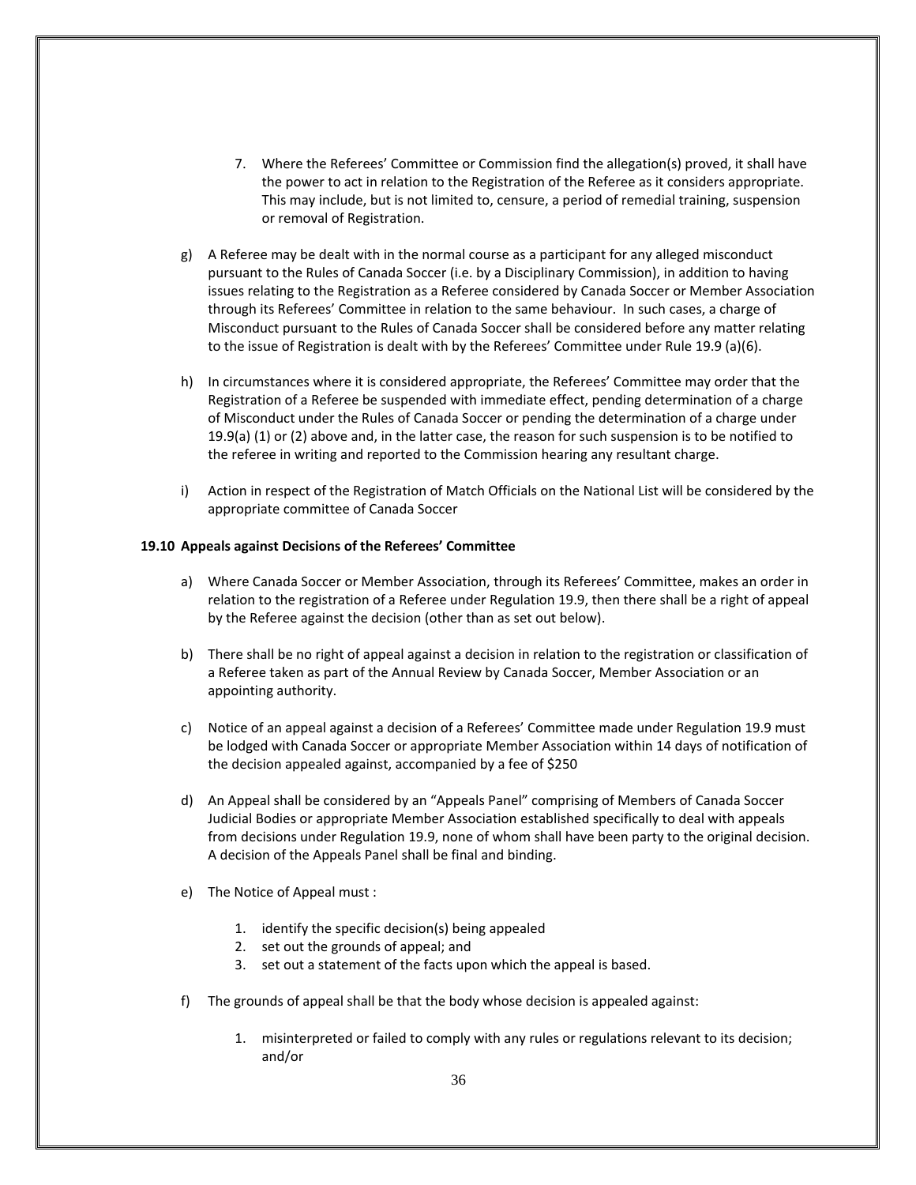7. Where the Referees' Committee or Commission find the allegation(s) proved, it shall have the power to act in relation to the Registration of the Referee as it considers appropriate. This may include, but is not limited to, censure, a period of remedial training, suspension or removal of Registration.

g) A Referee may be dealt with in the normal course as a participant for any alleged misconduct pursuant to the Rules of Canada Soccer (i.e. by a Disciplinary Commission), in addition to having issues relating to the Registration as a Referee considered by Canada Soccer or Member Association through its Referees' Committee in relation to the same behaviour. In such cases, a charge of Misconduct pursuant to the Rules of Canada Soccer shall be considered before any matter relating to the issue of Registration is dealt with by the Referees' Committee under Rule 19.9 (a)(6).

h) In circumstances where it is considered appropriate, the Referees' Committee may order that the Registration of a Referee be suspended with immediate effect, pending determination of a charge of Misconduct under the Rules of Canada Soccer or pending the determination of a charge under 19.9(a) (1) or (2) above and, in the latter case, the reason for such suspension is to be notified to the referee in writing and reported to the Commission hearing any resultant charge.

i) Action in respect of the Registration of Match Officials on the National List will be considered by the appropriate committee of Canada Soccer

**19.10 Appeals against Decisions of the Referees' Committee**

a) Where Canada Soccer or Member Association, through its Referees' Committee, makes an order in relation to the registration of a Referee under Regulation 19.9, then there shall be a right of appeal by the Referee against the decision (other than as set out below).

b) There shall be no right of appeal against a decision in relation to the registration or classification of a Referee taken as part of the Annual Review by Canada Soccer, Member Association or an appointing authority.

c) Notice of an appeal against a decision of a Referees' Committee made under Regulation 19.9 must be lodged with Canada Soccer or appropriate Member Association within 14 days of notification of the decision appealed against, accompanied by a fee of $250

d) An Appeal shall be considered by an "Appeals Panel" comprising of Members of Canada Soccer Judicial Bodies or appropriate Member Association established specifically to deal with appeals from decisions under Regulation 19.9, none of whom shall have been party to the original decision. A decision of the Appeals Panel shall be final and binding.

e) The Notice of Appeal must :

   1. identify the specific decision(s) being appealed
   2. set out the grounds of appeal; and
   3. set out a statement of the facts upon which the appeal is based.

f) The grounds of appeal shall be that the body whose decision is appealed against:

   1. misinterpreted or failed to comply with any rules or regulations relevant to its decision; and/or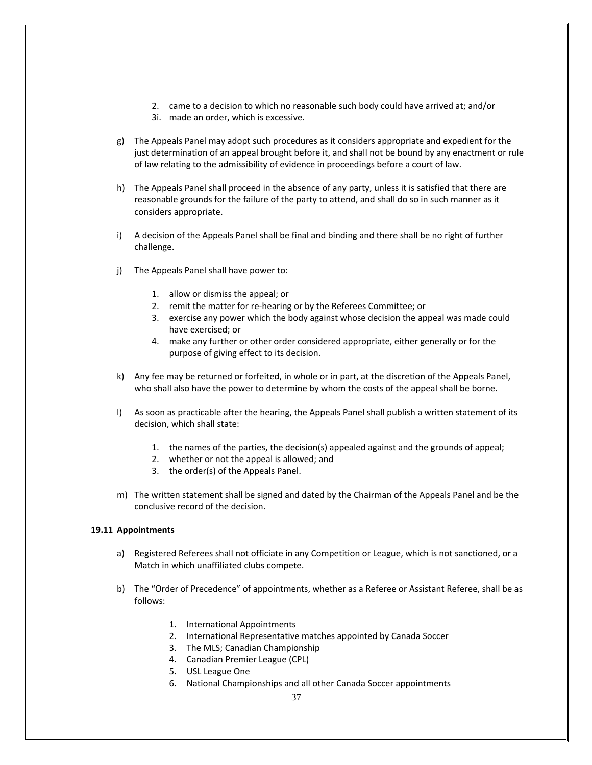2. came to a decision to which no reasonable such body could have arrived at; and/or
3i. made an order, which is excessive.

g) The Appeals Panel may adopt such procedures as it considers appropriate and expedient for the just determination of an appeal brought before it, and shall not be bound by any enactment or rule of law relating to the admissibility of evidence in proceedings before a court of law.

h) The Appeals Panel shall proceed in the absence of any party, unless it is satisfied that there are reasonable grounds for the failure of the party to attend, and shall do so in such manner as it considers appropriate.

i) A decision of the Appeals Panel shall be final and binding and there shall be no right of further challenge.

j) The Appeals Panel shall have power to:

   1. allow or dismiss the appeal; or
   2. remit the matter for re-hearing or by the Referees Committee; or
   3. exercise any power which the body against whose decision the appeal was made could have exercised; or
   4. make any further or other order considered appropriate, either generally or for the purpose of giving effect to its decision.

k) Any fee may be returned or forfeited, in whole or in part, at the discretion of the Appeals Panel, who shall also have the power to determine by whom the costs of the appeal shall be borne.

l) As soon as practicable after the hearing, the Appeals Panel shall publish a written statement of its decision, which shall state:

   1. the names of the parties, the decision(s) appealed against and the grounds of appeal;
   2. whether or not the appeal is allowed; and
   3. the order(s) of the Appeals Panel.

m) The written statement shall be signed and dated by the Chairman of the Appeals Panel and be the conclusive record of the decision.

**19.11 Appointments**

a) Registered Referees shall not officiate in any Competition or League, which is not sanctioned, or a Match in which unaffiliated clubs compete.

b) The "Order of Precedence" of appointments, whether as a Referee or Assistant Referee, shall be as follows:

   1. International Appointments
   2. International Representative matches appointed by Canada Soccer
   3. The MLS; Canadian Championship
   4. Canadian Premier League (CPL)
   5. USL League One
   6. National Championships and all other Canada Soccer appointments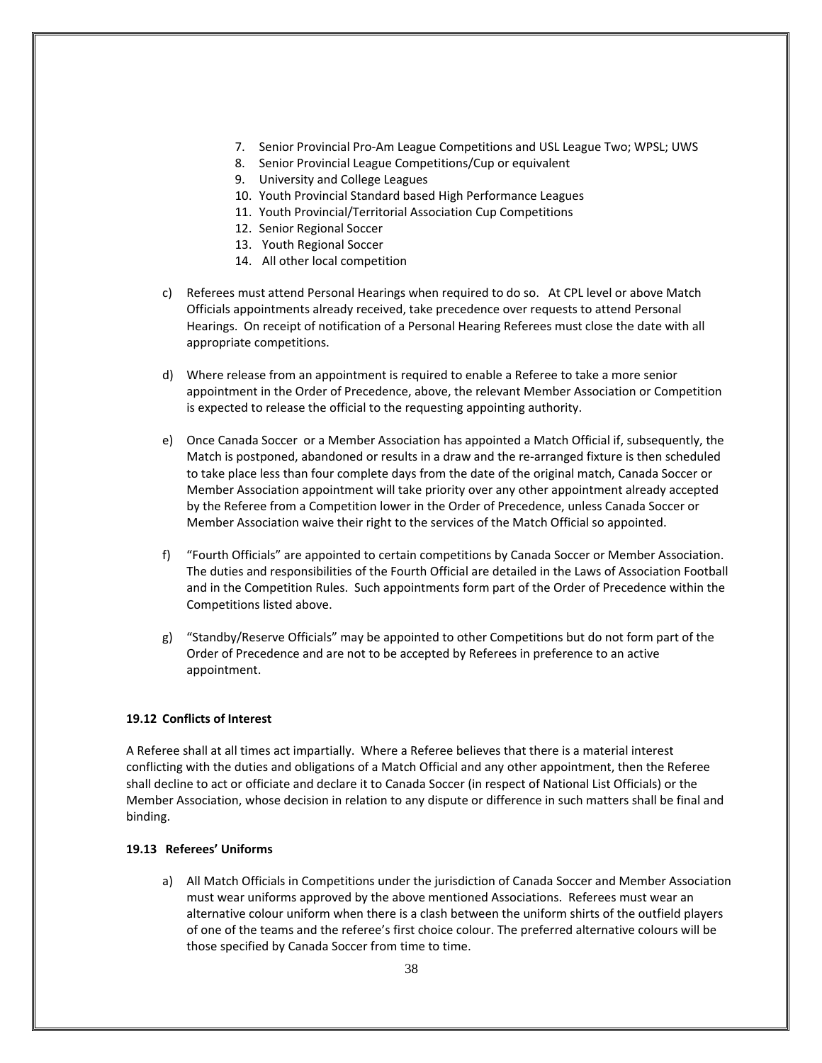7. Senior Provincial Pro-Am League Competitions and USL League Two; WPSL; UWS
8. Senior Provincial League Competitions/Cup or equivalent
9. University and College Leagues
10. Youth Provincial Standard based High Performance Leagues
11. Youth Provincial/Territorial Association Cup Competitions
12. Senior Regional Soccer
13. Youth Regional Soccer
14. All other local competition

c) Referees must attend Personal Hearings when required to do so. At CPL level or above Match Officials appointments already received, take precedence over requests to attend Personal Hearings. On receipt of notification of a Personal Hearing Referees must close the date with all appropriate competitions.

d) Where release from an appointment is required to enable a Referee to take a more senior appointment in the Order of Precedence, above, the relevant Member Association or Competition is expected to release the official to the requesting appointing authority.

e) Once Canada Soccer or a Member Association has appointed a Match Official if, subsequently, the Match is postponed, abandoned or results in a draw and the re-arranged fixture is then scheduled to take place less than four complete days from the date of the original match, Canada Soccer or Member Association appointment will take priority over any other appointment already accepted by the Referee from a Competition lower in the Order of Precedence, unless Canada Soccer or Member Association waive their right to the services of the Match Official so appointed.

f) "Fourth Officials" are appointed to certain competitions by Canada Soccer or Member Association. The duties and responsibilities of the Fourth Official are detailed in the Laws of Association Football and in the Competition Rules. Such appointments form part of the Order of Precedence within the Competitions listed above.

g) "Standby/Reserve Officials" may be appointed to other Competitions but do not form part of the Order of Precedence and are not to be accepted by Referees in preference to an active appointment.

#### 19.12 Conflicts of Interest

A Referee shall at all times act impartially. Where a Referee believes that there is a material interest conflicting with the duties and obligations of a Match Official and any other appointment, then the Referee shall decline to act or officiate and declare it to Canada Soccer (in respect of National List Officials) or the Member Association, whose decision in relation to any dispute or difference in such matters shall be final and binding.

#### 19.13 Referees' Uniforms

a) All Match Officials in Competitions under the jurisdiction of Canada Soccer and Member Association must wear uniforms approved by the above mentioned Associations. Referees must wear an alternative colour uniform when there is a clash between the uniform shirts of the outfield players of one of the teams and the referee's first choice colour. The preferred alternative colours will be those specified by Canada Soccer from time to time.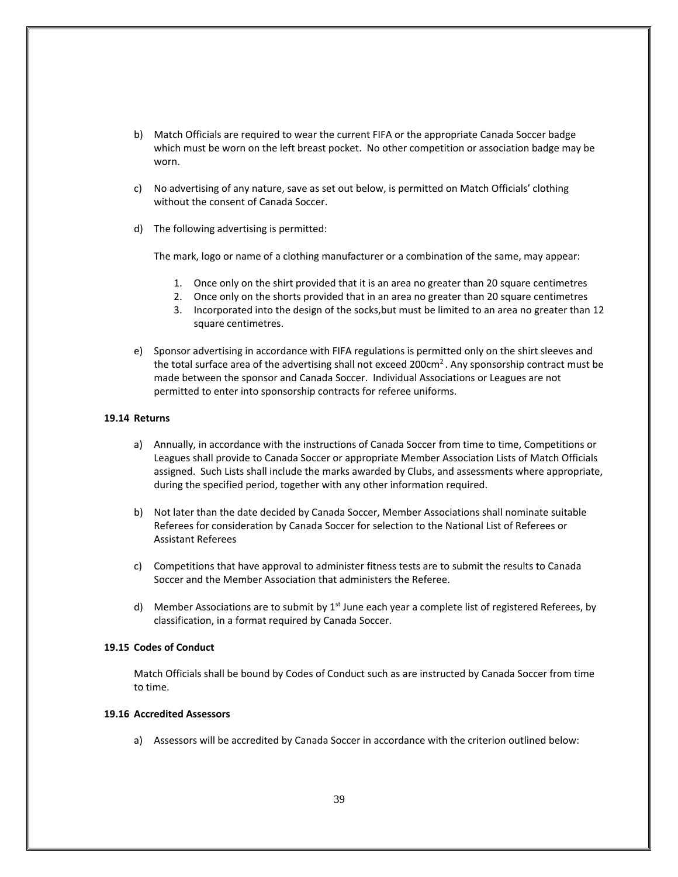b) Match Officials are required to wear the current FIFA or the appropriate Canada Soccer badge which must be worn on the left breast pocket. No other competition or association badge may be worn.

c) No advertising of any nature, save as set out below, is permitted on Match Officials' clothing without the consent of Canada Soccer.

d) The following advertising is permitted:

   The mark, logo or name of a clothing manufacturer or a combination of the same, may appear:

   1. Once only on the shirt provided that it is an area no greater than 20 square centimetres
   2. Once only on the shorts provided that in an area no greater than 20 square centimetres
   3. Incorporated into the design of the socks,but must be limited to an area no greater than 12 square centimetres.

e) Sponsor advertising in accordance with FIFA regulations is permitted only on the shirt sleeves and the total surface area of the advertising shall not exceed $200cm^2$. Any sponsorship contract must be made between the sponsor and Canada Soccer. Individual Associations or Leagues are not permitted to enter into sponsorship contracts for referee uniforms.

**19.14 Returns**

a) Annually, in accordance with the instructions of Canada Soccer from time to time, Competitions or Leagues shall provide to Canada Soccer or appropriate Member Association Lists of Match Officials assigned. Such Lists shall include the marks awarded by Clubs, and assessments where appropriate, during the specified period, together with any other information required.

b) Not later than the date decided by Canada Soccer, Member Associations shall nominate suitable Referees for consideration by Canada Soccer for selection to the National List of Referees or Assistant Referees

c) Competitions that have approval to administer fitness tests are to submit the results to Canada Soccer and the Member Association that administers the Referee.

d) Member Associations are to submit by 1st June each year a complete list of registered Referees, by classification, in a format required by Canada Soccer.

**19.15 Codes of Conduct**

Match Officials shall be bound by Codes of Conduct such as are instructed by Canada Soccer from time to time.

**19.16 Accredited Assessors**

a) Assessors will be accredited by Canada Soccer in accordance with the criterion outlined below: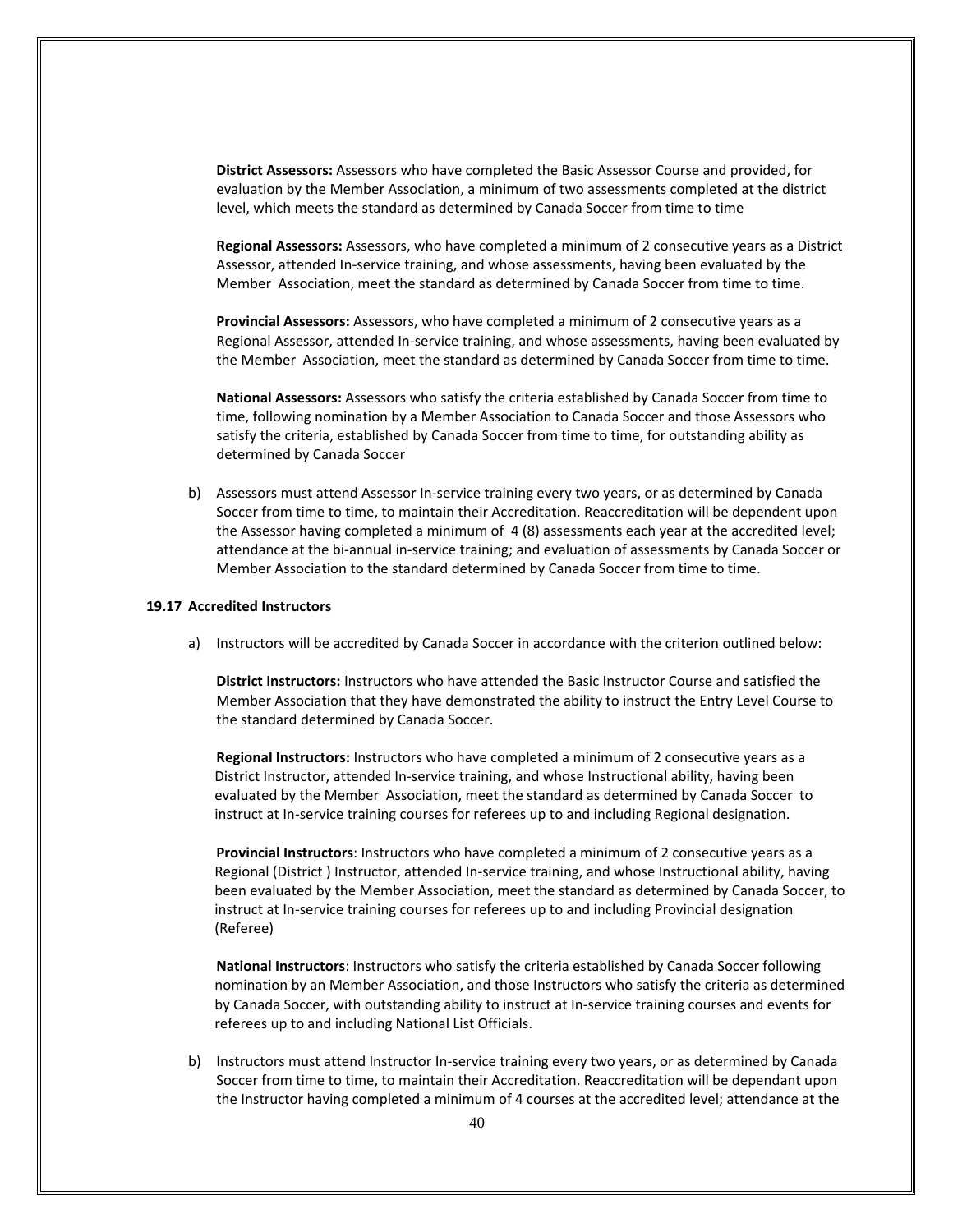**District Assessors:** Assessors who have completed the Basic Assessor Course and provided, for evaluation by the Member Association, a minimum of two assessments completed at the district level, which meets the standard as determined by Canada Soccer from time to time

**Regional Assessors:** Assessors, who have completed a minimum of 2 consecutive years as a District Assessor, attended In-service training, and whose assessments, having been evaluated by the Member Association, meet the standard as determined by Canada Soccer from time to time.

**Provincial Assessors:** Assessors, who have completed a minimum of 2 consecutive years as a Regional Assessor, attended In-service training, and whose assessments, having been evaluated by the Member Association, meet the standard as determined by Canada Soccer from time to time.

**National Assessors:** Assessors who satisfy the criteria established by Canada Soccer from time to time, following nomination by a Member Association to Canada Soccer and those Assessors who satisfy the criteria, established by Canada Soccer from time to time, for outstanding ability as determined by Canada Soccer

b) Assessors must attend Assessor In-service training every two years, or as determined by Canada Soccer from time to time, to maintain their Accreditation. Reaccreditation will be dependent upon the Assessor having completed a minimum of 4 (8) assessments each year at the accredited level; attendance at the bi-annual in-service training; and evaluation of assessments by Canada Soccer or Member Association to the standard determined by Canada Soccer from time to time.

### 19.17 Accredited Instructors

a) Instructors will be accredited by Canada Soccer in accordance with the criterion outlined below:

**District Instructors:** Instructors who have attended the Basic Instructor Course and satisfied the Member Association that they have demonstrated the ability to instruct the Entry Level Course to the standard determined by Canada Soccer.

**Regional Instructors:** Instructors who have completed a minimum of 2 consecutive years as a District Instructor, attended In-service training, and whose Instructional ability, having been evaluated by the Member Association, meet the standard as determined by Canada Soccer to instruct at In-service training courses for referees up to and including Regional designation.

**Provincial Instructors**: Instructors who have completed a minimum of 2 consecutive years as a Regional (District ) Instructor, attended In-service training, and whose Instructional ability, having been evaluated by the Member Association, meet the standard as determined by Canada Soccer, to instruct at In-service training courses for referees up to and including Provincial designation (Referee)

**National Instructors**: Instructors who satisfy the criteria established by Canada Soccer following nomination by an Member Association, and those Instructors who satisfy the criteria as determined by Canada Soccer, with outstanding ability to instruct at In-service training courses and events for referees up to and including National List Officials.

b) Instructors must attend Instructor In-service training every two years, or as determined by Canada Soccer from time to time, to maintain their Accreditation. Reaccreditation will be dependant upon the Instructor having completed a minimum of 4 courses at the accredited level; attendance at the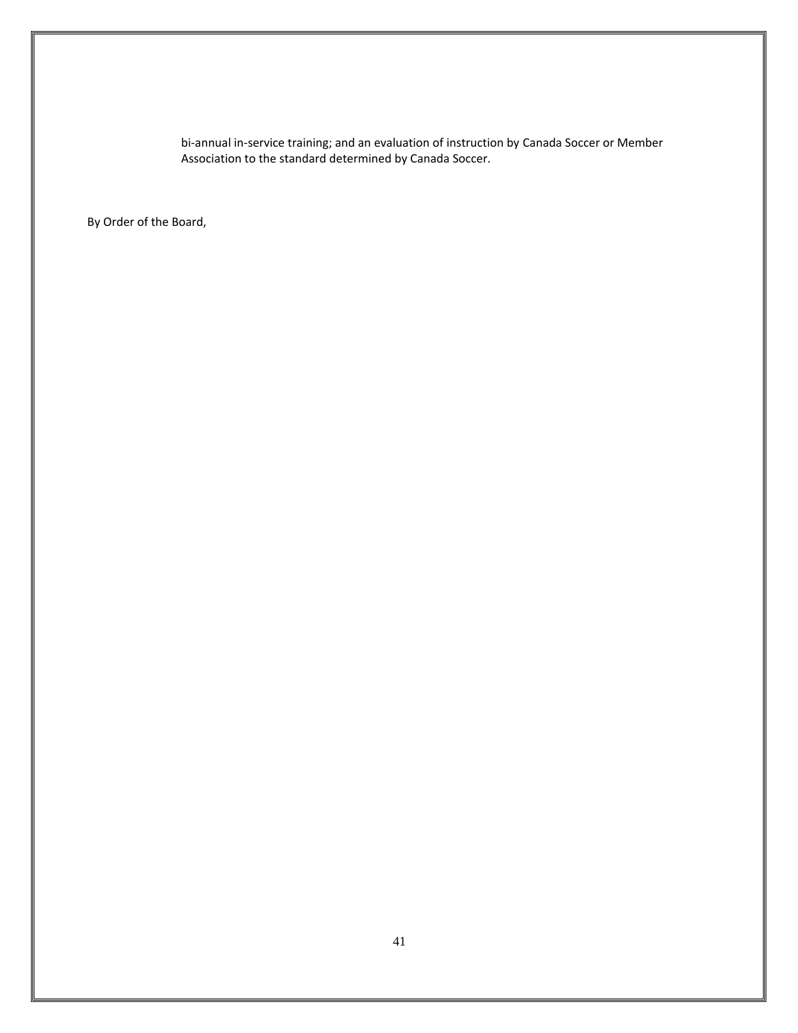bi-annual in-service training; and an evaluation of instruction by Canada Soccer or Member Association to the standard determined by Canada Soccer.

By Order of the Board,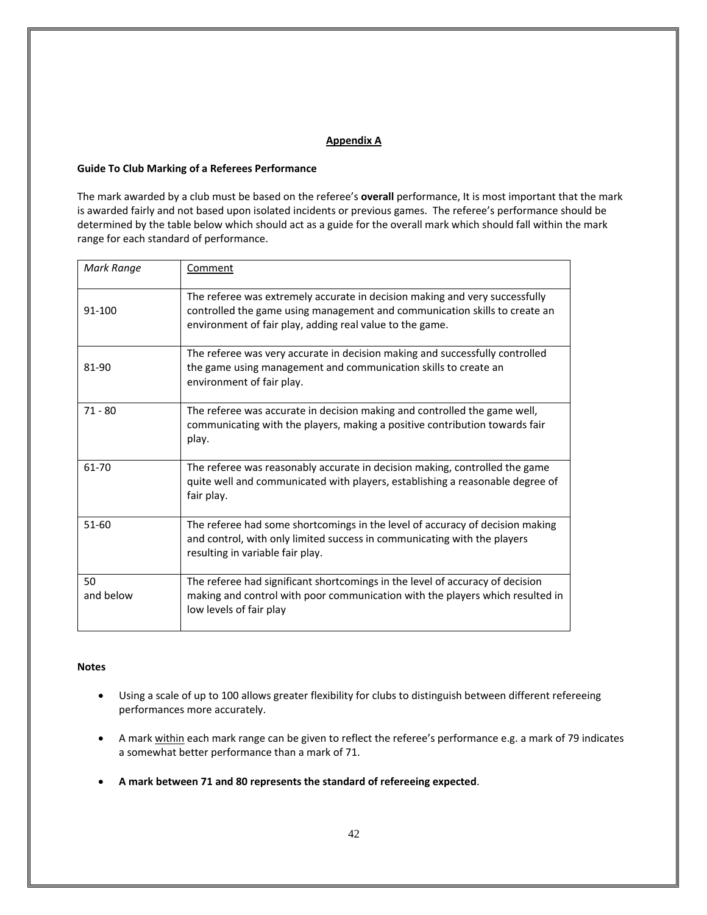## Appendix A

**Guide To Club Marking of a Referees Performance**

The mark awarded by a club must be based on the referee's **overall** performance, It is most important that the mark is awarded fairly and not based upon isolated incidents or previous games. The referee's performance should be determined by the table below which should act as a guide for the overall mark which should fall within the mark range for each standard of performance.

| *Mark Range* | Comment |
|---|---|
| 91-100 | The referee was extremely accurate in decision making and very successfully controlled the game using management and communication skills to create an environment of fair play, adding real value to the game. |
| 81-90 | The referee was very accurate in decision making and successfully controlled the game using management and communication skills to create an environment of fair play. |
| 71 - 80 | The referee was accurate in decision making and controlled the game well, communicating with the players, making a positive contribution towards fair play. |
| 61-70 | The referee was reasonably accurate in decision making, controlled the game quite well and communicated with players, establishing a reasonable degree of fair play. |
| 51-60 | The referee had some shortcomings in the level of accuracy of decision making and control, with only limited success in communicating with the players resulting in variable fair play. |
| 50 and below | The referee had significant shortcomings in the level of accuracy of decision making and control with poor communication with the players which resulted in low levels of fair play |

**Notes**

- Using a scale of up to 100 allows greater flexibility for clubs to distinguish between different refereeing performances more accurately.
- A mark within each mark range can be given to reflect the referee's performance e.g. a mark of 79 indicates a somewhat better performance than a mark of 71.
- **A mark between 71 and 80 represents the standard of refereeing expected**.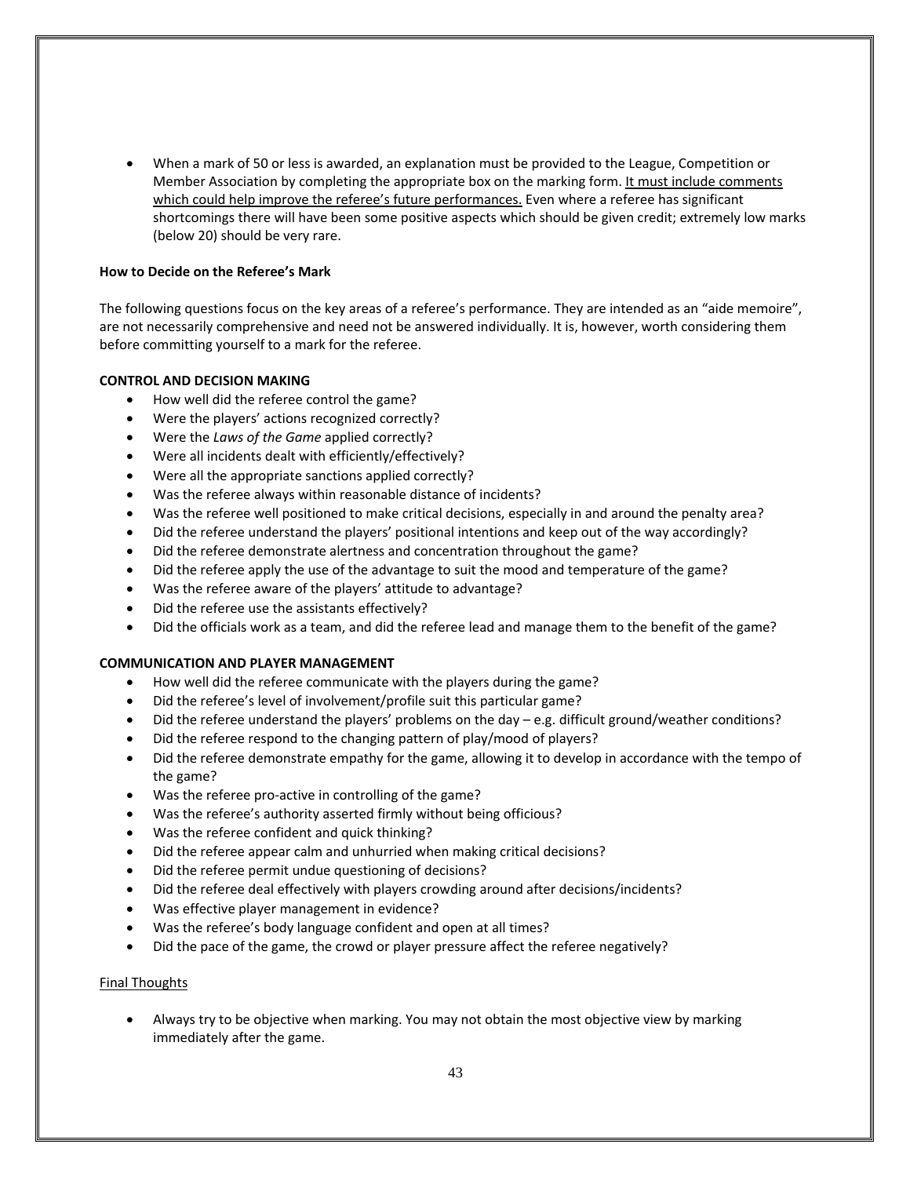- When a mark of 50 or less is awarded, an explanation must be provided to the League, Competition or Member Association by completing the appropriate box on the marking form. <u>It must include comments which could help improve the referee's future performances.</u> Even where a referee has significant shortcomings there will have been some positive aspects which should be given credit; extremely low marks (below 20) should be very rare.

**How to Decide on the Referee's Mark**

The following questions focus on the key areas of a referee's performance. They are intended as an "aide memoire", are not necessarily comprehensive and need not be answered individually. It is, however, worth considering them before committing yourself to a mark for the referee.

**CONTROL AND DECISION MAKING**

- How well did the referee control the game?
- Were the players' actions recognized correctly?
- Were the *Laws of the Game* applied correctly?
- Were all incidents dealt with efficiently/effectively?
- Were all the appropriate sanctions applied correctly?
- Was the referee always within reasonable distance of incidents?
- Was the referee well positioned to make critical decisions, especially in and around the penalty area?
- Did the referee understand the players' positional intentions and keep out of the way accordingly?
- Did the referee demonstrate alertness and concentration throughout the game?
- Did the referee apply the use of the advantage to suit the mood and temperature of the game?
- Was the referee aware of the players' attitude to advantage?
- Did the referee use the assistants effectively?
- Did the officials work as a team, and did the referee lead and manage them to the benefit of the game?

**COMMUNICATION AND PLAYER MANAGEMENT**

- How well did the referee communicate with the players during the game?
- Did the referee's level of involvement/profile suit this particular game?
- Did the referee understand the players' problems on the day – e.g. difficult ground/weather conditions?
- Did the referee respond to the changing pattern of play/mood of players?
- Did the referee demonstrate empathy for the game, allowing it to develop in accordance with the tempo of the game?
- Was the referee pro-active in controlling of the game?
- Was the referee's authority asserted firmly without being officious?
- Was the referee confident and quick thinking?
- Did the referee appear calm and unhurried when making critical decisions?
- Did the referee permit undue questioning of decisions?
- Did the referee deal effectively with players crowding around after decisions/incidents?
- Was effective player management in evidence?
- Was the referee's body language confident and open at all times?
- Did the pace of the game, the crowd or player pressure affect the referee negatively?

<u>Final Thoughts</u>

- Always try to be objective when marking. You may not obtain the most objective view by marking immediately after the game.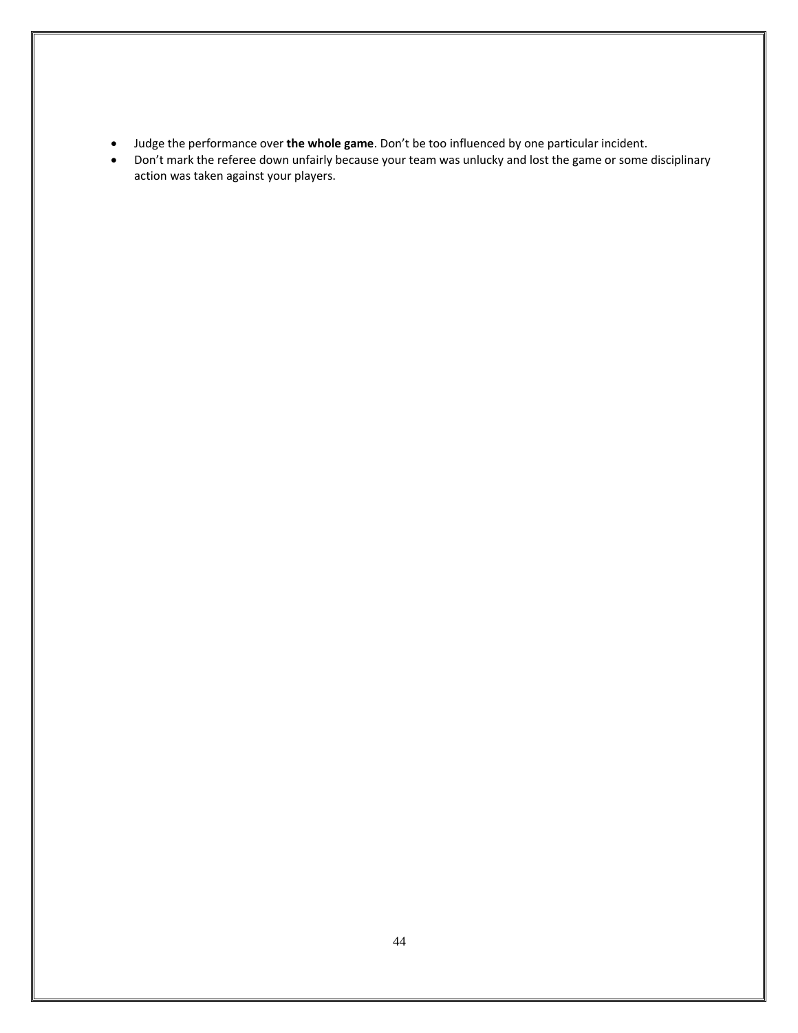- Judge the performance over **the whole game**. Don't be too influenced by one particular incident.
- Don't mark the referee down unfairly because your team was unlucky and lost the game or some disciplinary action was taken against your players.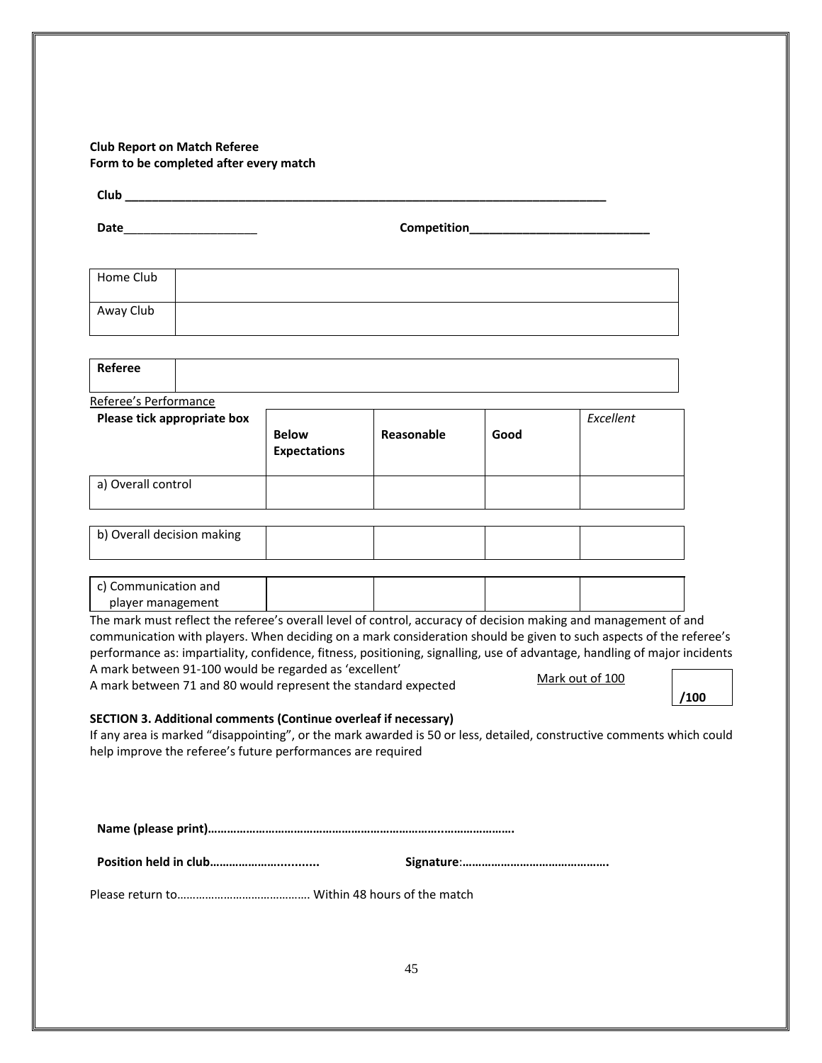**Club Report on Match Referee**
**Form to be completed after every match**

**Club ___________________________________________________________________________**

**Date**____________________ **Competition**___________________________

| Home Club | |
|---|---|
| Away Club | |

| **Referee** | |
|---|---|

Referee's Performance

| **Please tick appropriate box** | **Below Expectations** | **Reasonable** | **Good** | *Excellent* |
|---|---|---|---|---|
| a) Overall control | | | | |
| b) Overall decision making | | | | |
| c) Communication and player management | | | | |

The mark must reflect the referee's overall level of control, accuracy of decision making and management of and communication with players. When deciding on a mark consideration should be given to such aspects of the referee's performance as: impartiality, confidence, fitness, positioning, signalling, use of advantage, handling of major incidents

A mark between 91-100 would be regarded as 'excellent'

A mark between 71 and 80 would represent the standard expected

Mark out of 100 **/100**

**SECTION 3. Additional comments (Continue overleaf if necessary)**

If any area is marked "disappointing", or the mark awarded is 50 or less, detailed, constructive comments which could help improve the referee's future performances are required

**Name (please print)…………………………………………………………………..………………….**

**Position held in club……………………...........** **Signature**:**……………………………………….**

Please return to……………………………………. Within 48 hours of the match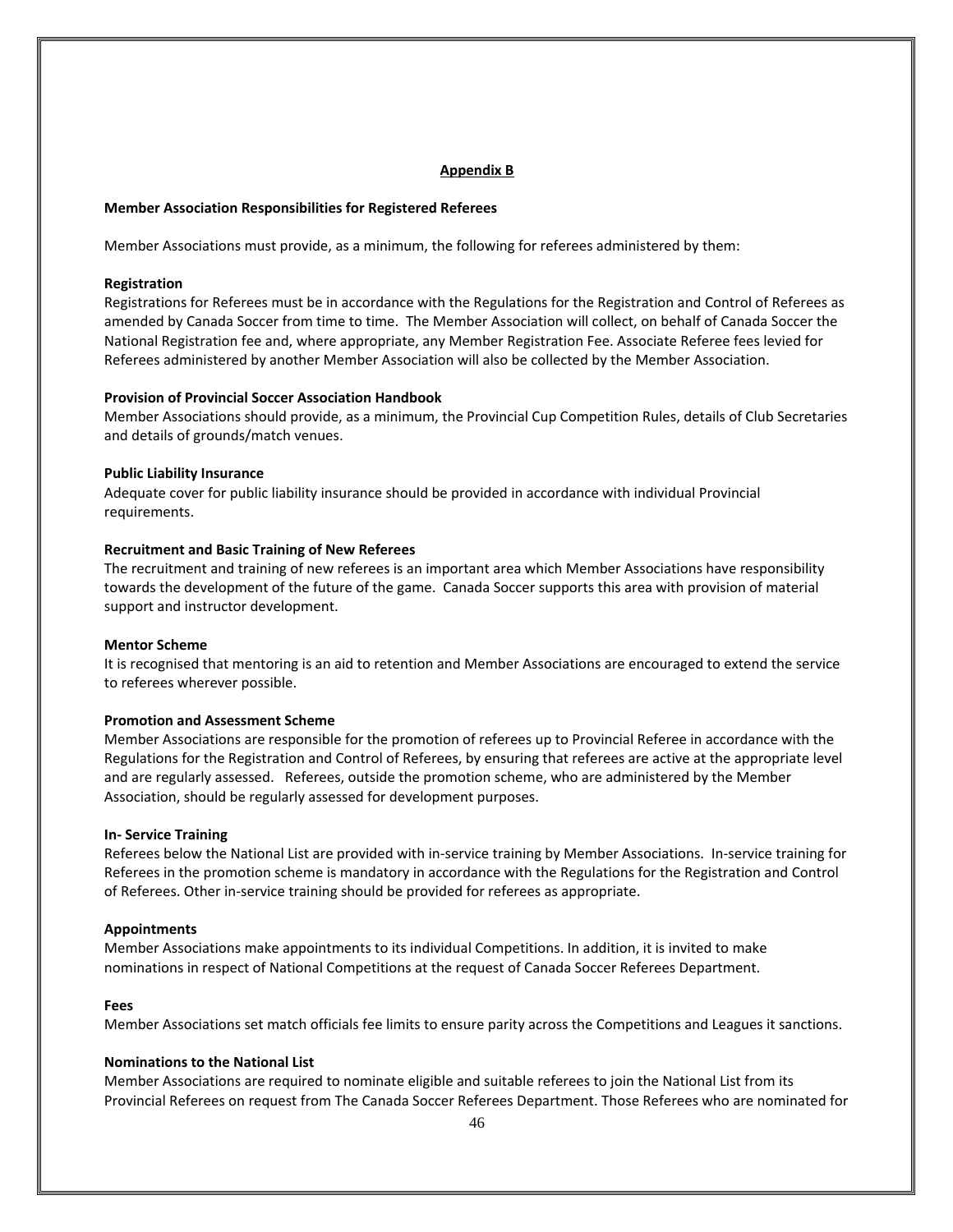## Appendix B

### Member Association Responsibilities for Registered Referees

Member Associations must provide, as a minimum, the following for referees administered by them:

**Registration**

Registrations for Referees must be in accordance with the Regulations for the Registration and Control of Referees as amended by Canada Soccer from time to time. The Member Association will collect, on behalf of Canada Soccer the National Registration fee and, where appropriate, any Member Registration Fee. Associate Referee fees levied for Referees administered by another Member Association will also be collected by the Member Association.

**Provision of Provincial Soccer Association Handbook**

Member Associations should provide, as a minimum, the Provincial Cup Competition Rules, details of Club Secretaries and details of grounds/match venues.

**Public Liability Insurance**

Adequate cover for public liability insurance should be provided in accordance with individual Provincial requirements.

**Recruitment and Basic Training of New Referees**

The recruitment and training of new referees is an important area which Member Associations have responsibility towards the development of the future of the game. Canada Soccer supports this area with provision of material support and instructor development.

**Mentor Scheme**

It is recognised that mentoring is an aid to retention and Member Associations are encouraged to extend the service to referees wherever possible.

**Promotion and Assessment Scheme**

Member Associations are responsible for the promotion of referees up to Provincial Referee in accordance with the Regulations for the Registration and Control of Referees, by ensuring that referees are active at the appropriate level and are regularly assessed. Referees, outside the promotion scheme, who are administered by the Member Association, should be regularly assessed for development purposes.

**In- Service Training**

Referees below the National List are provided with in-service training by Member Associations. In-service training for Referees in the promotion scheme is mandatory in accordance with the Regulations for the Registration and Control of Referees. Other in-service training should be provided for referees as appropriate.

**Appointments**

Member Associations make appointments to its individual Competitions. In addition, it is invited to make nominations in respect of National Competitions at the request of Canada Soccer Referees Department.

**Fees**

Member Associations set match officials fee limits to ensure parity across the Competitions and Leagues it sanctions.

**Nominations to the National List**

Member Associations are required to nominate eligible and suitable referees to join the National List from its Provincial Referees on request from The Canada Soccer Referees Department. Those Referees who are nominated for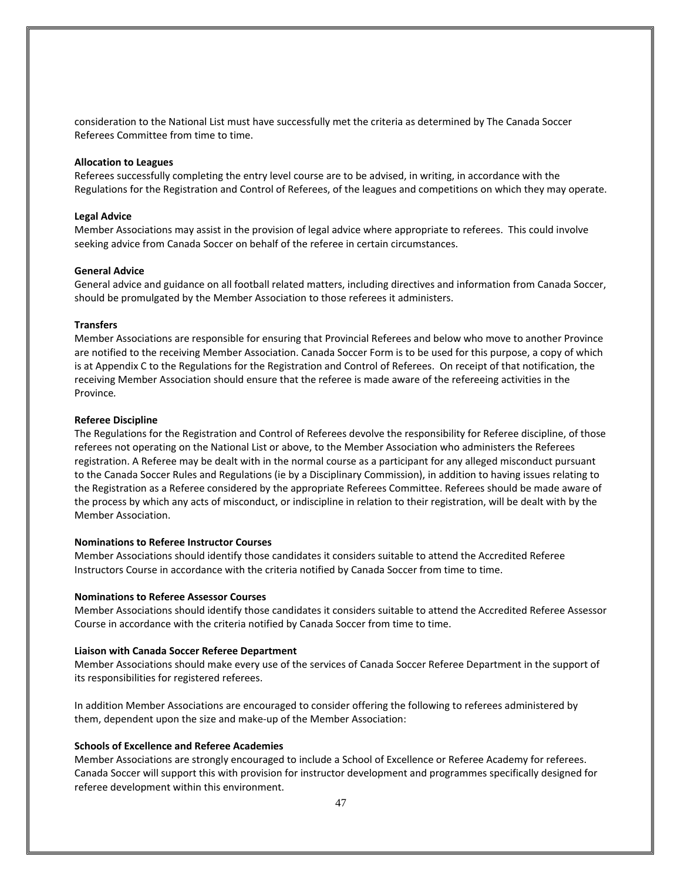consideration to the National List must have successfully met the criteria as determined by The Canada Soccer Referees Committee from time to time.

**Allocation to Leagues**

Referees successfully completing the entry level course are to be advised, in writing, in accordance with the Regulations for the Registration and Control of Referees, of the leagues and competitions on which they may operate.

**Legal Advice**

Member Associations may assist in the provision of legal advice where appropriate to referees. This could involve seeking advice from Canada Soccer on behalf of the referee in certain circumstances.

**General Advice**

General advice and guidance on all football related matters, including directives and information from Canada Soccer, should be promulgated by the Member Association to those referees it administers.

**Transfers**

Member Associations are responsible for ensuring that Provincial Referees and below who move to another Province are notified to the receiving Member Association. Canada Soccer Form is to be used for this purpose, a copy of which is at Appendix C to the Regulations for the Registration and Control of Referees. On receipt of that notification, the receiving Member Association should ensure that the referee is made aware of the refereeing activities in the Province.

**Referee Discipline**

The Regulations for the Registration and Control of Referees devolve the responsibility for Referee discipline, of those referees not operating on the National List or above, to the Member Association who administers the Referees registration. A Referee may be dealt with in the normal course as a participant for any alleged misconduct pursuant to the Canada Soccer Rules and Regulations (ie by a Disciplinary Commission), in addition to having issues relating to the Registration as a Referee considered by the appropriate Referees Committee. Referees should be made aware of the process by which any acts of misconduct, or indiscipline in relation to their registration, will be dealt with by the Member Association.

**Nominations to Referee Instructor Courses**

Member Associations should identify those candidates it considers suitable to attend the Accredited Referee Instructors Course in accordance with the criteria notified by Canada Soccer from time to time.

**Nominations to Referee Assessor Courses**

Member Associations should identify those candidates it considers suitable to attend the Accredited Referee Assessor Course in accordance with the criteria notified by Canada Soccer from time to time.

**Liaison with Canada Soccer Referee Department**

Member Associations should make every use of the services of Canada Soccer Referee Department in the support of its responsibilities for registered referees.

In addition Member Associations are encouraged to consider offering the following to referees administered by them, dependent upon the size and make-up of the Member Association:

**Schools of Excellence and Referee Academies**

Member Associations are strongly encouraged to include a School of Excellence or Referee Academy for referees. Canada Soccer will support this with provision for instructor development and programmes specifically designed for referee development within this environment.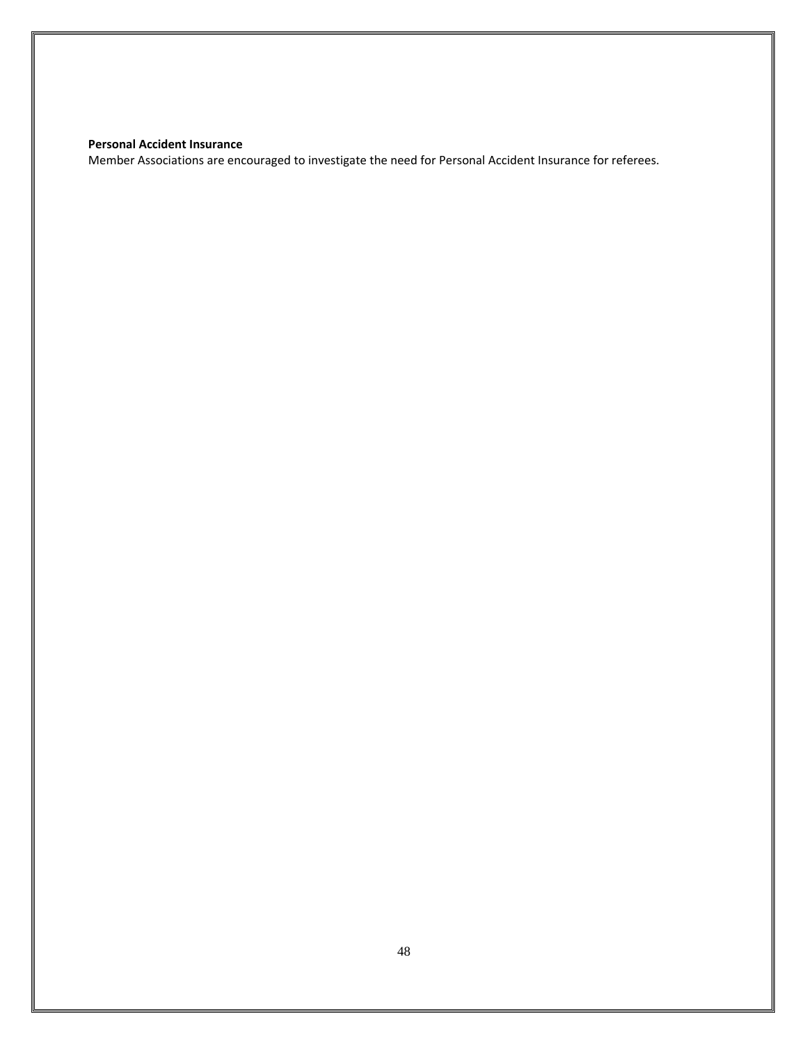**Personal Accident Insurance**

Member Associations are encouraged to investigate the need for Personal Accident Insurance for referees.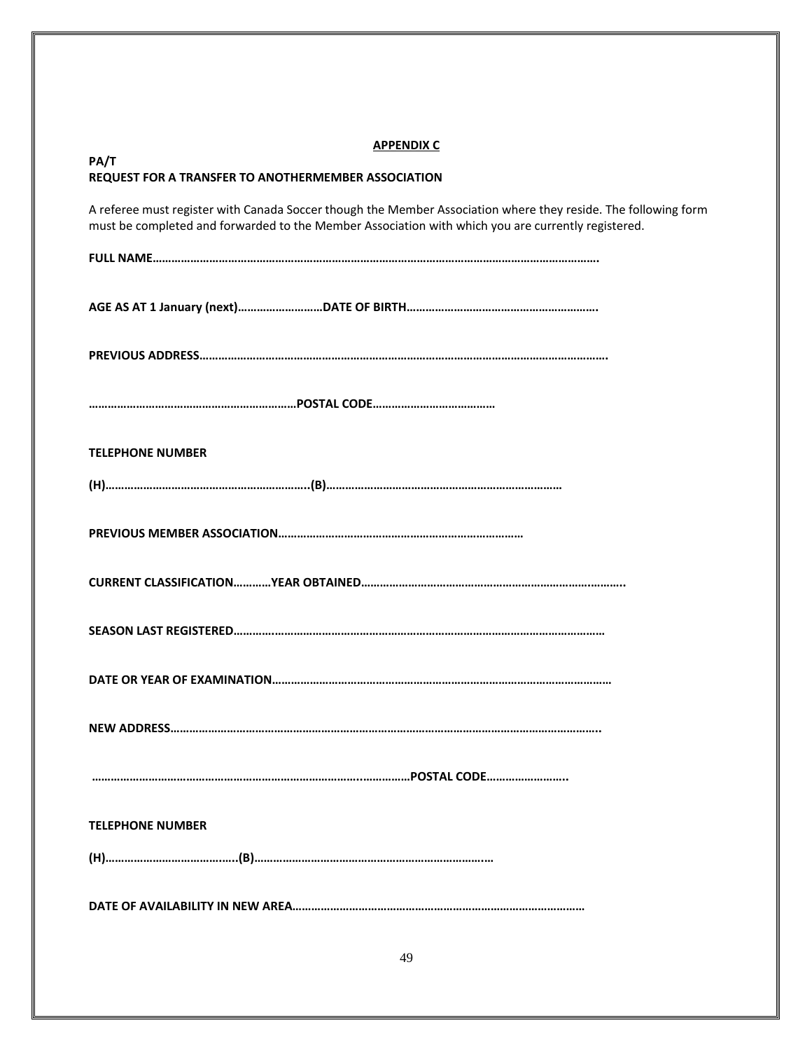**APPENDIX C**

**PA/T**
**REQUEST FOR A TRANSFER TO ANOTHERMEMBER ASSOCIATION**

A referee must register with Canada Soccer though the Member Association where they reside. The following form must be completed and forwarded to the Member Association with which you are currently registered.

**FULL NAME……………………………………………………………………………………………………………………………….**

**AGE AS AT 1 January (next)………………………DATE OF BIRTH…………………………………………………….**

**PREVIOUS ADDRESS…………………………………………………………………………………………………………………….**

**…………………………………………………………POSTAL CODE…………………………………**

**TELEPHONE NUMBER**

**(H)………………………………………………………..(B)…………………………………………………………………**

**PREVIOUS MEMBER ASSOCIATION…………………………………………………………………**

**CURRENT CLASSIFICATION…………YEAR OBTAINED………………………………………………………………………..**

**SEASON LAST REGISTERED……………………………………………………………………………………………………**

**DATE OR YEAR OF EXAMINATION………………………………………………………………………………………………**

**NEW ADDRESS……………………………………………………………………………………………………………………..**

**………………………………………………………………………………………………POSTAL CODE……………………..**

**TELEPHONE NUMBER**

**(H)…………………………………..(B)…………………………………………………………………**

**DATE OF AVAILABILITY IN NEW AREA…………………………………………………………………………………**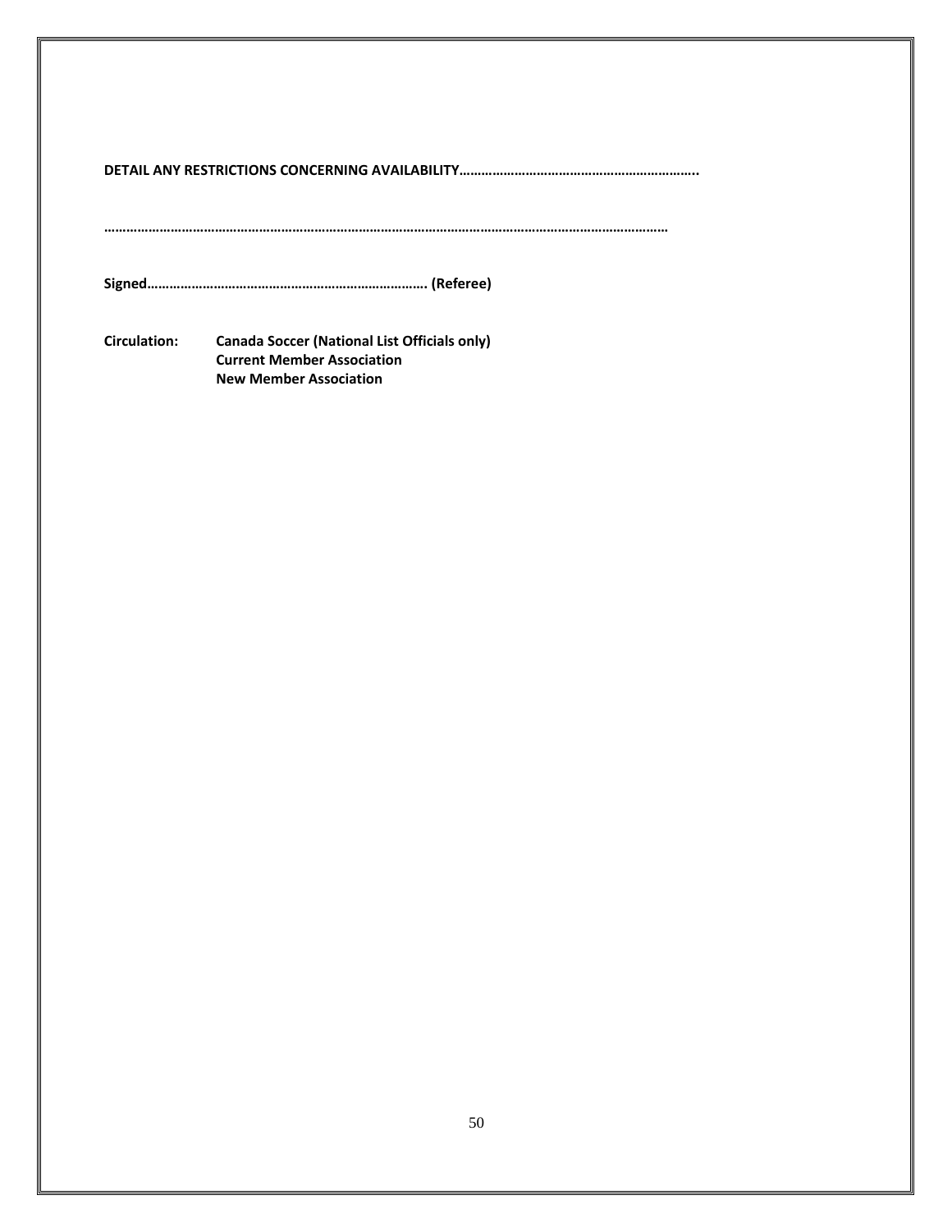**DETAIL ANY RESTRICTIONS CONCERNING AVAILABILITY……………………………………………………..**

**…………………………………………………………………………………………………………………………………**

**Signed…………………………………………………………………. (Referee)**

**Circulation:** **Canada Soccer (National List Officials only)**
**Current Member Association**
**New Member Association**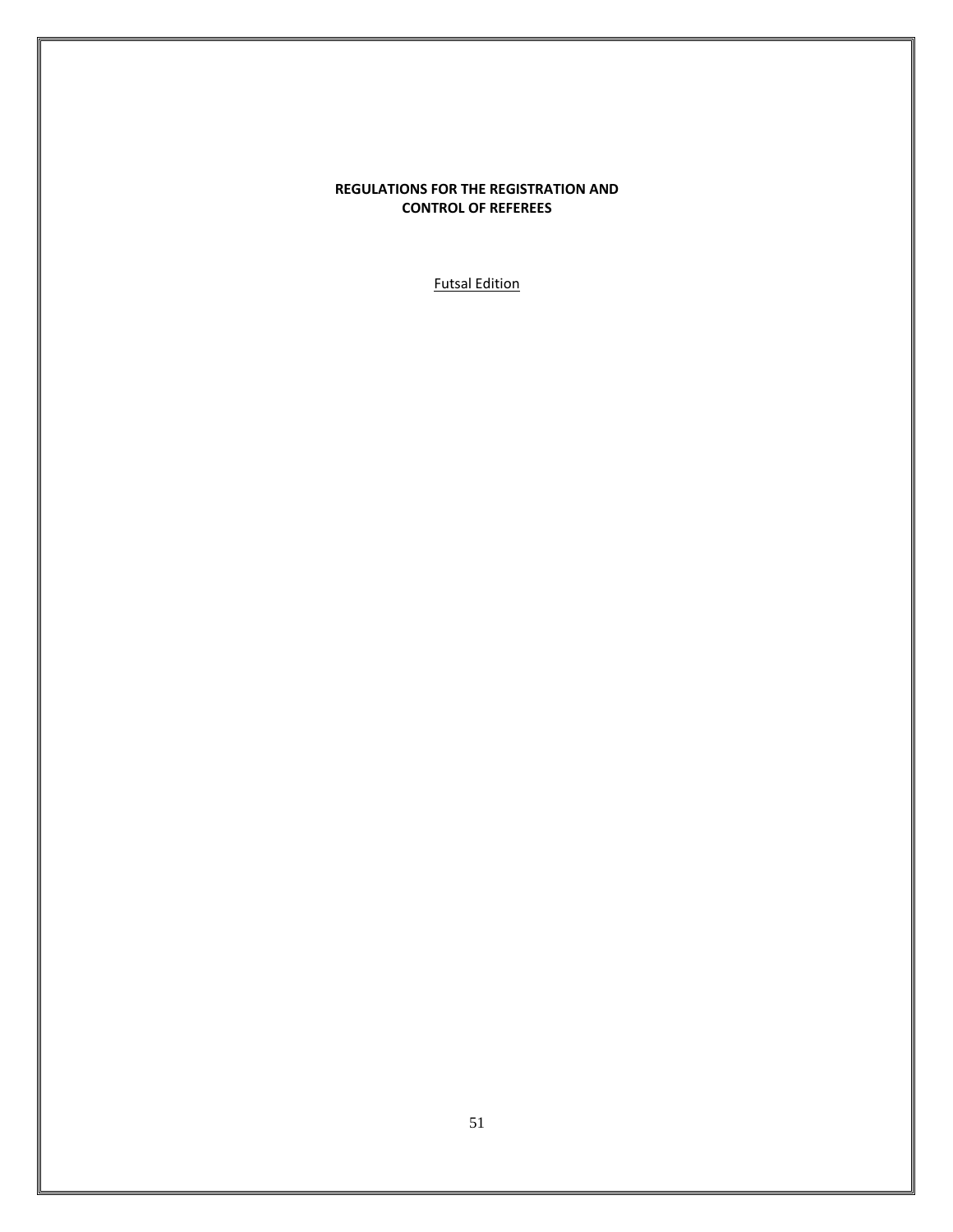# REGULATIONS FOR THE REGISTRATION AND CONTROL OF REFEREES

Futsal Edition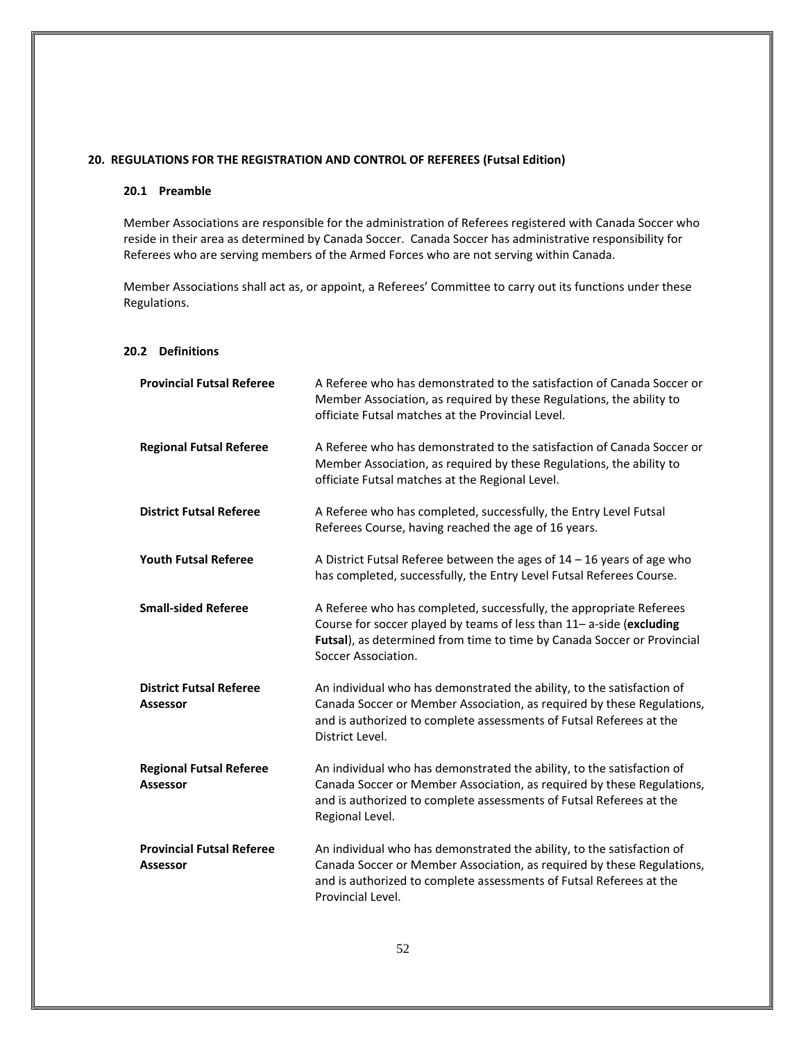## 20. REGULATIONS FOR THE REGISTRATION AND CONTROL OF REFEREES (Futsal Edition)

### 20.1 Preamble

Member Associations are responsible for the administration of Referees registered with Canada Soccer who reside in their area as determined by Canada Soccer. Canada Soccer has administrative responsibility for Referees who are serving members of the Armed Forces who are not serving within Canada.

Member Associations shall act as, or appoint, a Referees' Committee to carry out its functions under these Regulations.

### 20.2 Definitions

| | |
|---|---|
| **Provincial Futsal Referee** | A Referee who has demonstrated to the satisfaction of Canada Soccer or Member Association, as required by these Regulations, the ability to officiate Futsal matches at the Provincial Level. |
| **Regional Futsal Referee** | A Referee who has demonstrated to the satisfaction of Canada Soccer or Member Association, as required by these Regulations, the ability to officiate Futsal matches at the Regional Level. |
| **District Futsal Referee** | A Referee who has completed, successfully, the Entry Level Futsal Referees Course, having reached the age of 16 years. |
| **Youth Futsal Referee** | A District Futsal Referee between the ages of 14 – 16 years of age who has completed, successfully, the Entry Level Futsal Referees Course. |
| **Small-sided Referee** | A Referee who has completed, successfully, the appropriate Referees Course for soccer played by teams of less than 11– a-side (**excluding Futsal**), as determined from time to time by Canada Soccer or Provincial Soccer Association. |
| **District Futsal Referee Assessor** | An individual who has demonstrated the ability, to the satisfaction of Canada Soccer or Member Association, as required by these Regulations, and is authorized to complete assessments of Futsal Referees at the District Level. |
| **Regional Futsal Referee Assessor** | An individual who has demonstrated the ability, to the satisfaction of Canada Soccer or Member Association, as required by these Regulations, and is authorized to complete assessments of Futsal Referees at the Regional Level. |
| **Provincial Futsal Referee Assessor** | An individual who has demonstrated the ability, to the satisfaction of Canada Soccer or Member Association, as required by these Regulations, and is authorized to complete assessments of Futsal Referees at the Provincial Level. |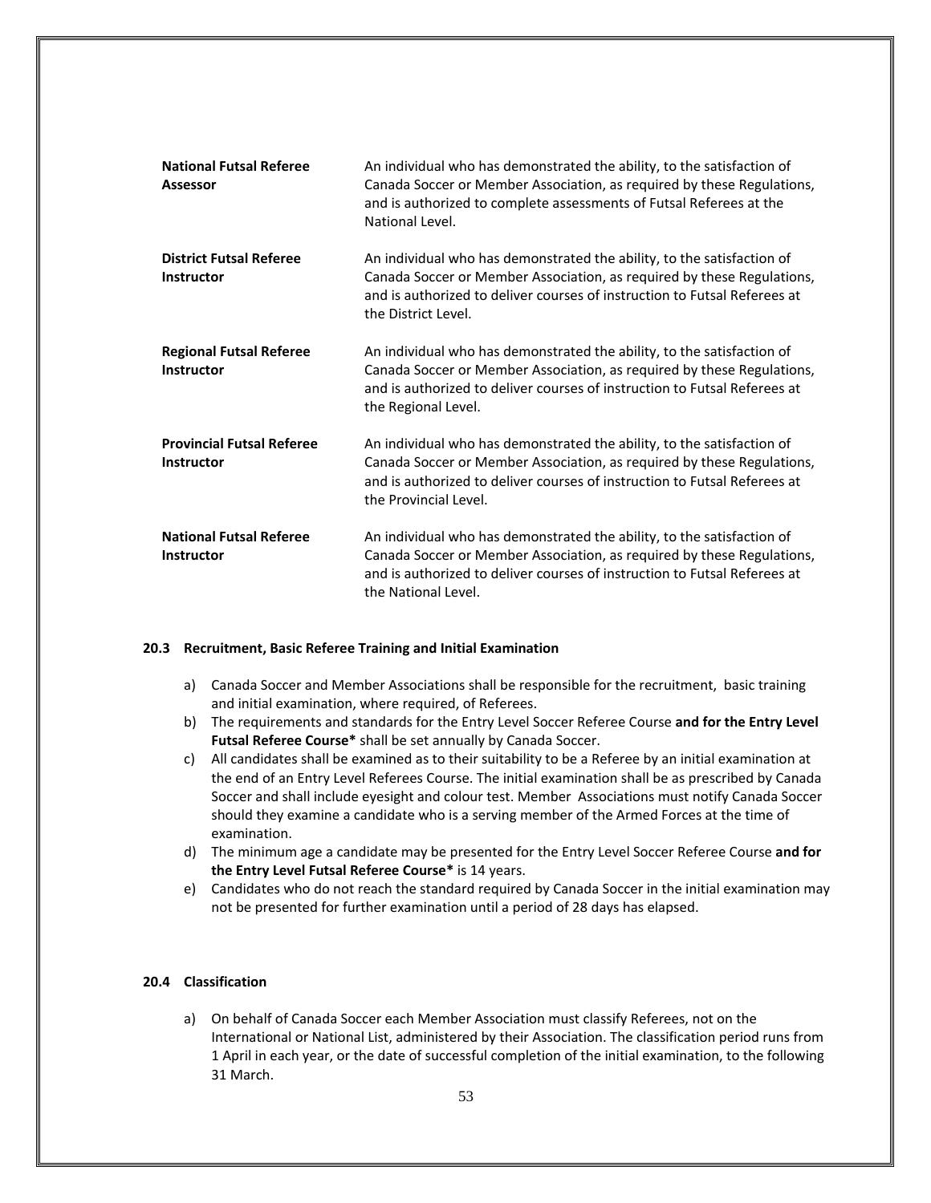| | |
|---|---|
| **National Futsal Referee Assessor** | An individual who has demonstrated the ability, to the satisfaction of Canada Soccer or Member Association, as required by these Regulations, and is authorized to complete assessments of Futsal Referees at the National Level. |
| **District Futsal Referee Instructor** | An individual who has demonstrated the ability, to the satisfaction of Canada Soccer or Member Association, as required by these Regulations, and is authorized to deliver courses of instruction to Futsal Referees at the District Level. |
| **Regional Futsal Referee Instructor** | An individual who has demonstrated the ability, to the satisfaction of Canada Soccer or Member Association, as required by these Regulations, and is authorized to deliver courses of instruction to Futsal Referees at the Regional Level. |
| **Provincial Futsal Referee Instructor** | An individual who has demonstrated the ability, to the satisfaction of Canada Soccer or Member Association, as required by these Regulations, and is authorized to deliver courses of instruction to Futsal Referees at the Provincial Level. |
| **National Futsal Referee Instructor** | An individual who has demonstrated the ability, to the satisfaction of Canada Soccer or Member Association, as required by these Regulations, and is authorized to deliver courses of instruction to Futsal Referees at the National Level. |

### 20.3 Recruitment, Basic Referee Training and Initial Examination

a) Canada Soccer and Member Associations shall be responsible for the recruitment, basic training and initial examination, where required, of Referees.

b) The requirements and standards for the Entry Level Soccer Referee Course **and for the Entry Level Futsal Referee Course*** shall be set annually by Canada Soccer.

c) All candidates shall be examined as to their suitability to be a Referee by an initial examination at the end of an Entry Level Referees Course. The initial examination shall be as prescribed by Canada Soccer and shall include eyesight and colour test. Member Associations must notify Canada Soccer should they examine a candidate who is a serving member of the Armed Forces at the time of examination.

d) The minimum age a candidate may be presented for the Entry Level Soccer Referee Course **and for the Entry Level Futsal Referee Course*** is 14 years.

e) Candidates who do not reach the standard required by Canada Soccer in the initial examination may not be presented for further examination until a period of 28 days has elapsed.

### 20.4 Classification

a) On behalf of Canada Soccer each Member Association must classify Referees, not on the International or National List, administered by their Association. The classification period runs from 1 April in each year, or the date of successful completion of the initial examination, to the following 31 March.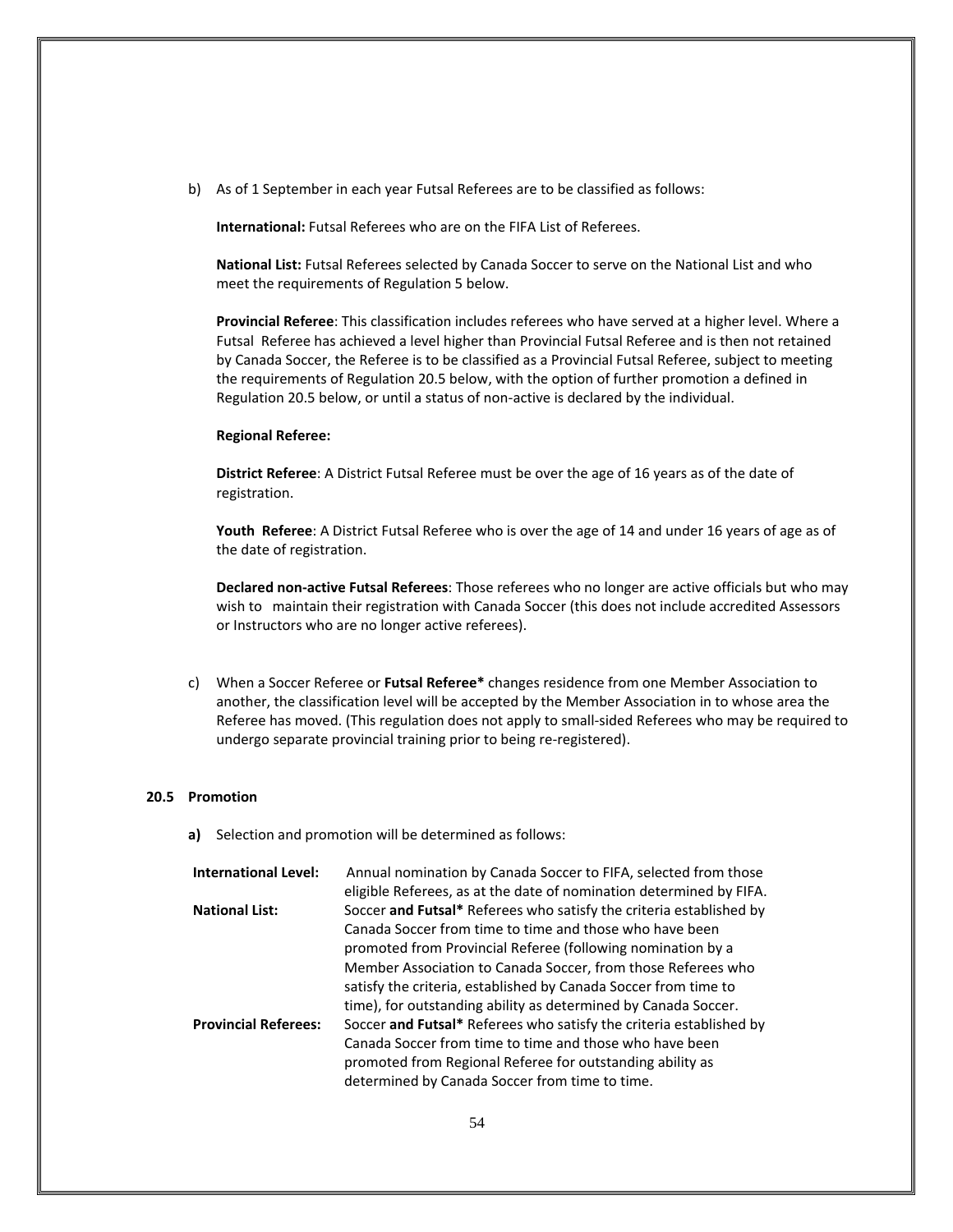b) As of 1 September in each year Futsal Referees are to be classified as follows:

**International:** Futsal Referees who are on the FIFA List of Referees.

**National List:** Futsal Referees selected by Canada Soccer to serve on the National List and who meet the requirements of Regulation 5 below.

**Provincial Referee**: This classification includes referees who have served at a higher level. Where a Futsal Referee has achieved a level higher than Provincial Futsal Referee and is then not retained by Canada Soccer, the Referee is to be classified as a Provincial Futsal Referee, subject to meeting the requirements of Regulation 20.5 below, with the option of further promotion a defined in Regulation 20.5 below, or until a status of non-active is declared by the individual.

**Regional Referee:**

**District Referee**: A District Futsal Referee must be over the age of 16 years as of the date of registration.

**Youth Referee**: A District Futsal Referee who is over the age of 14 and under 16 years of age as of the date of registration.

**Declared non-active Futsal Referees**: Those referees who no longer are active officials but who may wish to maintain their registration with Canada Soccer (this does not include accredited Assessors or Instructors who are no longer active referees).

c) When a Soccer Referee or **Futsal Referee*** changes residence from one Member Association to another, the classification level will be accepted by the Member Association in to whose area the Referee has moved. (This regulation does not apply to small-sided Referees who may be required to undergo separate provincial training prior to being re-registered).

## 20.5 Promotion

**a)** Selection and promotion will be determined as follows:

**International Level:** Annual nomination by Canada Soccer to FIFA, selected from those eligible Referees, as at the date of nomination determined by FIFA.

**National List:** Soccer **and Futsal*** Referees who satisfy the criteria established by Canada Soccer from time to time and those who have been promoted from Provincial Referee (following nomination by a Member Association to Canada Soccer, from those Referees who satisfy the criteria, established by Canada Soccer from time to time), for outstanding ability as determined by Canada Soccer.

**Provincial Referees:** Soccer **and Futsal*** Referees who satisfy the criteria established by Canada Soccer from time to time and those who have been promoted from Regional Referee for outstanding ability as determined by Canada Soccer from time to time.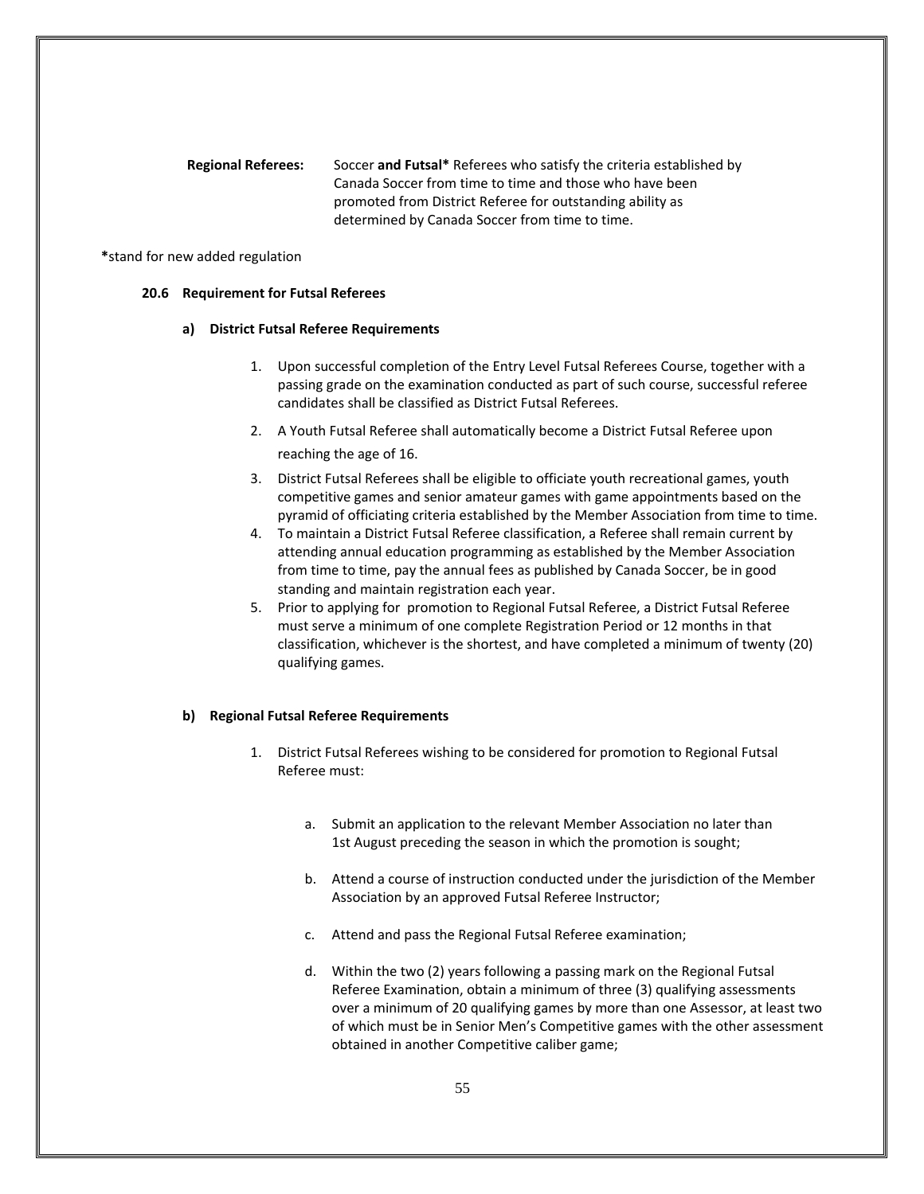**Regional Referees:** Soccer **and Futsal*** Referees who satisfy the criteria established by Canada Soccer from time to time and those who have been promoted from District Referee for outstanding ability as determined by Canada Soccer from time to time.

**\***stand for new added regulation

### 20.6 Requirement for Futsal Referees

#### a) District Futsal Referee Requirements

1. Upon successful completion of the Entry Level Futsal Referees Course, together with a passing grade on the examination conducted as part of such course, successful referee candidates shall be classified as District Futsal Referees.
2. A Youth Futsal Referee shall automatically become a District Futsal Referee upon reaching the age of 16.
3. District Futsal Referees shall be eligible to officiate youth recreational games, youth competitive games and senior amateur games with game appointments based on the pyramid of officiating criteria established by the Member Association from time to time.
4. To maintain a District Futsal Referee classification, a Referee shall remain current by attending annual education programming as established by the Member Association from time to time, pay the annual fees as published by Canada Soccer, be in good standing and maintain registration each year.
5. Prior to applying for promotion to Regional Futsal Referee, a District Futsal Referee must serve a minimum of one complete Registration Period or 12 months in that classification, whichever is the shortest, and have completed a minimum of twenty (20) qualifying games.

#### b) Regional Futsal Referee Requirements

1. District Futsal Referees wishing to be considered for promotion to Regional Futsal Referee must:

   a. Submit an application to the relevant Member Association no later than 1st August preceding the season in which the promotion is sought;

   b. Attend a course of instruction conducted under the jurisdiction of the Member Association by an approved Futsal Referee Instructor;

   c. Attend and pass the Regional Futsal Referee examination;

   d. Within the two (2) years following a passing mark on the Regional Futsal Referee Examination, obtain a minimum of three (3) qualifying assessments over a minimum of 20 qualifying games by more than one Assessor, at least two of which must be in Senior Men's Competitive games with the other assessment obtained in another Competitive caliber game;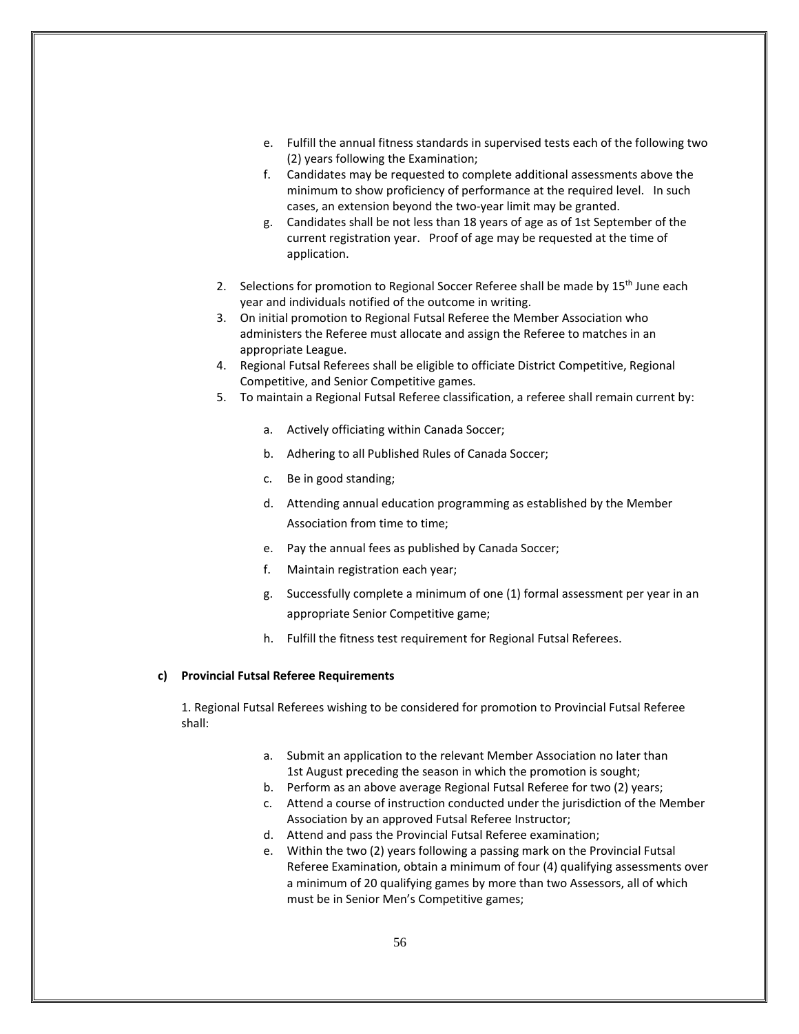e. Fulfill the annual fitness standards in supervised tests each of the following two (2) years following the Examination;
f. Candidates may be requested to complete additional assessments above the minimum to show proficiency of performance at the required level. In such cases, an extension beyond the two-year limit may be granted.
g. Candidates shall be not less than 18 years of age as of 1st September of the current registration year. Proof of age may be requested at the time of application.

2. Selections for promotion to Regional Soccer Referee shall be made by 15th June each year and individuals notified of the outcome in writing.
3. On initial promotion to Regional Futsal Referee the Member Association who administers the Referee must allocate and assign the Referee to matches in an appropriate League.
4. Regional Futsal Referees shall be eligible to officiate District Competitive, Regional Competitive, and Senior Competitive games.
5. To maintain a Regional Futsal Referee classification, a referee shall remain current by:

   a. Actively officiating within Canada Soccer;
   b. Adhering to all Published Rules of Canada Soccer;
   c. Be in good standing;
   d. Attending annual education programming as established by the Member Association from time to time;
   e. Pay the annual fees as published by Canada Soccer;
   f. Maintain registration each year;
   g. Successfully complete a minimum of one (1) formal assessment per year in an appropriate Senior Competitive game;
   h. Fulfill the fitness test requirement for Regional Futsal Referees.

**c) Provincial Futsal Referee Requirements**

1. Regional Futsal Referees wishing to be considered for promotion to Provincial Futsal Referee shall:

   a. Submit an application to the relevant Member Association no later than 1st August preceding the season in which the promotion is sought;
   b. Perform as an above average Regional Futsal Referee for two (2) years;
   c. Attend a course of instruction conducted under the jurisdiction of the Member Association by an approved Futsal Referee Instructor;
   d. Attend and pass the Provincial Futsal Referee examination;
   e. Within the two (2) years following a passing mark on the Provincial Futsal Referee Examination, obtain a minimum of four (4) qualifying assessments over a minimum of 20 qualifying games by more than two Assessors, all of which must be in Senior Men's Competitive games;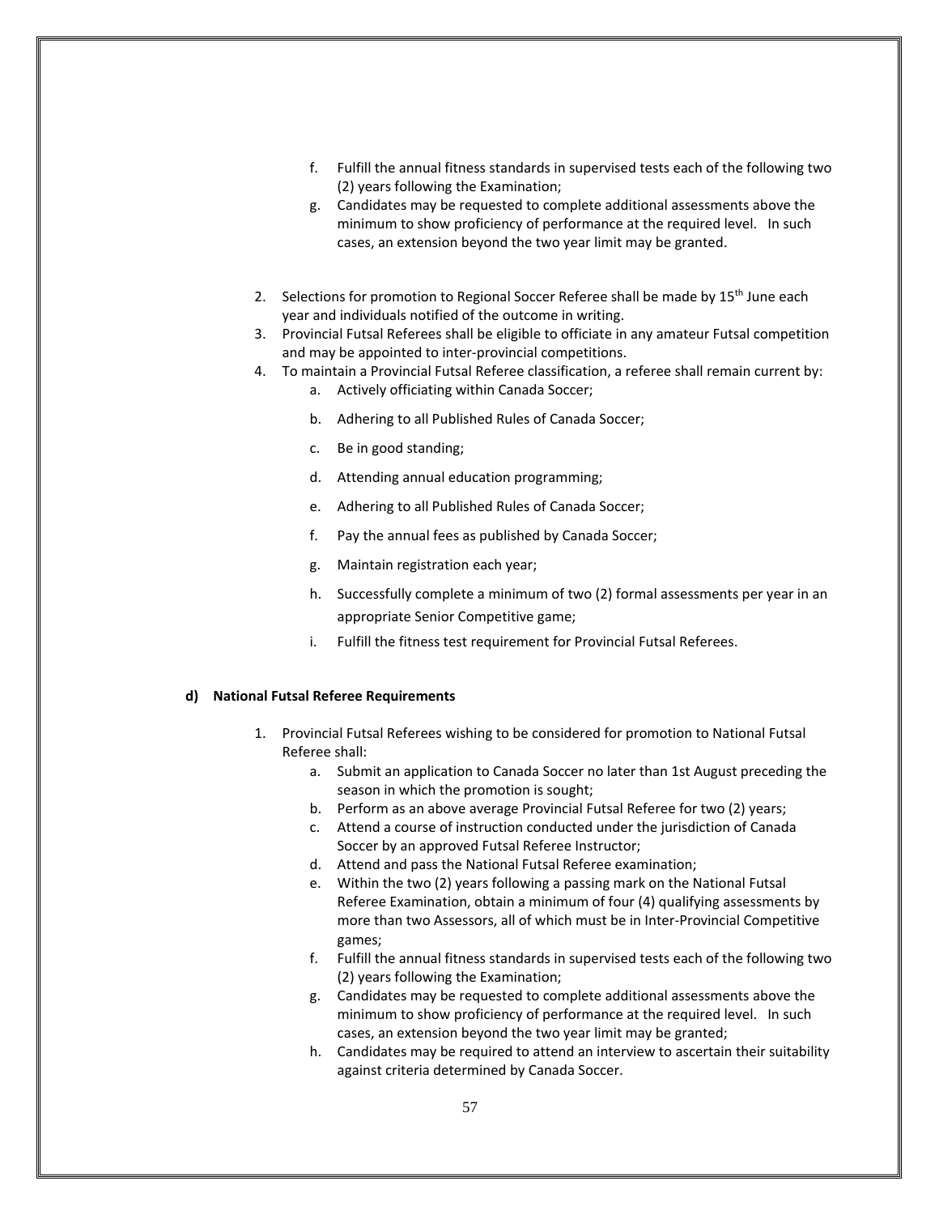f. Fulfill the annual fitness standards in supervised tests each of the following two (2) years following the Examination;
g. Candidates may be requested to complete additional assessments above the minimum to show proficiency of performance at the required level. In such cases, an extension beyond the two year limit may be granted.

2. Selections for promotion to Regional Soccer Referee shall be made by 15th June each year and individuals notified of the outcome in writing.
3. Provincial Futsal Referees shall be eligible to officiate in any amateur Futsal competition and may be appointed to inter-provincial competitions.
4. To maintain a Provincial Futsal Referee classification, a referee shall remain current by:
   a. Actively officiating within Canada Soccer;
   b. Adhering to all Published Rules of Canada Soccer;
   c. Be in good standing;
   d. Attending annual education programming;
   e. Adhering to all Published Rules of Canada Soccer;
   f. Pay the annual fees as published by Canada Soccer;
   g. Maintain registration each year;
   h. Successfully complete a minimum of two (2) formal assessments per year in an appropriate Senior Competitive game;
   i. Fulfill the fitness test requirement for Provincial Futsal Referees.

**d) National Futsal Referee Requirements**

1. Provincial Futsal Referees wishing to be considered for promotion to National Futsal Referee shall:
   a. Submit an application to Canada Soccer no later than 1st August preceding the season in which the promotion is sought;
   b. Perform as an above average Provincial Futsal Referee for two (2) years;
   c. Attend a course of instruction conducted under the jurisdiction of Canada Soccer by an approved Futsal Referee Instructor;
   d. Attend and pass the National Futsal Referee examination;
   e. Within the two (2) years following a passing mark on the National Futsal Referee Examination, obtain a minimum of four (4) qualifying assessments by more than two Assessors, all of which must be in Inter-Provincial Competitive games;
   f. Fulfill the annual fitness standards in supervised tests each of the following two (2) years following the Examination;
   g. Candidates may be requested to complete additional assessments above the minimum to show proficiency of performance at the required level. In such cases, an extension beyond the two year limit may be granted;
   h. Candidates may be required to attend an interview to ascertain their suitability against criteria determined by Canada Soccer.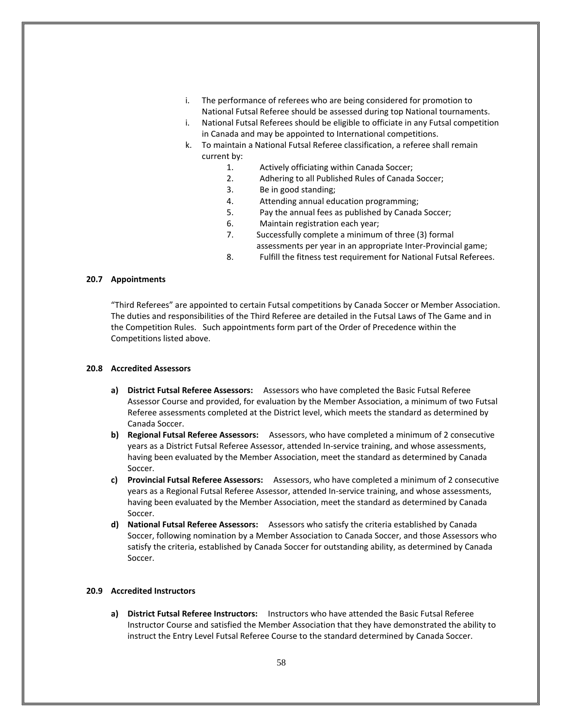i. The performance of referees who are being considered for promotion to National Futsal Referee should be assessed during top National tournaments.

i. National Futsal Referees should be eligible to officiate in any Futsal competition in Canada and may be appointed to International competitions.

k. To maintain a National Futsal Referee classification, a referee shall remain current by:

   1. Actively officiating within Canada Soccer;
   2. Adhering to all Published Rules of Canada Soccer;
   3. Be in good standing;
   4. Attending annual education programming;
   5. Pay the annual fees as published by Canada Soccer;
   6. Maintain registration each year;
   7. Successfully complete a minimum of three (3) formal assessments per year in an appropriate Inter-Provincial game;
   8. Fulfill the fitness test requirement for National Futsal Referees.

### 20.7 Appointments

"Third Referees" are appointed to certain Futsal competitions by Canada Soccer or Member Association. The duties and responsibilities of the Third Referee are detailed in the Futsal Laws of The Game and in the Competition Rules. Such appointments form part of the Order of Precedence within the Competitions listed above.

### 20.8 Accredited Assessors

a) **District Futsal Referee Assessors:** Assessors who have completed the Basic Futsal Referee Assessor Course and provided, for evaluation by the Member Association, a minimum of two Futsal Referee assessments completed at the District level, which meets the standard as determined by Canada Soccer.

b) **Regional Futsal Referee Assessors:** Assessors, who have completed a minimum of 2 consecutive years as a District Futsal Referee Assessor, attended In-service training, and whose assessments, having been evaluated by the Member Association, meet the standard as determined by Canada Soccer.

c) **Provincial Futsal Referee Assessors:** Assessors, who have completed a minimum of 2 consecutive years as a Regional Futsal Referee Assessor, attended In-service training, and whose assessments, having been evaluated by the Member Association, meet the standard as determined by Canada Soccer.

d) **National Futsal Referee Assessors:** Assessors who satisfy the criteria established by Canada Soccer, following nomination by a Member Association to Canada Soccer, and those Assessors who satisfy the criteria, established by Canada Soccer for outstanding ability, as determined by Canada Soccer.

### 20.9 Accredited Instructors

a) **District Futsal Referee Instructors:** Instructors who have attended the Basic Futsal Referee Instructor Course and satisfied the Member Association that they have demonstrated the ability to instruct the Entry Level Futsal Referee Course to the standard determined by Canada Soccer.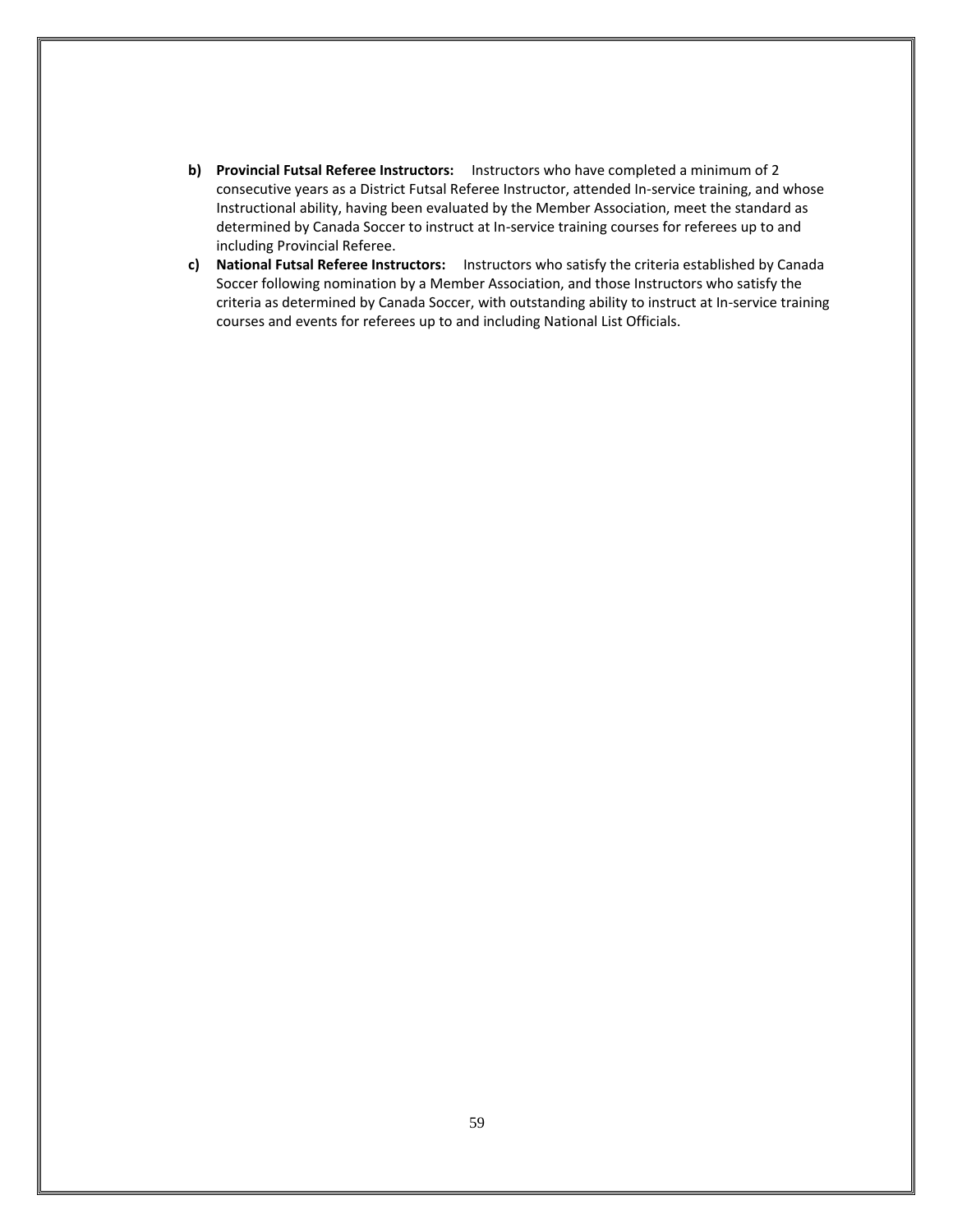b) **Provincial Futsal Referee Instructors:** Instructors who have completed a minimum of 2 consecutive years as a District Futsal Referee Instructor, attended In-service training, and whose Instructional ability, having been evaluated by the Member Association, meet the standard as determined by Canada Soccer to instruct at In-service training courses for referees up to and including Provincial Referee.

c) **National Futsal Referee Instructors:** Instructors who satisfy the criteria established by Canada Soccer following nomination by a Member Association, and those Instructors who satisfy the criteria as determined by Canada Soccer, with outstanding ability to instruct at In-service training courses and events for referees up to and including National List Officials.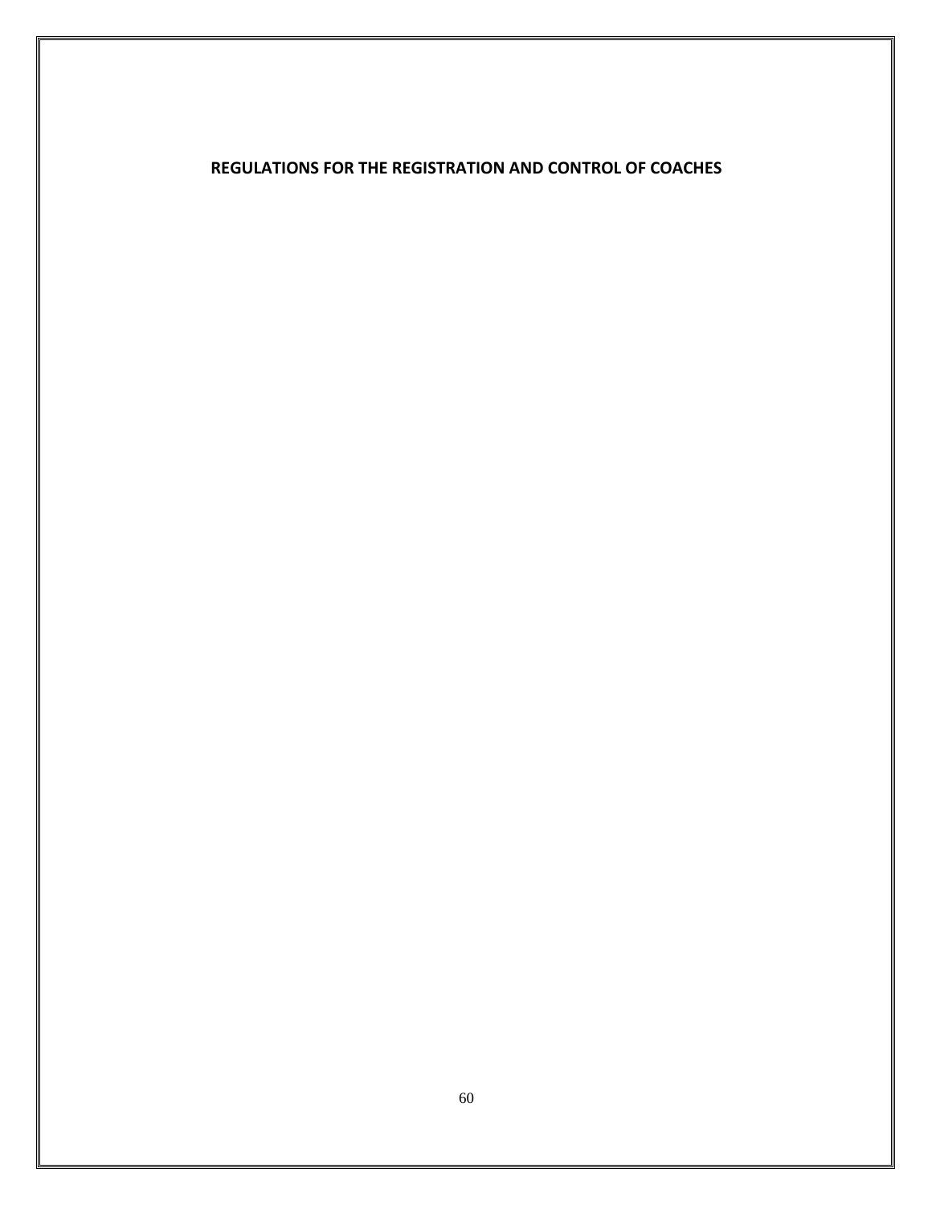# REGULATIONS FOR THE REGISTRATION AND CONTROL OF COACHES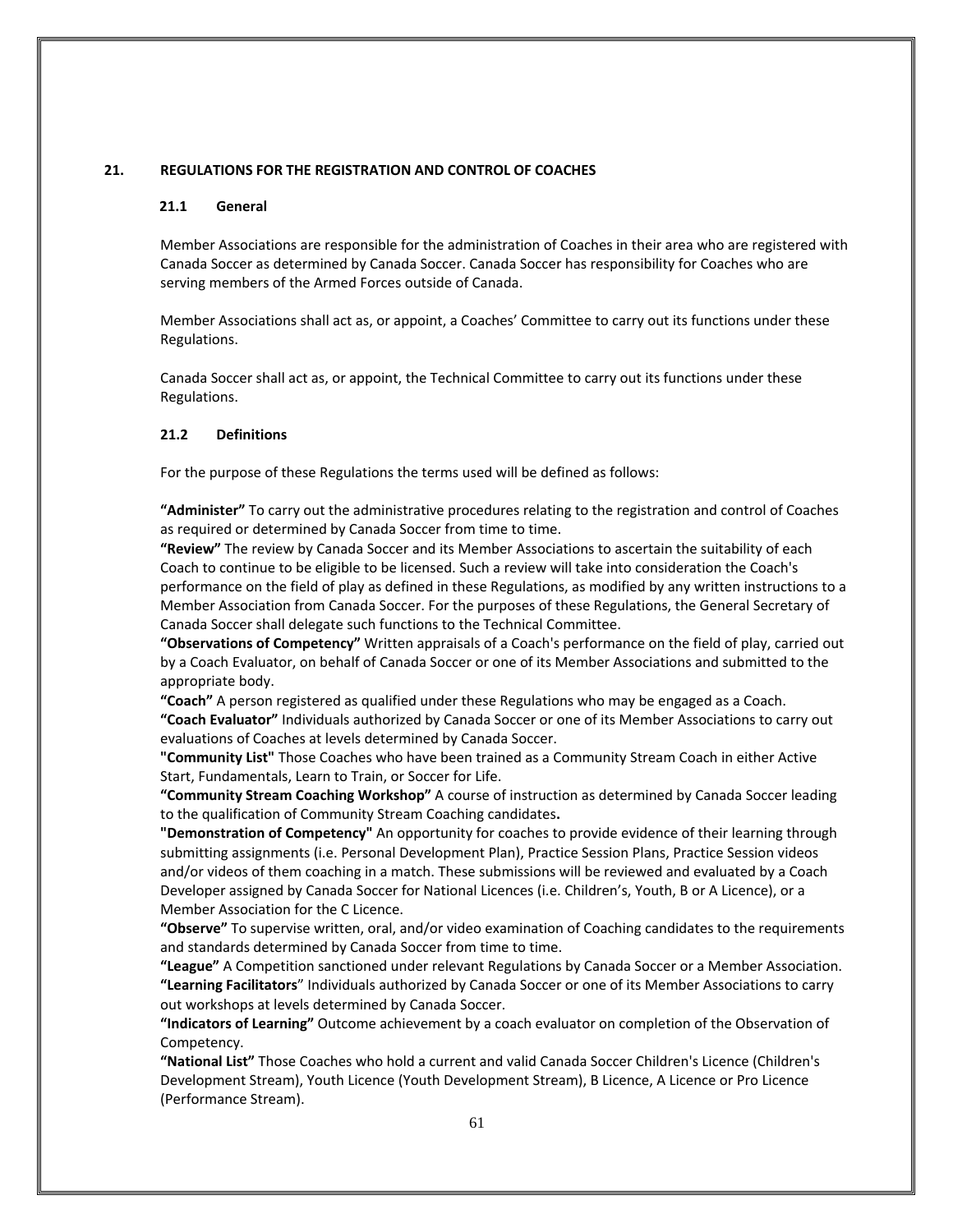## 21. REGULATIONS FOR THE REGISTRATION AND CONTROL OF COACHES

### 21.1 General

Member Associations are responsible for the administration of Coaches in their area who are registered with Canada Soccer as determined by Canada Soccer. Canada Soccer has responsibility for Coaches who are serving members of the Armed Forces outside of Canada.

Member Associations shall act as, or appoint, a Coaches' Committee to carry out its functions under these Regulations.

Canada Soccer shall act as, or appoint, the Technical Committee to carry out its functions under these Regulations.

### 21.2 Definitions

For the purpose of these Regulations the terms used will be defined as follows:

**"Administer"** To carry out the administrative procedures relating to the registration and control of Coaches as required or determined by Canada Soccer from time to time.

**"Review"** The review by Canada Soccer and its Member Associations to ascertain the suitability of each Coach to continue to be eligible to be licensed. Such a review will take into consideration the Coach's performance on the field of play as defined in these Regulations, as modified by any written instructions to a Member Association from Canada Soccer. For the purposes of these Regulations, the General Secretary of Canada Soccer shall delegate such functions to the Technical Committee.

**"Observations of Competency"** Written appraisals of a Coach's performance on the field of play, carried out by a Coach Evaluator, on behalf of Canada Soccer or one of its Member Associations and submitted to the appropriate body.

**"Coach"** A person registered as qualified under these Regulations who may be engaged as a Coach.

**"Coach Evaluator"** Individuals authorized by Canada Soccer or one of its Member Associations to carry out evaluations of Coaches at levels determined by Canada Soccer.

**"Community List"** Those Coaches who have been trained as a Community Stream Coach in either Active Start, Fundamentals, Learn to Train, or Soccer for Life.

**"Community Stream Coaching Workshop"** A course of instruction as determined by Canada Soccer leading to the qualification of Community Stream Coaching candidates**.**

**"Demonstration of Competency"** An opportunity for coaches to provide evidence of their learning through submitting assignments (i.e. Personal Development Plan), Practice Session Plans, Practice Session videos and/or videos of them coaching in a match. These submissions will be reviewed and evaluated by a Coach Developer assigned by Canada Soccer for National Licences (i.e. Children's, Youth, B or A Licence), or a Member Association for the C Licence.

**"Observe"** To supervise written, oral, and/or video examination of Coaching candidates to the requirements and standards determined by Canada Soccer from time to time.

**"League"** A Competition sanctioned under relevant Regulations by Canada Soccer or a Member Association.

**"Learning Facilitators"** Individuals authorized by Canada Soccer or one of its Member Associations to carry out workshops at levels determined by Canada Soccer.

**"Indicators of Learning"** Outcome achievement by a coach evaluator on completion of the Observation of Competency.

**"National List"** Those Coaches who hold a current and valid Canada Soccer Children's Licence (Children's Development Stream), Youth Licence (Youth Development Stream), B Licence, A Licence or Pro Licence (Performance Stream).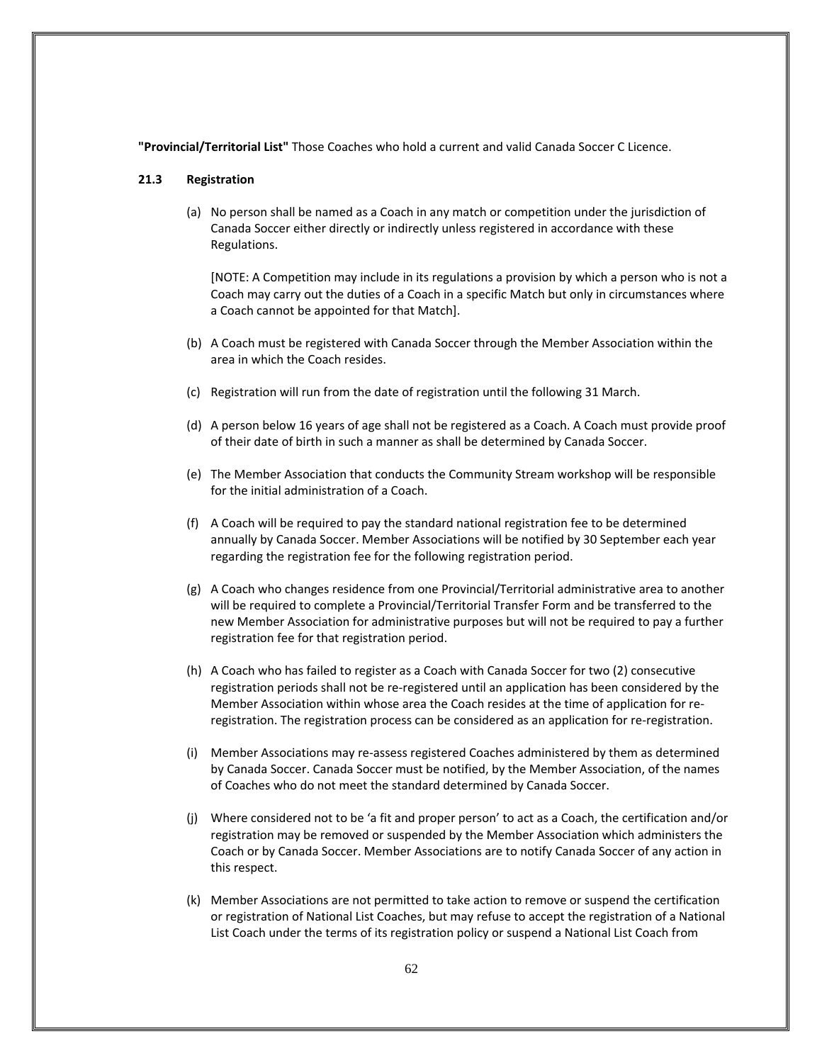**"Provincial/Territorial List"** Those Coaches who hold a current and valid Canada Soccer C Licence.

### 21.3 Registration

(a) No person shall be named as a Coach in any match or competition under the jurisdiction of Canada Soccer either directly or indirectly unless registered in accordance with these Regulations.

[NOTE: A Competition may include in its regulations a provision by which a person who is not a Coach may carry out the duties of a Coach in a specific Match but only in circumstances where a Coach cannot be appointed for that Match].

(b) A Coach must be registered with Canada Soccer through the Member Association within the area in which the Coach resides.

(c) Registration will run from the date of registration until the following 31 March.

(d) A person below 16 years of age shall not be registered as a Coach. A Coach must provide proof of their date of birth in such a manner as shall be determined by Canada Soccer.

(e) The Member Association that conducts the Community Stream workshop will be responsible for the initial administration of a Coach.

(f) A Coach will be required to pay the standard national registration fee to be determined annually by Canada Soccer. Member Associations will be notified by 30 September each year regarding the registration fee for the following registration period.

(g) A Coach who changes residence from one Provincial/Territorial administrative area to another will be required to complete a Provincial/Territorial Transfer Form and be transferred to the new Member Association for administrative purposes but will not be required to pay a further registration fee for that registration period.

(h) A Coach who has failed to register as a Coach with Canada Soccer for two (2) consecutive registration periods shall not be re-registered until an application has been considered by the Member Association within whose area the Coach resides at the time of application for re-registration. The registration process can be considered as an application for re-registration.

(i) Member Associations may re-assess registered Coaches administered by them as determined by Canada Soccer. Canada Soccer must be notified, by the Member Association, of the names of Coaches who do not meet the standard determined by Canada Soccer.

(j) Where considered not to be 'a fit and proper person' to act as a Coach, the certification and/or registration may be removed or suspended by the Member Association which administers the Coach or by Canada Soccer. Member Associations are to notify Canada Soccer of any action in this respect.

(k) Member Associations are not permitted to take action to remove or suspend the certification or registration of National List Coaches, but may refuse to accept the registration of a National List Coach under the terms of its registration policy or suspend a National List Coach from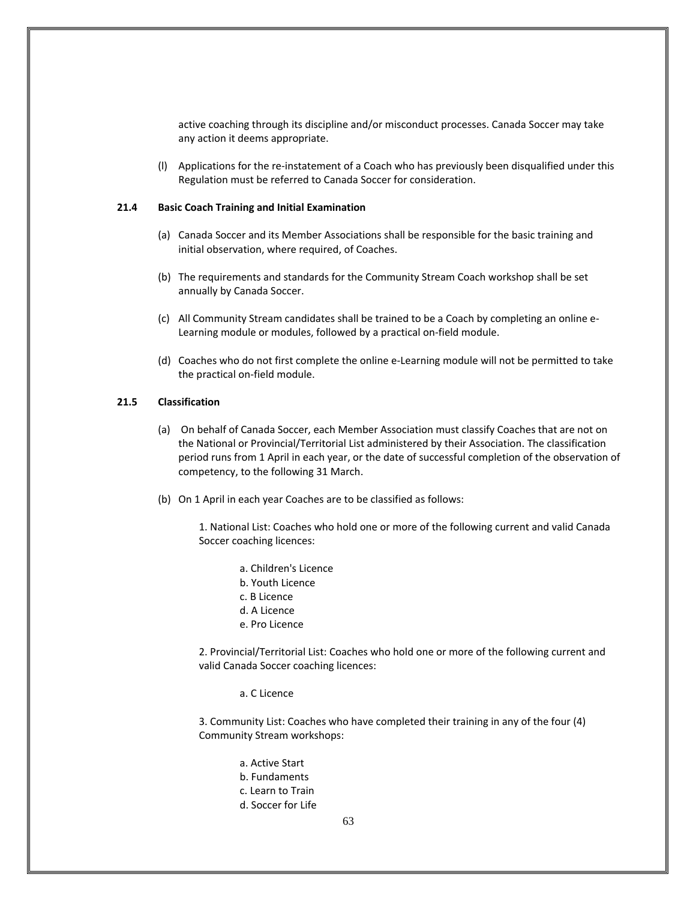active coaching through its discipline and/or misconduct processes. Canada Soccer may take any action it deems appropriate.

(l) Applications for the re-instatement of a Coach who has previously been disqualified under this Regulation must be referred to Canada Soccer for consideration.

### 21.4 Basic Coach Training and Initial Examination

(a) Canada Soccer and its Member Associations shall be responsible for the basic training and initial observation, where required, of Coaches.

(b) The requirements and standards for the Community Stream Coach workshop shall be set annually by Canada Soccer.

(c) All Community Stream candidates shall be trained to be a Coach by completing an online e-Learning module or modules, followed by a practical on-field module.

(d) Coaches who do not first complete the online e-Learning module will not be permitted to take the practical on-field module.

### 21.5 Classification

(a) On behalf of Canada Soccer, each Member Association must classify Coaches that are not on the National or Provincial/Territorial List administered by their Association. The classification period runs from 1 April in each year, or the date of successful completion of the observation of competency, to the following 31 March.

(b) On 1 April in each year Coaches are to be classified as follows:

1. National List: Coaches who hold one or more of the following current and valid Canada Soccer coaching licences:

    a. Children's Licence
    b. Youth Licence
    c. B Licence
    d. A Licence
    e. Pro Licence

2. Provincial/Territorial List: Coaches who hold one or more of the following current and valid Canada Soccer coaching licences:

    a. C Licence

3. Community List: Coaches who have completed their training in any of the four (4) Community Stream workshops:

    a. Active Start
    b. Fundaments
    c. Learn to Train
    d. Soccer for Life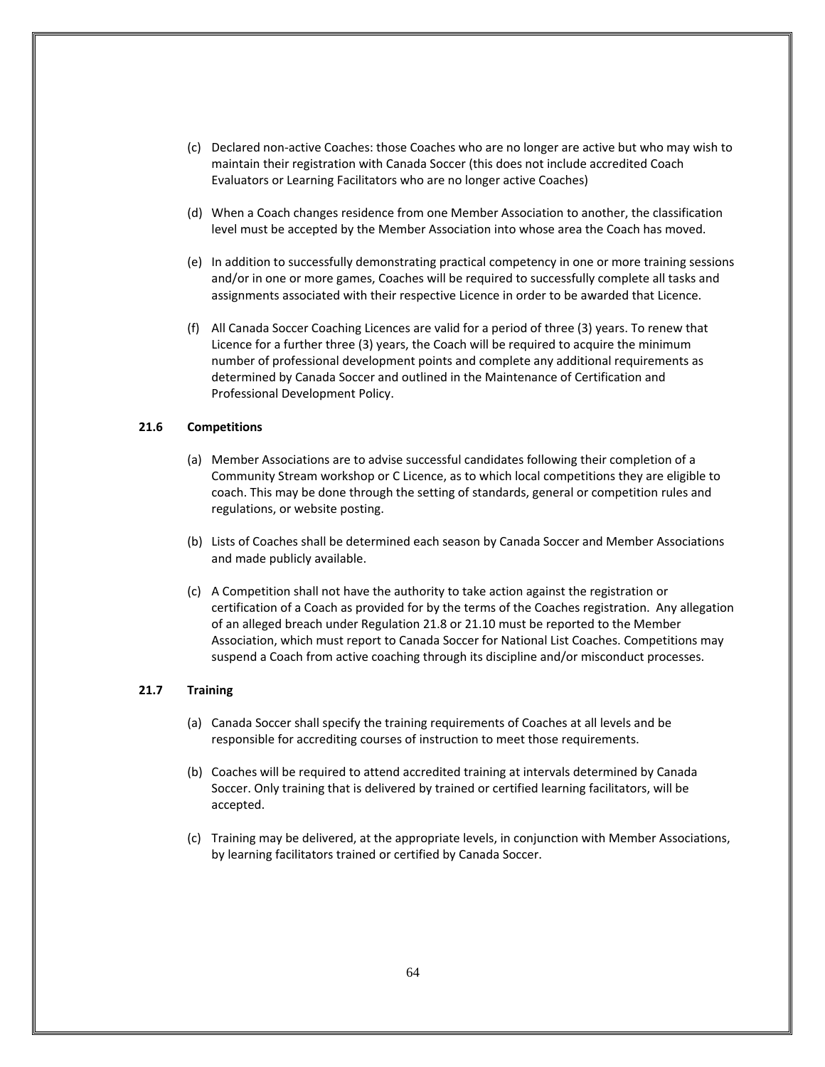(c) Declared non-active Coaches: those Coaches who are no longer are active but who may wish to maintain their registration with Canada Soccer (this does not include accredited Coach Evaluators or Learning Facilitators who are no longer active Coaches)

(d) When a Coach changes residence from one Member Association to another, the classification level must be accepted by the Member Association into whose area the Coach has moved.

(e) In addition to successfully demonstrating practical competency in one or more training sessions and/or in one or more games, Coaches will be required to successfully complete all tasks and assignments associated with their respective Licence in order to be awarded that Licence.

(f) All Canada Soccer Coaching Licences are valid for a period of three (3) years. To renew that Licence for a further three (3) years, the Coach will be required to acquire the minimum number of professional development points and complete any additional requirements as determined by Canada Soccer and outlined in the Maintenance of Certification and Professional Development Policy.

**21.6 Competitions**

(a) Member Associations are to advise successful candidates following their completion of a Community Stream workshop or C Licence, as to which local competitions they are eligible to coach. This may be done through the setting of standards, general or competition rules and regulations, or website posting.

(b) Lists of Coaches shall be determined each season by Canada Soccer and Member Associations and made publicly available.

(c) A Competition shall not have the authority to take action against the registration or certification of a Coach as provided for by the terms of the Coaches registration. Any allegation of an alleged breach under Regulation 21.8 or 21.10 must be reported to the Member Association, which must report to Canada Soccer for National List Coaches. Competitions may suspend a Coach from active coaching through its discipline and/or misconduct processes.

**21.7 Training**

(a) Canada Soccer shall specify the training requirements of Coaches at all levels and be responsible for accrediting courses of instruction to meet those requirements.

(b) Coaches will be required to attend accredited training at intervals determined by Canada Soccer. Only training that is delivered by trained or certified learning facilitators, will be accepted.

(c) Training may be delivered, at the appropriate levels, in conjunction with Member Associations, by learning facilitators trained or certified by Canada Soccer.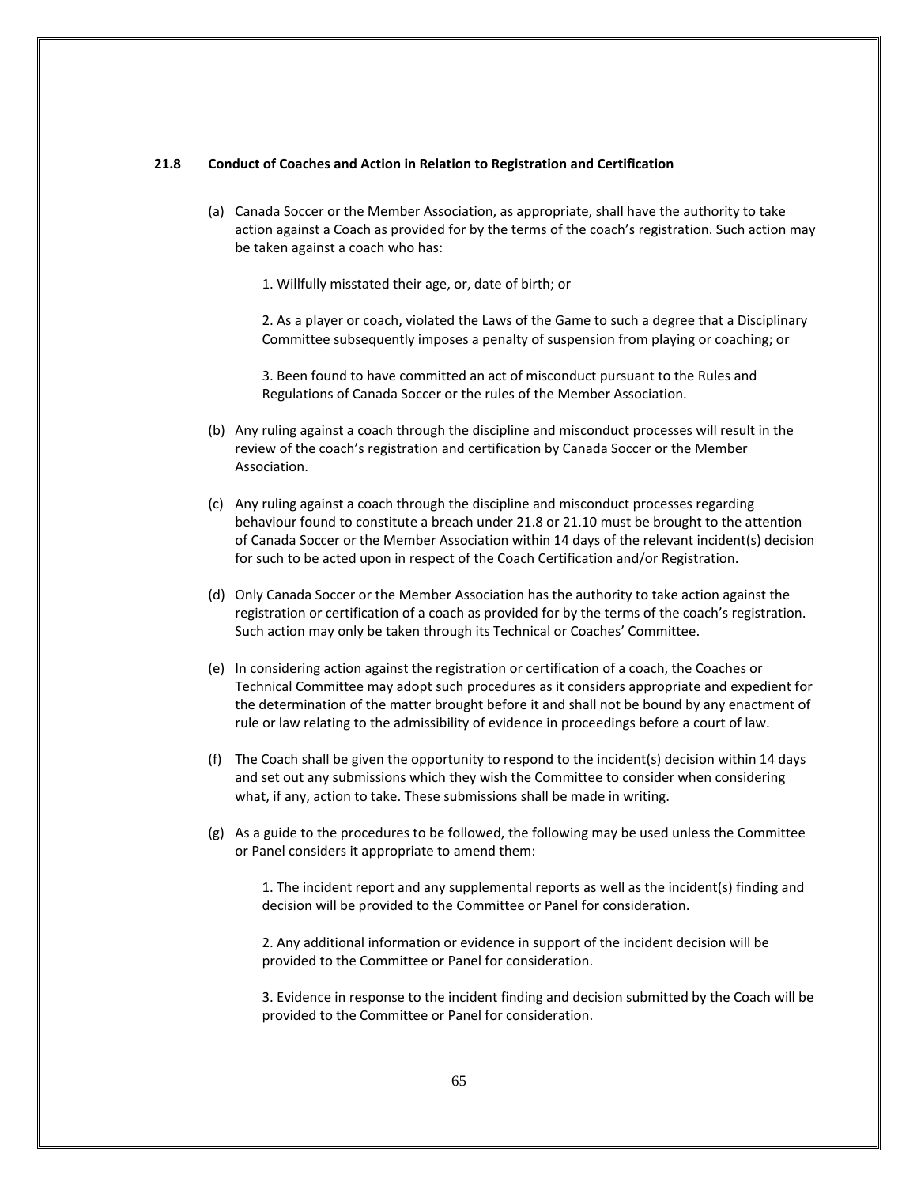### 21.8 Conduct of Coaches and Action in Relation to Registration and Certification

(a) Canada Soccer or the Member Association, as appropriate, shall have the authority to take action against a Coach as provided for by the terms of the coach's registration. Such action may be taken against a coach who has:

1. Willfully misstated their age, or, date of birth; or

2. As a player or coach, violated the Laws of the Game to such a degree that a Disciplinary Committee subsequently imposes a penalty of suspension from playing or coaching; or

3. Been found to have committed an act of misconduct pursuant to the Rules and Regulations of Canada Soccer or the rules of the Member Association.

(b) Any ruling against a coach through the discipline and misconduct processes will result in the review of the coach's registration and certification by Canada Soccer or the Member Association.

(c) Any ruling against a coach through the discipline and misconduct processes regarding behaviour found to constitute a breach under 21.8 or 21.10 must be brought to the attention of Canada Soccer or the Member Association within 14 days of the relevant incident(s) decision for such to be acted upon in respect of the Coach Certification and/or Registration.

(d) Only Canada Soccer or the Member Association has the authority to take action against the registration or certification of a coach as provided for by the terms of the coach's registration. Such action may only be taken through its Technical or Coaches' Committee.

(e) In considering action against the registration or certification of a coach, the Coaches or Technical Committee may adopt such procedures as it considers appropriate and expedient for the determination of the matter brought before it and shall not be bound by any enactment of rule or law relating to the admissibility of evidence in proceedings before a court of law.

(f) The Coach shall be given the opportunity to respond to the incident(s) decision within 14 days and set out any submissions which they wish the Committee to consider when considering what, if any, action to take. These submissions shall be made in writing.

(g) As a guide to the procedures to be followed, the following may be used unless the Committee or Panel considers it appropriate to amend them:

1. The incident report and any supplemental reports as well as the incident(s) finding and decision will be provided to the Committee or Panel for consideration.

2. Any additional information or evidence in support of the incident decision will be provided to the Committee or Panel for consideration.

3. Evidence in response to the incident finding and decision submitted by the Coach will be provided to the Committee or Panel for consideration.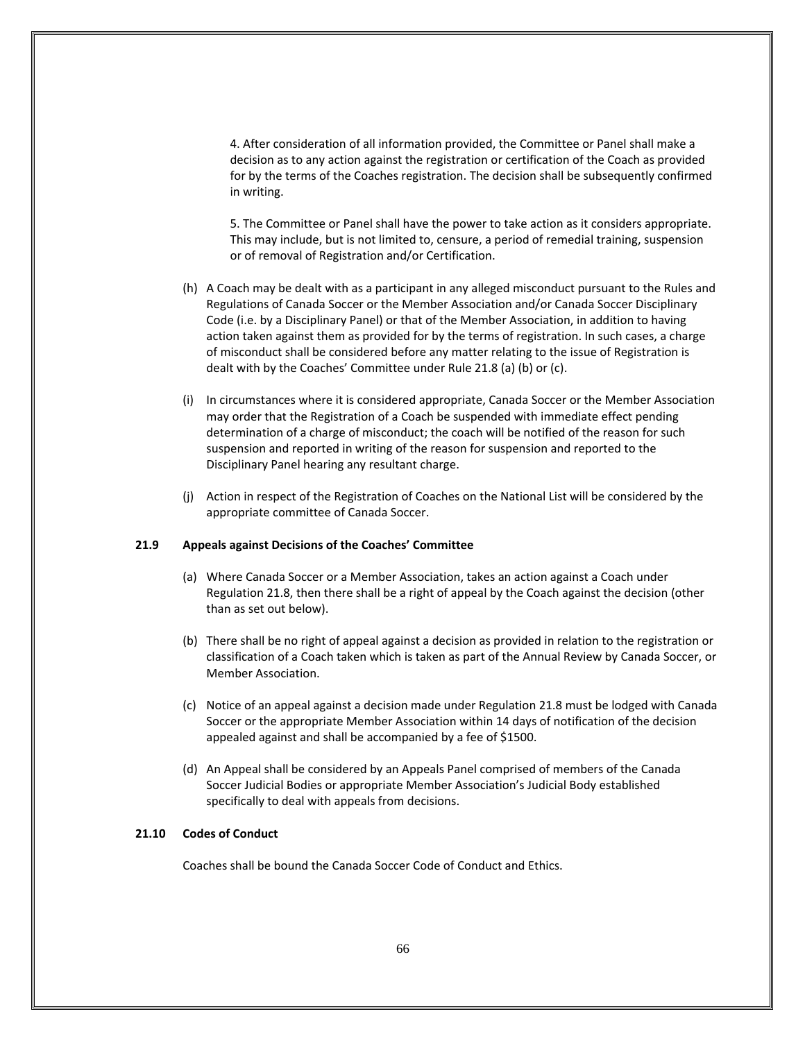4. After consideration of all information provided, the Committee or Panel shall make a decision as to any action against the registration or certification of the Coach as provided for by the terms of the Coaches registration. The decision shall be subsequently confirmed in writing.

5. The Committee or Panel shall have the power to take action as it considers appropriate. This may include, but is not limited to, censure, a period of remedial training, suspension or of removal of Registration and/or Certification.

(h) A Coach may be dealt with as a participant in any alleged misconduct pursuant to the Rules and Regulations of Canada Soccer or the Member Association and/or Canada Soccer Disciplinary Code (i.e. by a Disciplinary Panel) or that of the Member Association, in addition to having action taken against them as provided for by the terms of registration. In such cases, a charge of misconduct shall be considered before any matter relating to the issue of Registration is dealt with by the Coaches' Committee under Rule 21.8 (a) (b) or (c).

(i) In circumstances where it is considered appropriate, Canada Soccer or the Member Association may order that the Registration of a Coach be suspended with immediate effect pending determination of a charge of misconduct; the coach will be notified of the reason for such suspension and reported in writing of the reason for suspension and reported to the Disciplinary Panel hearing any resultant charge.

(j) Action in respect of the Registration of Coaches on the National List will be considered by the appropriate committee of Canada Soccer.

**21.9 Appeals against Decisions of the Coaches' Committee**

(a) Where Canada Soccer or a Member Association, takes an action against a Coach under Regulation 21.8, then there shall be a right of appeal by the Coach against the decision (other than as set out below).

(b) There shall be no right of appeal against a decision as provided in relation to the registration or classification of a Coach taken which is taken as part of the Annual Review by Canada Soccer, or Member Association.

(c) Notice of an appeal against a decision made under Regulation 21.8 must be lodged with Canada Soccer or the appropriate Member Association within 14 days of notification of the decision appealed against and shall be accompanied by a fee of $1500.

(d) An Appeal shall be considered by an Appeals Panel comprised of members of the Canada Soccer Judicial Bodies or appropriate Member Association's Judicial Body established specifically to deal with appeals from decisions.

**21.10 Codes of Conduct**

Coaches shall be bound the Canada Soccer Code of Conduct and Ethics.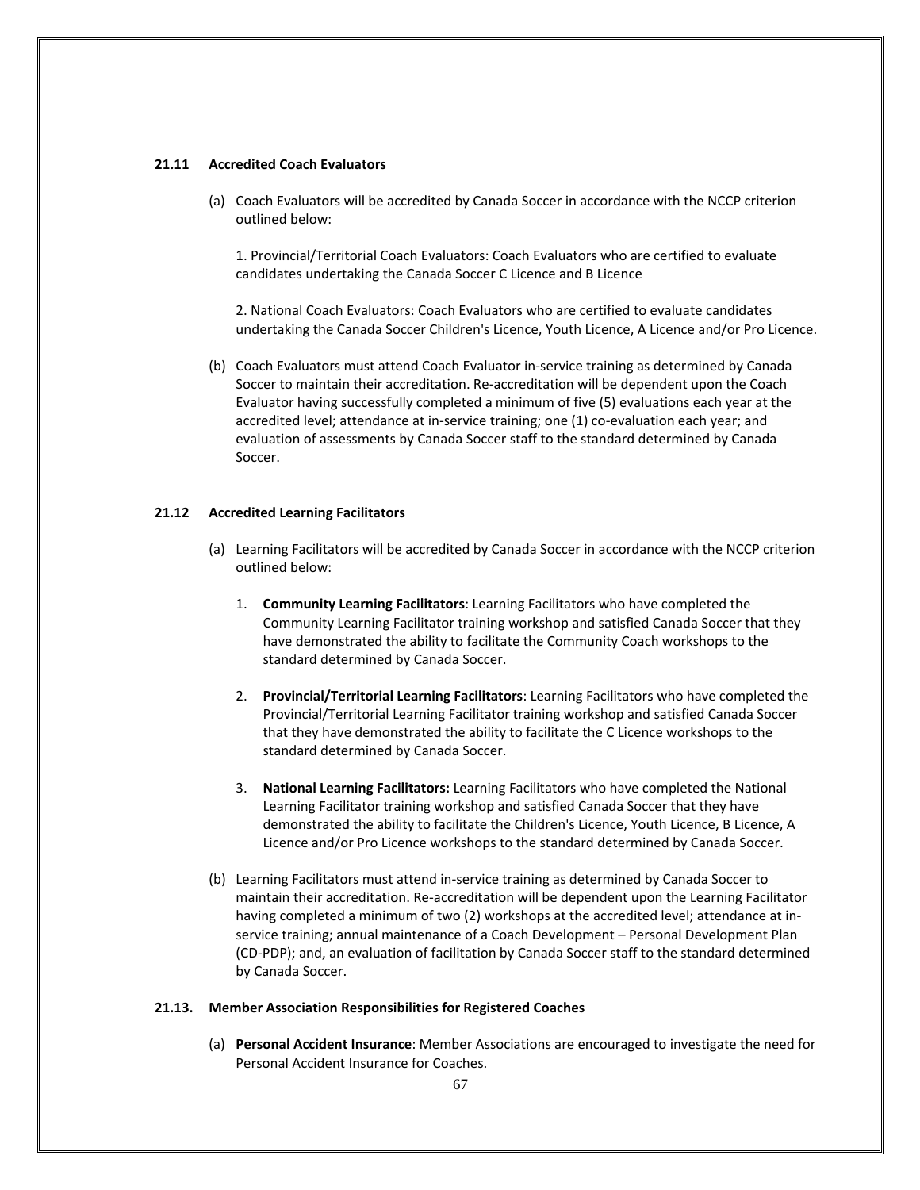### 21.11 Accredited Coach Evaluators

(a) Coach Evaluators will be accredited by Canada Soccer in accordance with the NCCP criterion outlined below:

1. Provincial/Territorial Coach Evaluators: Coach Evaluators who are certified to evaluate candidates undertaking the Canada Soccer C Licence and B Licence

2. National Coach Evaluators: Coach Evaluators who are certified to evaluate candidates undertaking the Canada Soccer Children's Licence, Youth Licence, A Licence and/or Pro Licence.

(b) Coach Evaluators must attend Coach Evaluator in-service training as determined by Canada Soccer to maintain their accreditation. Re-accreditation will be dependent upon the Coach Evaluator having successfully completed a minimum of five (5) evaluations each year at the accredited level; attendance at in-service training; one (1) co-evaluation each year; and evaluation of assessments by Canada Soccer staff to the standard determined by Canada Soccer.

### 21.12 Accredited Learning Facilitators

(a) Learning Facilitators will be accredited by Canada Soccer in accordance with the NCCP criterion outlined below:

1. **Community Learning Facilitators**: Learning Facilitators who have completed the Community Learning Facilitator training workshop and satisfied Canada Soccer that they have demonstrated the ability to facilitate the Community Coach workshops to the standard determined by Canada Soccer.

2. **Provincial/Territorial Learning Facilitators**: Learning Facilitators who have completed the Provincial/Territorial Learning Facilitator training workshop and satisfied Canada Soccer that they have demonstrated the ability to facilitate the C Licence workshops to the standard determined by Canada Soccer.

3. **National Learning Facilitators:** Learning Facilitators who have completed the National Learning Facilitator training workshop and satisfied Canada Soccer that they have demonstrated the ability to facilitate the Children's Licence, Youth Licence, B Licence, A Licence and/or Pro Licence workshops to the standard determined by Canada Soccer.

(b) Learning Facilitators must attend in-service training as determined by Canada Soccer to maintain their accreditation. Re-accreditation will be dependent upon the Learning Facilitator having completed a minimum of two (2) workshops at the accredited level; attendance at in-service training; annual maintenance of a Coach Development – Personal Development Plan (CD-PDP); and, an evaluation of facilitation by Canada Soccer staff to the standard determined by Canada Soccer.

### 21.13. Member Association Responsibilities for Registered Coaches

(a) **Personal Accident Insurance**: Member Associations are encouraged to investigate the need for Personal Accident Insurance for Coaches.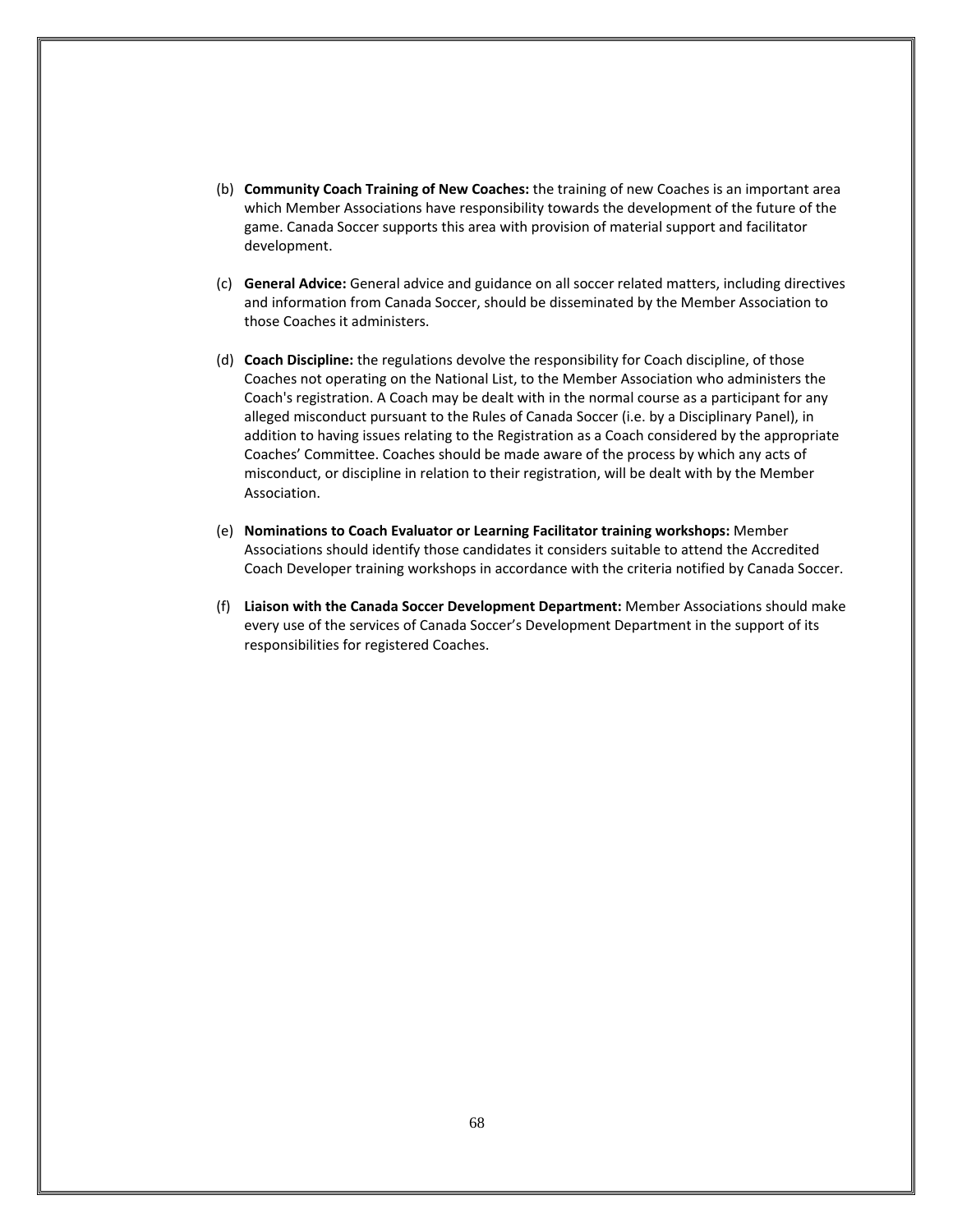(b) **Community Coach Training of New Coaches:** the training of new Coaches is an important area which Member Associations have responsibility towards the development of the future of the game. Canada Soccer supports this area with provision of material support and facilitator development.

(c) **General Advice:** General advice and guidance on all soccer related matters, including directives and information from Canada Soccer, should be disseminated by the Member Association to those Coaches it administers.

(d) **Coach Discipline:** the regulations devolve the responsibility for Coach discipline, of those Coaches not operating on the National List, to the Member Association who administers the Coach's registration. A Coach may be dealt with in the normal course as a participant for any alleged misconduct pursuant to the Rules of Canada Soccer (i.e. by a Disciplinary Panel), in addition to having issues relating to the Registration as a Coach considered by the appropriate Coaches' Committee. Coaches should be made aware of the process by which any acts of misconduct, or discipline in relation to their registration, will be dealt with by the Member Association.

(e) **Nominations to Coach Evaluator or Learning Facilitator training workshops:** Member Associations should identify those candidates it considers suitable to attend the Accredited Coach Developer training workshops in accordance with the criteria notified by Canada Soccer.

(f) **Liaison with the Canada Soccer Development Department:** Member Associations should make every use of the services of Canada Soccer's Development Department in the support of its responsibilities for registered Coaches.